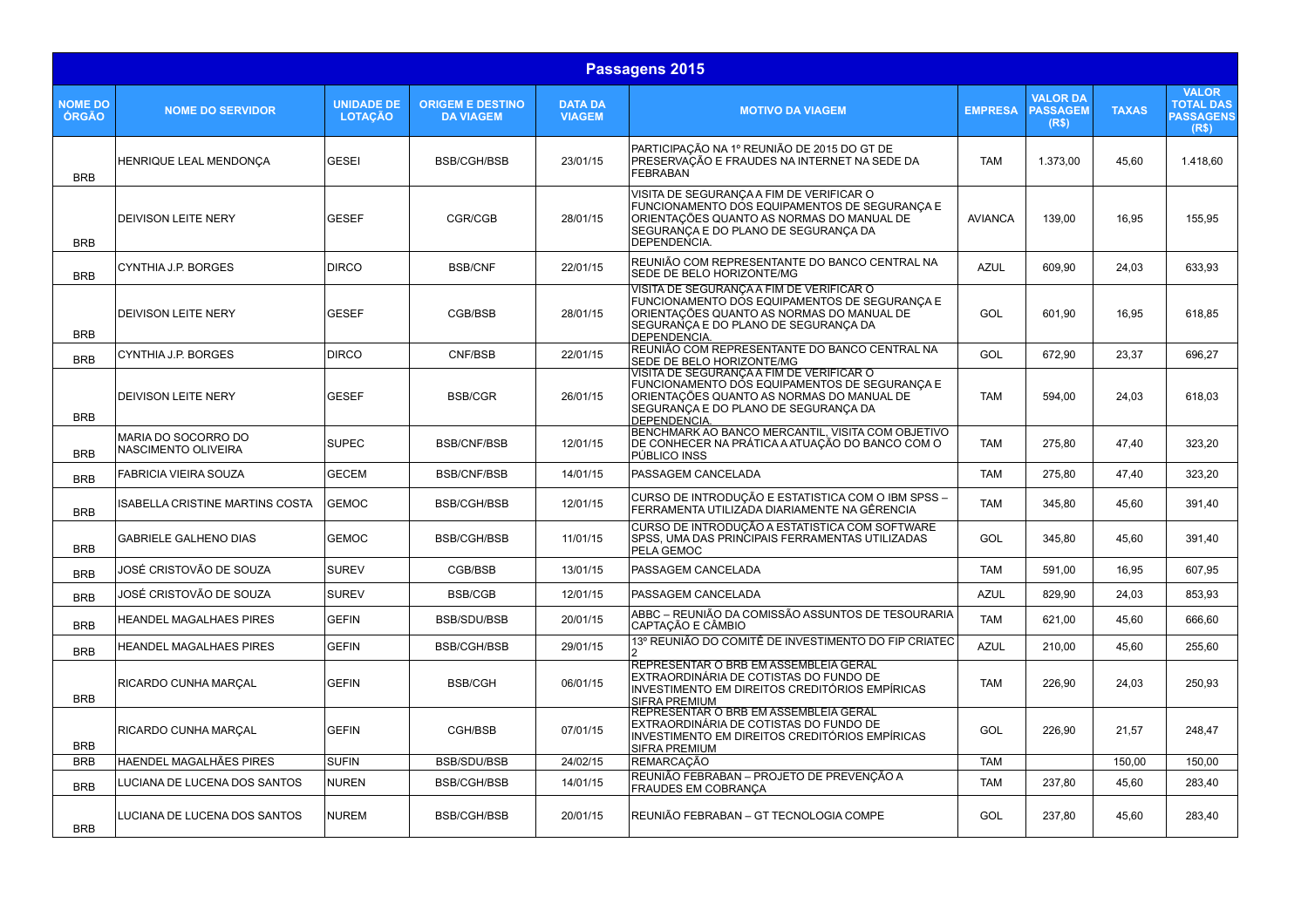# Passagens 2015

| NOME DO ÓRGÃO | NOME DO SERVIDOR | UNIDADE DE LOTAÇÃO | ORIGEM E DESTINO DA VIAGEM | DATA DA VIAGEM | MOTIVO DA VIAGEM | EMPRESA | VALOR DA PASSAGEM (R$) | TAXAS | VALOR TOTAL DAS PASSAGENS (R$) |
|---|---|---|---|---|---|---|---|---|---|
| BRB | HENRIQUE LEAL MENDONÇA | GESEI | BSB/CGH/BSB | 23/01/15 | PARTICIPAÇÃO NA 1º REUNIÃO DE 2015 DO GT DE PRESERVAÇÃO E FRAUDES NA INTERNET NA SEDE DA FEBRABAN | TAM | 1.373,00 | 45,60 | 1.418,60 |
| BRB | DEIVISON LEITE NERY | GESEF | CGR/CGB | 28/01/15 | VISITA DE SEGURANÇA A FIM DE VERIFICAR O FUNCIONAMENTO DOS EQUIPAMENTOS DE SEGURANÇA E ORIENTAÇÕES QUANTO AS NORMAS DO MANUAL DE SEGURANÇA E DO PLANO DE SEGURANÇA DA DEPENDENCIA. | AVIANCA | 139,00 | 16,95 | 155,95 |
| BRB | CYNTHIA J.P. BORGES | DIRCO | BSB/CNF | 22/01/15 | REUNIÃO COM REPRESENTANTE DO BANCO CENTRAL NA SEDE DE BELO HORIZONTE/MG | AZUL | 609,90 | 24,03 | 633,93 |
| BRB | DEIVISON LEITE NERY | GESEF | CGB/BSB | 28/01/15 | VISITA DE SEGURANÇA A FIM DE VERIFICAR O FUNCIONAMENTO DOS EQUIPAMENTOS DE SEGURANÇA E ORIENTAÇÕES QUANTO AS NORMAS DO MANUAL DE SEGURANÇA E DO PLANO DE SEGURANÇA DA DEPENDENCIA. | GOL | 601,90 | 16,95 | 618,85 |
| BRB | CYNTHIA J.P. BORGES | DIRCO | CNF/BSB | 22/01/15 | REUNIÃO COM REPRESENTANTE DO BANCO CENTRAL NA SEDE DE BELO HORIZONTE/MG | GOL | 672,90 | 23,37 | 696,27 |
| BRB | DEIVISON LEITE NERY | GESEF | BSB/CGR | 26/01/15 | VISITA DE SEGURANÇA A FIM DE VERIFICAR O FUNCIONAMENTO DOS EQUIPAMENTOS DE SEGURANÇA E ORIENTAÇÕES QUANTO AS NORMAS DO MANUAL DE SEGURANÇA E DO PLANO DE SEGURANÇA DA DEPENDENCIA. | TAM | 594,00 | 24,03 | 618,03 |
| BRB | MARIA DO SOCORRO DO NASCIMENTO OLIVEIRA | SUPEC | BSB/CNF/BSB | 12/01/15 | BENCHMARK AO BANCO MERCANTIL, VISITA COM OBJETIVO DE CONHECER NA PRÁTICA A ATUAÇÃO DO BANCO COM O PÚBLICO INSS | TAM | 275,80 | 47,40 | 323,20 |
| BRB | FABRICIA VIEIRA SOUZA | GECEM | BSB/CNF/BSB | 14/01/15 | PASSAGEM CANCELADA | TAM | 275,80 | 47,40 | 323,20 |
| BRB | ISABELLA CRISTINE MARTINS COSTA | GEMOC | BSB/CGH/BSB | 12/01/15 | CURSO DE INTRODUÇÃO E ESTATISTICA COM O IBM SPSS – FERRAMENTA UTILIZADA DIARIAMENTE NA GÊRENCIA | TAM | 345,80 | 45,60 | 391,40 |
| BRB | GABRIELE GALHENO DIAS | GEMOC | BSB/CGH/BSB | 11/01/15 | CURSO DE INTRODUÇÃO A ESTATISTICA COM SOFTWARE SPSS, UMA DAS PRINCIPAIS FERRAMENTAS UTILIZADAS PELA GEMOC | GOL | 345,80 | 45,60 | 391,40 |
| BRB | JOSÉ CRISTOVÃO DE SOUZA | SUREV | CGB/BSB | 13/01/15 | PASSAGEM CANCELADA | TAM | 591,00 | 16,95 | 607,95 |
| BRB | JOSÉ CRISTOVÃO DE SOUZA | SUREV | BSB/CGB | 12/01/15 | PASSAGEM CANCELADA | AZUL | 829,90 | 24,03 | 853,93 |
| BRB | HEANDEL MAGALHAES PIRES | GEFIN | BSB/SDU/BSB | 20/01/15 | ABBC – REUNIÃO DA COMISSÃO ASSUNTOS DE TESOURARIA CAPTAÇÃO E CÂMBIO | TAM | 621,00 | 45,60 | 666,60 |
| BRB | HEANDEL MAGALHAES PIRES | GEFIN | BSB/CGH/BSB | 29/01/15 | 13º REUNIÃO DO COMITÊ DE INVESTIMENTO DO FIP CRIATEC 2 | AZUL | 210,00 | 45,60 | 255,60 |
| BRB | RICARDO CUNHA MARÇAL | GEFIN | BSB/CGH | 06/01/15 | REPRESENTAR O BRB EM ASSEMBLEIA GERAL EXTRAORDINÁRIA DE COTISTAS DO FUNDO DE INVESTIMENTO EM DIREITOS CREDITÓRIOS EMPÍRICAS SIFRA PREMIUM | TAM | 226,90 | 24,03 | 250,93 |
| BRB | RICARDO CUNHA MARÇAL | GEFIN | CGH/BSB | 07/01/15 | REPRESENTAR O BRB EM ASSEMBLEIA GERAL EXTRAORDINÁRIA DE COTISTAS DO FUNDO DE INVESTIMENTO EM DIREITOS CREDITÓRIOS EMPÍRICAS SIFRA PREMIUM | GOL | 226,90 | 21,57 | 248,47 |
| BRB | HAENDEL MAGALHÃES PIRES | SUFIN | BSB/SDU/BSB | 24/02/15 | REMARCAÇÃO | TAM | | 150,00 | 150,00 |
| BRB | LUCIANA DE LUCENA DOS SANTOS | NUREN | BSB/CGH/BSB | 14/01/15 | REUNIÃO FEBRABAN – PROJETO DE PREVENÇÃO A FRAUDES EM COBRANÇA | TAM | 237,80 | 45,60 | 283,40 |
| BRB | LUCIANA DE LUCENA DOS SANTOS | NUREM | BSB/CGH/BSB | 20/01/15 | REUNIÃO FEBRABAN – GT TECNOLOGIA COMPE | GOL | 237,80 | 45,60 | 283,40 |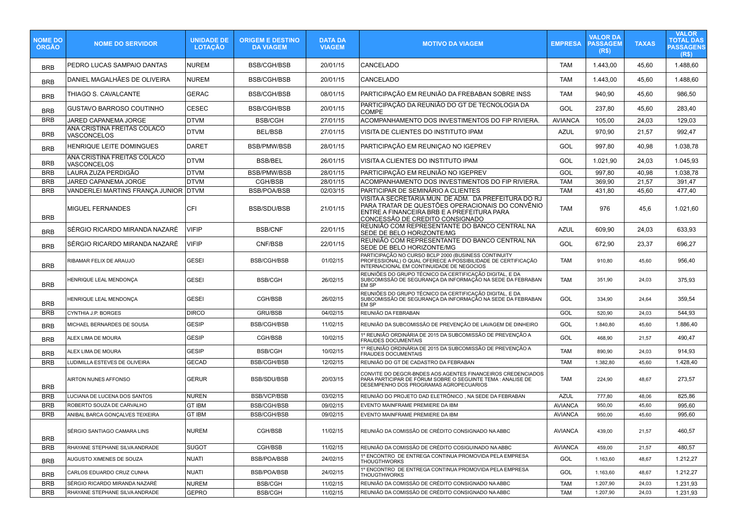| NOME DO ÓRGÃO | NOME DO SERVIDOR | UNIDADE DE LOTAÇÃO | ORIGEM E DESTINO DA VIAGEM | DATA DA VIAGEM | MOTIVO DA VIAGEM | EMPRESA | VALOR DA PASSAGEM (R$) | TAXAS | VALOR TOTAL DAS PASSAGENS (R$) |
|---|---|---|---|---|---|---|---|---|---|
| BRB | PEDRO LUCAS SAMPAIO DANTAS | NUREM | BSB/CGH/BSB | 20/01/15 | CANCELADO | TAM | 1.443,00 | 45,60 | 1.488,60 |
| BRB | DANIEL MAGALHÃES DE OLIVEIRA | NUREM | BSB/CGH/BSB | 20/01/15 | CANCELADO | TAM | 1.443,00 | 45,60 | 1.488,60 |
| BRB | THIAGO S. CAVALCANTE | GERAC | BSB/CGH/BSB | 08/01/15 | PARTICIPAÇÃO EM REUNIÃO DA FREBABAN SOBRE INSS | TAM | 940,90 | 45,60 | 986,50 |
| BRB | GUSTAVO BARROSO COUTINHO | CESEC | BSB/CGH/BSB | 20/01/15 | PARTICIPAÇÃO DA REUNIÃO DO GT DE TECNOLOGIA DA COMPE | GOL | 237,80 | 45,60 | 283,40 |
| BRB | JARED CAPANEMA JORGE | DTVM | BSB/CGH | 27/01/15 | ACOMPANHAMENTO DOS INVESTIMENTOS DO FIP RIVIERA. | AVIANCA | 105,00 | 24,03 | 129,03 |
| BRB | ANA CRISTINA FREITAS COLAÇO VASCONCELOS | DTVM | BEL/BSB | 27/01/15 | VISITA DE CLIENTES DO INSTITUTO IPAM | AZUL | 970,90 | 21,57 | 992,47 |
| BRB | HENRIQUE LEITE DOMINGUES | DARET | BSB/PMW/BSB | 28/01/15 | PARTICIPAÇÃO EM REUNIÇAO NO IGEPREV | GOL | 997,80 | 40,98 | 1.038,78 |
| BRB | ANA CRISTINA FREITAS COLAÇO VASCONCELOS | DTVM | BSB/BEL | 26/01/15 | VISITA A CLIENTES DO INSTITUTO IPAM | GOL | 1.021,90 | 24,03 | 1.045,93 |
| BRB | LAURA ZUZA PERDIGÃO | DTVM | BSB/PMW/BSB | 28/01/15 | PARTICIPAÇÃO EM REUNIÃO NO IGEPREV | GOL | 997,80 | 40,98 | 1.038,78 |
| BRB | JARED CAPANEMA JORGE | DTVM | CGH/BSB | 28/01/15 | ACOMPANHAMENTO DOS INVESTIMENTOS DO FIP RIVIERA. | TAM | 369,90 | 21,57 | 391,47 |
| BRB | VANDERLEI MARTINS FRANÇA JUNIOR | DTVM | BSB/POA/BSB | 02/03/15 | PARTICIPAR DE SEMINÁRIO A CLIENTES | TAM | 431,80 | 45,60 | 477,40 |
| BRB | MIGUEL FERNANDES | CFI | BSB/SDU/BSB | 21/01/15 | VISITA A SECRETARIA MUN. DE ADM. DA PREFEITURA DO RJ PARA TRATAR DE QUESTÕES OPERACIONAIS DO CONVÊNIO ENTRE A FINANCEIRA BRB E A PREFEITURA PARA CONCESSÃO DE CREDITO CONSIGNADO | TAM | 976 | 45,6 | 1.021,60 |
| BRB | SÉRGIO RICARDO MIRANDA NAZARÉ | VIFIP | BSB/CNF | 22/01/15 | REUNIÃO COM REPRESENTANTE DO BANCO CENTRAL NA SEDE DE BELO HORIZONTE/MG | AZUL | 609,90 | 24,03 | 633,93 |
| BRB | SÉRGIO RICARDO MIRANDA NAZARÉ | VIFIP | CNF/BSB | 22/01/15 | REUNIÃO COM REPRESENTANTE DO BANCO CENTRAL NA SEDE DE BELO HORIZONTE/MG | GOL | 672,90 | 23,37 | 696,27 |
| BRB | RIBAMAR FELIX DE ARAUJO | GESEI | BSB/CGH/BSB | 01/02/15 | PARTICIPAÇÃO NO CURSO BCLP 2000 (BUSINESS CONTINUITY PROFESSIONAL) O QUAL OFERECE A POSSIBILIDADE DE CERTIFICAÇÃO INTERNACIONAL EM CONTINUIDADE DE NEGOCIOS | TAM | 910,80 | 45,60 | 956,40 |
| BRB | HENRIQUE LEAL MENDONÇA | GESEI | BSB/CGH | 26/02/15 | REUNIÕES DO GRUPO TÉCNICO DA CERTIFICAÇÃO DIGITAL, E DA SUBCOMISSÃO DE SEGURANÇA DA INFORMAÇÃO NA SEDE DA FEBRABAN EM SP | TAM | 351,90 | 24,03 | 375,93 |
| BRB | HENRIQUE LEAL MENDONÇA | GESEI | CGH/BSB | 26/02/15 | REUNIÕES DO GRUPO TÉCNICO DA CERTIFICAÇÃO DIGITAL, E DA SUBCOMISSÃO DE SEGURANÇA DA INFORMAÇÃO NA SEDE DA FEBRABAN EM SP | GOL | 334,90 | 24,64 | 359,54 |
| BRB | CYNTHIA J.P. BORGES | DIRCO | GRU/BSB | 04/02/15 | REUNIÃO DA FEBRABAN | GOL | 520,90 | 24,03 | 544,93 |
| BRB | MICHAEL BERNARDES DE SOUSA | GESIP | BSB/CGH/BSB | 11/02/15 | REUNIÃO DA SUBCOMISSÃO DE PREVENÇÃO DE LAVAGEM DE DINHEIRO | GOL | 1.840,80 | 45,60 | 1.886,40 |
| BRB | ALEX LIMA DE MOURA | GESIP | CGH/BSB | 10/02/15 | 1º REUNIÃO ORDINÁRIA DE 2015 DA SUBCOMISSÃO DE PREVENÇÃO A FRAUDES DOCUMENTAIS | GOL | 468,90 | 21,57 | 490,47 |
| BRB | ALEX LIMA DE MOURA | GESIP | BSB/CGH | 10/02/15 | 1º REUNIÃO ORDINÁRIA DE 2015 DA SUBCOMISSÃO DE PREVENÇÃO A FRAUDES DOCUMENTAIS | TAM | 890,90 | 24,03 | 914,93 |
| BRB | LUDIMILLA ESTEVES DE OLIVEIRA | GECAD | BSB/CGH/BSB | 12/02/15 | REUNIÃO DO GT DE CADASTRO DA FEBRABAN | TAM | 1.382,80 | 45,60 | 1.428,40 |
| BRB | AIRTON NUNES AFFONSO | GERUR | BSB/SDU/BSB | 20/03/15 | CONVITE DO DEGCR-BNDES AOS AGENTES FINANCEIROS CREDENCIADOS PARA PARTICIPAR DE FÓRUM SOBRE O SEGUINTE TEMA : ANALISE DE DESEMPENHO DOS PROGRAMAS AGROPECUARIOS | TAM | 224,90 | 48,67 | 273,57 |
| BRB | LUCIANA DE LUCENA DOS SANTOS | NUREN | BSB/VCP/BSB | 03/02/15 | REUNIÃO DO PROJETO DAD ELETRÔNICO , NA SEDE DA FEBRABAN | AZUL | 777,80 | 48,06 | 825,86 |
| BRB | ROBERTO SOUZA DE CARVALHO | GT IBM | BSB/CGH/BSB | 09/02/15 | EVENTO MAINFRAME PREMIERE DA IBM | AVIANCA | 950,00 | 45,60 | 995,60 |
| BRB | ANIBAL BARCA GONÇALVES TEIXEIRA | GT IBM | BSB/CGH/BSB | 09/02/15 | EVENTO MAINFRAME PREMIERE DA IBM | AVIANCA | 950,00 | 45,60 | 995,60 |
| BRB | SÉRGIO SANTIAGO CAMARA LINS | NUREM | CGH/BSB | 11/02/15 | REUNIÃO DA COMISSÃO DE CRÉDITO CONSIGNADO NA ABBC | AVIANCA | 439,00 | 21,57 | 460,57 |
| BRB | RHAYANE STEPHANE SILVA ANDRADE | SUGOT | CGH/BSB | 11/02/15 | REUNIÃO DA COMISSÃO DE CRÉDITO COSIGUINADO NA ABBC | AVIANCA | 459,00 | 21,57 | 480,57 |
| BRB | AUGUSTO XIMENES DE SOUZA | NUATI | BSB/POA/BSB | 24/02/15 | 1º ENCONTRO DE ENTREGA CONTINUA PROMOVIDA PELA EMPRESA THOUGTHWORKS | GOL | 1.163,60 | 48,67 | 1.212,27 |
| BRB | CARLOS EDUARDO CRUZ CUNHA | NUATI | BSB/POA/BSB | 24/02/15 | 1º ENCONTRO DE ENTREGA CONTINUA PROMOVIDA PELA EMPRESA THOUGTHWORKS | GOL | 1.163,60 | 48,67 | 1.212,27 |
| BRB | SÉRGIO RICARDO MIRANDA NAZARÉ | NUREM | BSB/CGH | 11/02/15 | REUNIÃO DA COMISSÃO DE CRÉDITO CONSIGNADO NA ABBC | TAM | 1.207,90 | 24,03 | 1.231,93 |
| BRB | RHAYANE STEPHANE SILVA ANDRADE | GEPRO | BSB/CGH | 11/02/15 | REUNIÃO DA COMISSÃO DE CRÉDITO CONSIGNADO NA ABBC | TAM | 1.207,90 | 24,03 | 1.231,93 |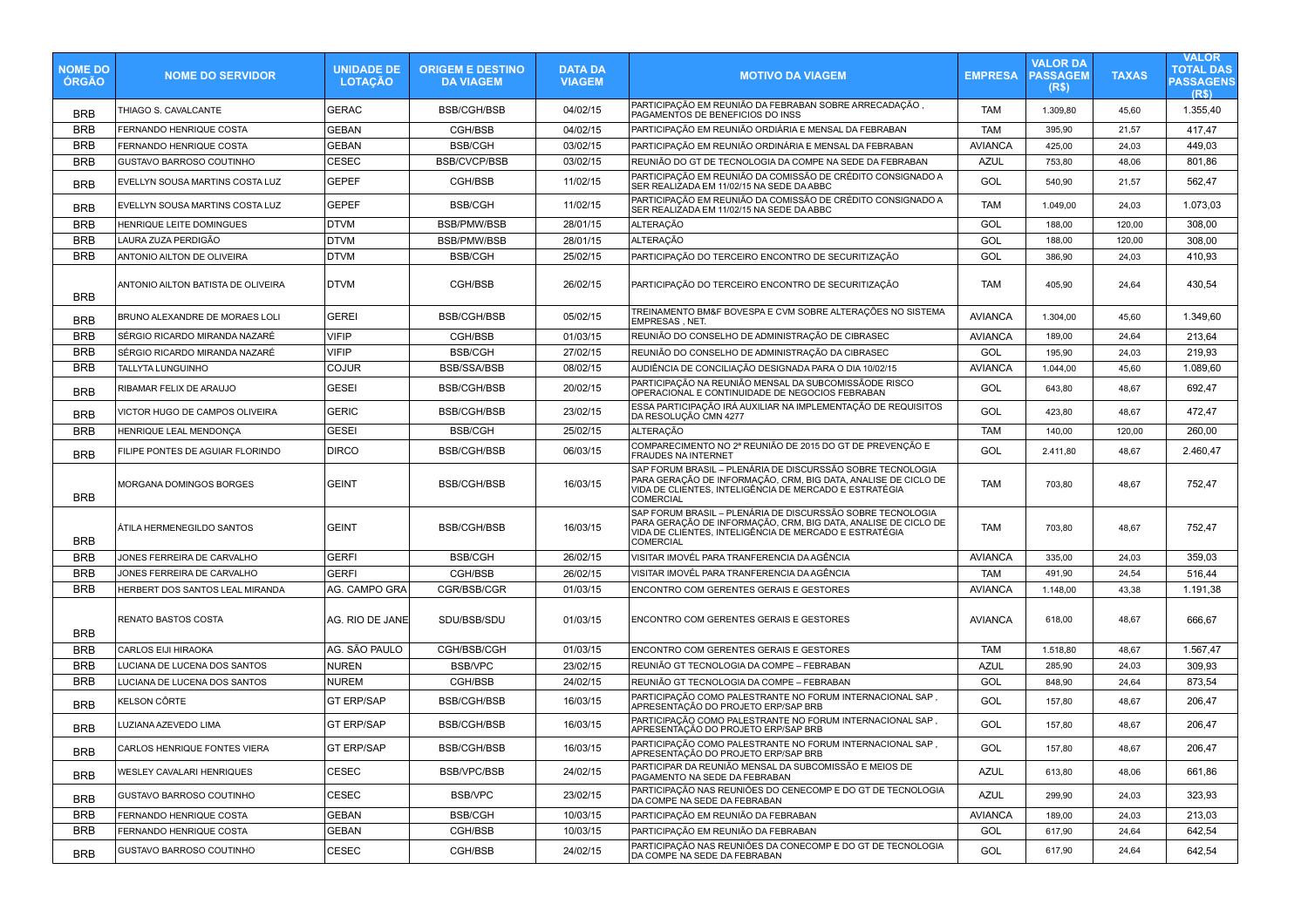| NOME DO ÓRGÃO | NOME DO SERVIDOR | UNIDADE DE LOTAÇÃO | ORIGEM E DESTINO DA VIAGEM | DATA DA VIAGEM | MOTIVO DA VIAGEM | EMPRESA | VALOR DA PASSAGEM (R$) | TAXAS | VALOR TOTAL DAS PASSAGENS (R$) |
|---|---|---|---|---|---|---|---|---|---|
| BRB | THIAGO S. CAVALCANTE | GERAC | BSB/CGH/BSB | 04/02/15 | PARTICIPAÇÃO EM REUNIÃO DA FEBRABAN SOBRE ARRECADAÇÃO , PAGAMENTOS DE BENEFICIOS DO INSS | TAM | 1.309,80 | 45,60 | 1.355,40 |
| BRB | FERNANDO HENRIQUE COSTA | GEBAN | CGH/BSB | 04/02/15 | PARTICIPAÇÃO EM REUNIÃO ORDINÁRIA E MENSAL DA FEBRABAN | TAM | 395,90 | 21,57 | 417,47 |
| BRB | FERNANDO HENRIQUE COSTA | GEBAN | BSB/CGH | 03/02/15 | PARTICIPAÇÃO EM REUNIÃO ORDINÁRIA E MENSAL DA FEBRABAN | AVIANCA | 425,00 | 24,03 | 449,03 |
| BRB | GUSTAVO BARROSO COUTINHO | CESEC | BSB/CVCP/BSB | 03/02/15 | REUNIÃO DO GT DE TECNOLOGIA DA COMPE NA SEDE DA FEBRABAN | AZUL | 753,80 | 48,06 | 801,86 |
| BRB | EVELLYN SOUSA MARTINS COSTA LUZ | GEPEF | CGH/BSB | 11/02/15 | PARTICIPAÇÃO EM REUNIÃO DA COMISSÃO DE CRÉDITO CONSIGNADO A SER REALIZADA EM 11/02/15 NA SEDE DA ABBC | GOL | 540,90 | 21,57 | 562,47 |
| BRB | EVELLYN SOUSA MARTINS COSTA LUZ | GEPEF | BSB/CGH | 11/02/15 | PARTICIPAÇÃO EM REUNIÃO DA COMISSÃO DE CRÉDITO CONSIGNADO A SER REALIZADA EM 11/02/15 NA SEDE DA ABBC | TAM | 1.049,00 | 24,03 | 1.073,03 |
| BRB | HENRIQUE LEITE DOMINGUES | DTVM | BSB/PMW/BSB | 28/01/15 | ALTERAÇÃO | GOL | 188,00 | 120,00 | 308,00 |
| BRB | LAURA ZUZA PERDIGÃO | DTVM | BSB/PMW/BSB | 28/01/15 | ALTERAÇÃO | GOL | 188,00 | 120,00 | 308,00 |
| BRB | ANTONIO AILTON DE OLIVEIRA | DTVM | BSB/CGH | 25/02/15 | PARTICIPAÇÃO DO TERCEIRO ENCONTRO DE SECURITIZAÇÃO | GOL | 386,90 | 24,03 | 410,93 |
| BRB | ANTONIO AILTON BATISTA DE OLIVEIRA | DTVM | CGH/BSB | 26/02/15 | PARTICIPAÇÃO DO TERCEIRO ENCONTRO DE SECURITIZAÇÃO | TAM | 405,90 | 24,64 | 430,54 |
| BRB | BRUNO ALEXANDRE DE MORAES LOLI | GEREI | BSB/CGH/BSB | 05/02/15 | TREINAMENTO BM&F BOVESPA E CVM SOBRE ALTERAÇÕES NO SISTEMA EMPRESAS , NET. | AVIANCA | 1.304,00 | 45,60 | 1.349,60 |
| BRB | SÉRGIO RICARDO MIRANDA NAZARÉ | VIFIP | CGH/BSB | 01/03/15 | REUNIÃO DO CONSELHO DE ADMINISTRAÇÃO DE CIBRASEC | AVIANCA | 189,00 | 24,64 | 213,64 |
| BRB | SÉRGIO RICARDO MIRANDA NAZARÉ | VIFIP | BSB/CGH | 27/02/15 | REUNIÃO DO CONSELHO DE ADMINISTRAÇÃO DA CIBRASEC | GOL | 195,90 | 24,03 | 219,93 |
| BRB | TALLYTA LUNGUINHO | COJUR | BSB/SSA/BSB | 08/02/15 | AUDIÊNCIA DE CONCILIAÇÃO DESIGNADA PARA O DIA 10/02/15 | AVIANCA | 1.044,00 | 45,60 | 1.089,60 |
| BRB | RIBAMAR FELIX DE ARAUJO | GESEI | BSB/CGH/BSB | 20/02/15 | PARTICIPAÇÃO NA REUNIÃO MENSAL DA SUBCOMISSÃODE RISCO OPERACIONAL E CONTINUIDADE DE NEGOCIOS FEBRABAN | GOL | 643,80 | 48,67 | 692,47 |
| BRB | VICTOR HUGO DE CAMPOS OLIVEIRA | GERIC | BSB/CGH/BSB | 23/02/15 | ESSA PARTICIPAÇÃO IRÁ AUXILIAR NA IMPLEMENTAÇÃO DE REQUISITOS DA RESOLUÇÃO CMN 4277 | GOL | 423,80 | 48,67 | 472,47 |
| BRB | HENRIQUE LEAL MENDONÇA | GESEI | BSB/CGH | 25/02/15 | ALTERAÇÃO | TAM | 140,00 | 120,00 | 260,00 |
| BRB | FILIPE PONTES DE AGUIAR FLORINDO | DIRCO | BSB/CGH/BSB | 06/03/15 | COMPARECIMENTO NO 2ª REUNIÃO DE 2015 DO GT DE PREVENÇÃO E FRAUDES NA INTERNET | GOL | 2.411,80 | 48,67 | 2.460,47 |
| BRB | MORGANA DOMINGOS BORGES | GEINT | BSB/CGH/BSB | 16/03/15 | SAP FORUM BRASIL – PLENÁRIA DE DISCURSSÃO SOBRE TECNOLOGIA PARA GERAÇÃO DE INFORMAÇÃO, CRM, BIG DATA, ANALISE DE CICLO DE VIDA DE CLIENTES, INTELIGÊNCIA DE MERCADO E ESTRATÉGIA COMERCIAL | TAM | 703,80 | 48,67 | 752,47 |
| BRB | ÁTILA HERMENEGILDO SANTOS | GEINT | BSB/CGH/BSB | 16/03/15 | SAP FORUM BRASIL – PLENÁRIA DE DISCURSSÃO SOBRE TECNOLOGIA PARA GERAÇÃO DE INFORMAÇÃO, CRM, BIG DATA, ANALISE DE CICLO DE VIDA DE CLIENTES, INTELIGÊNCIA DE MERCADO E ESTRATÉGIA COMERCIAL | TAM | 703,80 | 48,67 | 752,47 |
| BRB | JONES FERREIRA DE CARVALHO | GERFI | BSB/CGH | 26/02/15 | VISITAR IMOVÉL PARA TRANFERENCIA DA AGÊNCIA | AVIANCA | 335,00 | 24,03 | 359,03 |
| BRB | JONES FERREIRA DE CARVALHO | GERFI | CGH/BSB | 26/02/15 | VISITAR IMOVÉL PARA TRANFERENCIA DA AGÊNCIA | TAM | 491,90 | 24,54 | 516,44 |
| BRB | HERBERT DOS SANTOS LEAL MIRANDA | AG. CAMPO GRA | CGR/BSB/CGR | 01/03/15 | ENCONTRO COM GERENTES GERAIS E GESTORES | AVIANCA | 1.148,00 | 43,38 | 1.191,38 |
| BRB | RENATO BASTOS COSTA | AG. RIO DE JANE | SDU/BSB/SDU | 01/03/15 | ENCONTRO COM GERENTES GERAIS E GESTORES | AVIANCA | 618,00 | 48,67 | 666,67 |
| BRB | CARLOS EIJI HIRAOKA | AG. SÃO PAULO | CGH/BSB/CGH | 01/03/15 | ENCONTRO COM GERENTES GERAIS E GESTORES | TAM | 1.518,80 | 48,67 | 1.567,47 |
| BRB | LUCIANA DE LUCENA DOS SANTOS | NUREN | BSB/VPC | 23/02/15 | REUNIÃO GT TECNOLOGIA DA COMPE – FEBRABAN | AZUL | 285,90 | 24,03 | 309,93 |
| BRB | LUCIANA DE LUCENA DOS SANTOS | NUREM | CGH/BSB | 24/02/15 | REUNIÃO GT TECNOLOGIA DA COMPE – FEBRABAN | GOL | 848,90 | 24,64 | 873,54 |
| BRB | KELSON CÔRTE | GT ERP/SAP | BSB/CGH/BSB | 16/03/15 | PARTICIPAÇÃO COMO PALESTRANTE NO FORUM INTERNACIONAL SAP , APRESENTAÇÃO DO PROJETO ERP/SAP BRB | GOL | 157,80 | 48,67 | 206,47 |
| BRB | LUZIANA AZEVEDO LIMA | GT ERP/SAP | BSB/CGH/BSB | 16/03/15 | PARTICIPAÇÃO COMO PALESTRANTE NO FORUM INTERNACIONAL SAP , APRESENTAÇÃO DO PROJETO ERP/SAP BRB | GOL | 157,80 | 48,67 | 206,47 |
| BRB | CARLOS HENRIQUE FONTES VIERA | GT ERP/SAP | BSB/CGH/BSB | 16/03/15 | PARTICIPAÇÃO COMO PALESTRANTE NO FORUM INTERNACIONAL SAP , APRESENTAÇÃO DO PROJETO ERP/SAP BRB | GOL | 157,80 | 48,67 | 206,47 |
| BRB | WESLEY CAVALARI HENRIQUES | CESEC | BSB/VPC/BSB | 24/02/15 | PARTICIPAR DA REUNIÃO MENSAL DA SUBCOMISSÃO E MEIOS DE PAGAMENTO NA SEDE DA FEBRABAN | AZUL | 613,80 | 48,06 | 661,86 |
| BRB | GUSTAVO BARROSO COUTINHO | CESEC | BSB/VPC | 23/02/15 | PARTICIPAÇÃO NAS REUNIÕES DO CENECOMP E DO GT DE TECNOLOGIA DA COMPE NA SEDE DA FEBRABAN | AZUL | 299,90 | 24,03 | 323,93 |
| BRB | FERNANDO HENRIQUE COSTA | GEBAN | BSB/CGH | 10/03/15 | PARTICIPAÇÃO EM REUNIÃO DA FEBRABAN | AVIANCA | 189,00 | 24,03 | 213,03 |
| BRB | FERNANDO HENRIQUE COSTA | GEBAN | CGH/BSB | 10/03/15 | PARTICIPAÇÃO EM REUNIÃO DA FEBRABAN | GOL | 617,90 | 24,64 | 642,54 |
| BRB | GUSTAVO BARROSO COUTINHO | CESEC | CGH/BSB | 24/02/15 | PARTICIPAÇÃO NAS REUNIÕES DA CONECOMP E DO GT DE TECNOLOGIA DA COMPE NA SEDE DA FEBRABAN | GOL | 617,90 | 24,64 | 642,54 |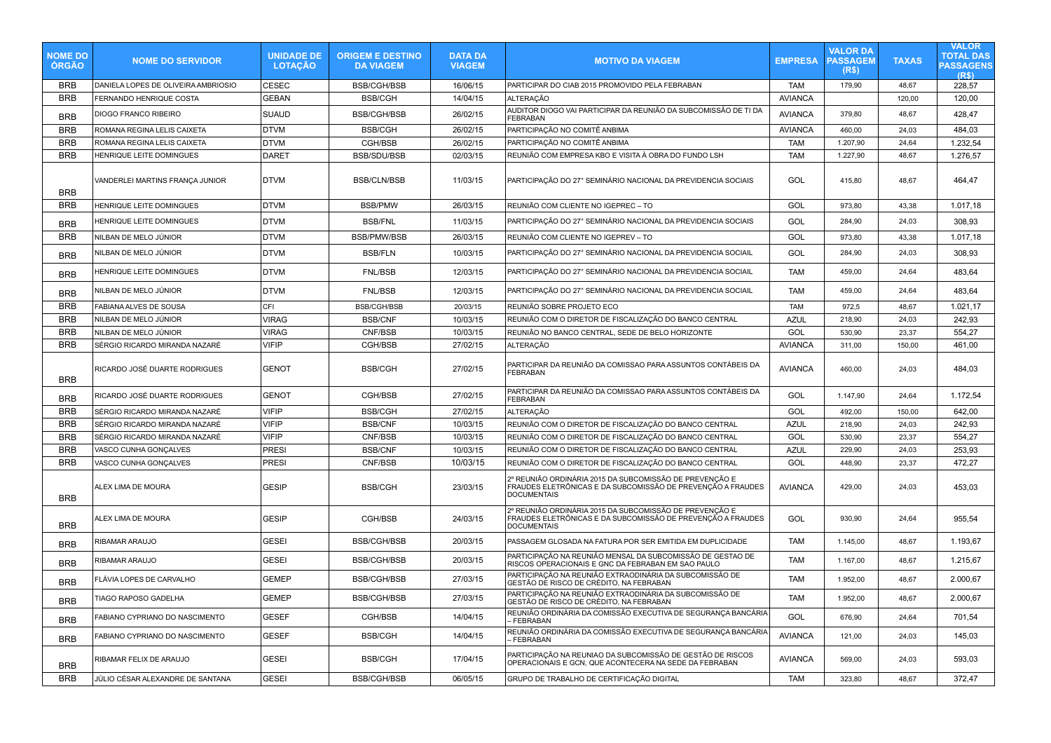| NOME DO ÓRGÃO | NOME DO SERVIDOR | UNIDADE DE LOTAÇÃO | ORIGEM E DESTINO DA VIAGEM | DATA DA VIAGEM | MOTIVO DA VIAGEM | EMPRESA | VALOR DA PASSAGEM (R$) | TAXAS | VALOR TOTAL DAS PASSAGENS (R$) |
|---|---|---|---|---|---|---|---|---|---|
| BRB | DANIELA LOPES DE OLIVEIRA AMBRIOSIO | CESEC | BSB/CGH/BSB | 16/06/15 | PARTICIPAR DO CIAB 2015 PROMOVIDO PELA FEBRABAN | TAM | 179,90 | 48,67 | 228,57 |
| BRB | FERNANDO HENRIQUE COSTA | GEBAN | BSB/CGH | 14/04/15 | ALTERAÇÃO | AVIANCA | | 120,00 | 120,00 |
| BRB | DIOGO FRANCO RIBEIRO | SUAUD | BSB/CGH/BSB | 26/02/15 | AUDITOR DIOGO VAI PARTICIPAR DA REUNIÃO DA SUBCOMISSÃO DE TI DA FEBRABAN | AVIANCA | 379,80 | 48,67 | 428,47 |
| BRB | ROMANA REGINA LELIS CAIXETA | DTVM | BSB/CGH | 26/02/15 | PARTICIPAÇÃO NO COMITÊ ANBIMA | AVIANCA | 460,00 | 24,03 | 484,03 |
| BRB | ROMANA REGINA LELIS CAIXETA | DTVM | CGH/BSB | 26/02/15 | PARTICIPAÇÃO NO COMITÊ ANBIMA | TAM | 1.207,90 | 24,64 | 1.232,54 |
| BRB | HENRIQUE LEITE DOMINGUES | DARET | BSB/SDU/BSB | 02/03/15 | REUNIÃO COM EMPRESA KBO E VISITA À OBRA DO FUNDO LSH | TAM | 1.227,90 | 48,67 | 1.276,57 |
| BRB | VANDERLEI MARTINS FRANÇA JUNIOR | DTVM | BSB/CLN/BSB | 11/03/15 | PARTICIPAÇÃO DO 27° SEMINÁRIO NACIONAL DA PREVIDENCIA SOCIAIS | GOL | 415,80 | 48,67 | 464,47 |
| BRB | HENRIQUE LEITE DOMINGUES | DTVM | BSB/PMW | 26/03/15 | REUNIÃO COM CLIENTE NO IGEPREC – TO | GOL | 973,80 | 43,38 | 1.017,18 |
| BRB | HENRIQUE LEITE DOMINGUES | DTVM | BSB/FNL | 11/03/15 | PARTICIPAÇÃO DO 27° SEMINÁRIO NACIONAL DA PREVIDENCIA SOCIAIS | GOL | 284,90 | 24,03 | 308,93 |
| BRB | NILBAN DE MELO JÚNIOR | DTVM | BSB/PMW/BSB | 26/03/15 | REUNIÃO COM CLIENTE NO IGEPREV – TO | GOL | 973,80 | 43,38 | 1.017,18 |
| BRB | NILBAN DE MELO JÚNIOR | DTVM | BSB/FLN | 10/03/15 | PARTICIPAÇÃO DO 27° SEMINÁRIO NACIONAL DA PREVIDENCIA SOCIAIL | GOL | 284,90 | 24,03 | 308,93 |
| BRB | HENRIQUE LEITE DOMINGUES | DTVM | FNL/BSB | 12/03/15 | PARTICIPAÇÃO DO 27° SEMINÁRIO NACIONAL DA PREVIDENCIA SOCIAIL | TAM | 459,00 | 24,64 | 483,64 |
| BRB | NILBAN DE MELO JÚNIOR | DTVM | FNL/BSB | 12/03/15 | PARTICIPAÇÃO DO 27° SEMINÁRIO NACIONAL DA PREVIDENCIA SOCIAIL | TAM | 459,00 | 24,64 | 483,64 |
| BRB | FABIANA ALVES DE SOUSA | CFI | BSB/CGH/BSB | 20/03/15 | REUNIÃO SOBRE PROJETO ECO | TAM | 972,5 | 48,67 | 1.021,17 |
| BRB | NILBAN DE MELO JÚNIOR | VIRAG | BSB/CNF | 10/03/15 | REUNIÃO COM O DIRETOR DE FISCALIZAÇÃO DO BANCO CENTRAL | AZUL | 218,90 | 24,03 | 242,93 |
| BRB | NILBAN DE MELO JÚNIOR | VIRAG | CNF/BSB | 10/03/15 | REUNIÃO NO BANCO CENTRAL, SEDE DE BELO HORIZONTE | GOL | 530,90 | 23,37 | 554,27 |
| BRB | SÉRGIO RICARDO MIRANDA NAZARÉ | VIFIP | CGH/BSB | 27/02/15 | ALTERAÇÃO | AVIANCA | 311,00 | 150,00 | 461,00 |
| BRB | RICARDO JOSÉ DUARTE RODRIGUES | GENOT | BSB/CGH | 27/02/15 | PARTICIPAR DA REUNIÃO DA COMISSAO PARA ASSUNTOS CONTÁBEIS DA FEBRABAN | AVIANCA | 460,00 | 24,03 | 484,03 |
| BRB | RICARDO JOSÉ DUARTE RODRIGUES | GENOT | CGH/BSB | 27/02/15 | PARTICIPAR DA REUNIÃO DA COMISSAO PARA ASSUNTOS CONTÁBEIS DA FEBRABAN | GOL | 1.147,90 | 24,64 | 1.172,54 |
| BRB | SÉRGIO RICARDO MIRANDA NAZARÉ | VIFIP | BSB/CGH | 27/02/15 | ALTERAÇÃO | GOL | 492,00 | 150,00 | 642,00 |
| BRB | SÉRGIO RICARDO MIRANDA NAZARÉ | VIFIP | BSB/CNF | 10/03/15 | REUNIÃO COM O DIRETOR DE FISCALIZAÇÃO DO BANCO CENTRAL | AZUL | 218,90 | 24,03 | 242,93 |
| BRB | SÉRGIO RICARDO MIRANDA NAZARÉ | VIFIP | CNF/BSB | 10/03/15 | REUNIÃO COM O DIRETOR DE FISCALIZAÇÃO DO BANCO CENTRAL | GOL | 530,90 | 23,37 | 554,27 |
| BRB | VASCO CUNHA GONÇALVES | PRESI | BSB/CNF | 10/03/15 | REUNIÃO COM O DIRETOR DE FISCALIZAÇÃO DO BANCO CENTRAL | AZUL | 229,90 | 24,03 | 253,93 |
| BRB | VASCO CUNHA GONÇALVES | PRESI | CNF/BSB | 10/03/15 | REUNIÃO COM O DIRETOR DE FISCALIZAÇÃO DO BANCO CENTRAL | GOL | 448,90 | 23,37 | 472,27 |
| BRB | ALEX LIMA DE MOURA | GESIP | BSB/CGH | 23/03/15 | 2º REUNIÃO ORDINÁRIA 2015 DA SUBCOMISSÃO DE PREVENÇÃO E FRAUDES ELETRÔNICAS E DA SUBCOMISSÃO DE PREVENÇÃO A FRAUDES DOCUMENTAIS | AVIANCA | 429,00 | 24,03 | 453,03 |
| BRB | ALEX LIMA DE MOURA | GESIP | CGH/BSB | 24/03/15 | 2º REUNIÃO ORDINÁRIA 2015 DA SUBCOMISSÃO DE PREVENÇÃO E FRAUDES ELETRÔNICAS E DA SUBCOMISSÃO DE PREVENÇÃO A FRAUDES DOCUMENTAIS | GOL | 930,90 | 24,64 | 955,54 |
| BRB | RIBAMAR ARAUJO | GESEI | BSB/CGH/BSB | 20/03/15 | PASSAGEM GLOSADA NA FATURA POR SER EMITIDA EM DUPLICIDADE | TAM | 1.145,00 | 48,67 | 1.193,67 |
| BRB | RIBAMAR ARAUJO | GESEI | BSB/CGH/BSB | 20/03/15 | PARTICIPAÇÃO NA REUNIÃO MENSAL DA SUBCOMISSÃO DE GESTAO DE RISCOS OPERACIONAIS E GNC DA FEBRABAN EM SAO PAULO | TAM | 1.167,00 | 48,67 | 1.215,67 |
| BRB | FLÁVIA LOPES DE CARVALHO | GEMEP | BSB/CGH/BSB | 27/03/15 | PARTICIPAÇÃO NA REUNIÃO EXTRAODINÁRIA DA SUBCOMISSÃO DE GESTÃO DE RISCO DE CRÉDITO, NA FEBRABAN | TAM | 1.952,00 | 48,67 | 2.000,67 |
| BRB | TIAGO RAPOSO GADELHA | GEMEP | BSB/CGH/BSB | 27/03/15 | PARTICIPAÇÃO NA REUNIÃO EXTRAODINÁRIA DA SUBCOMISSÃO DE GESTÃO DE RISCO DE CRÉDITO, NA FEBRABAN | TAM | 1.952,00 | 48,67 | 2.000,67 |
| BRB | FABIANO CYPRIANO DO NASCIMENTO | GESEF | CGH/BSB | 14/04/15 | REUNIÃO ORDINÁRIA DA COMISSÃO EXECUTIVA DE SEGURANÇA BANCÁRIA – FEBRABAN | GOL | 676,90 | 24,64 | 701,54 |
| BRB | FABIANO CYPRIANO DO NASCIMENTO | GESEF | BSB/CGH | 14/04/15 | REUNIÃO ORDINÁRIA DA COMISSÃO EXECUTIVA DE SEGURANÇA BANCÁRIA – FEBRABAN | AVIANCA | 121,00 | 24,03 | 145,03 |
| BRB | RIBAMAR FELIX DE ARAUJO | GESEI | BSB/CGH | 17/04/15 | PARTICIPAÇÃO NA REUNIAO DA SUBCOMISSÃO DE GESTÃO DE RISCOS OPERACIONAIS E GCN, QUE ACONTECERA NA SEDE DA FEBRABAN | AVIANCA | 569,00 | 24,03 | 593,03 |
| BRB | JÚLIO CÉSAR ALEXANDRE DE SANTANA | GESEI | BSB/CGH/BSB | 06/05/15 | GRUPO DE TRABALHO DE CERTIFICAÇÃO DIGITAL | TAM | 323,80 | 48,67 | 372,47 |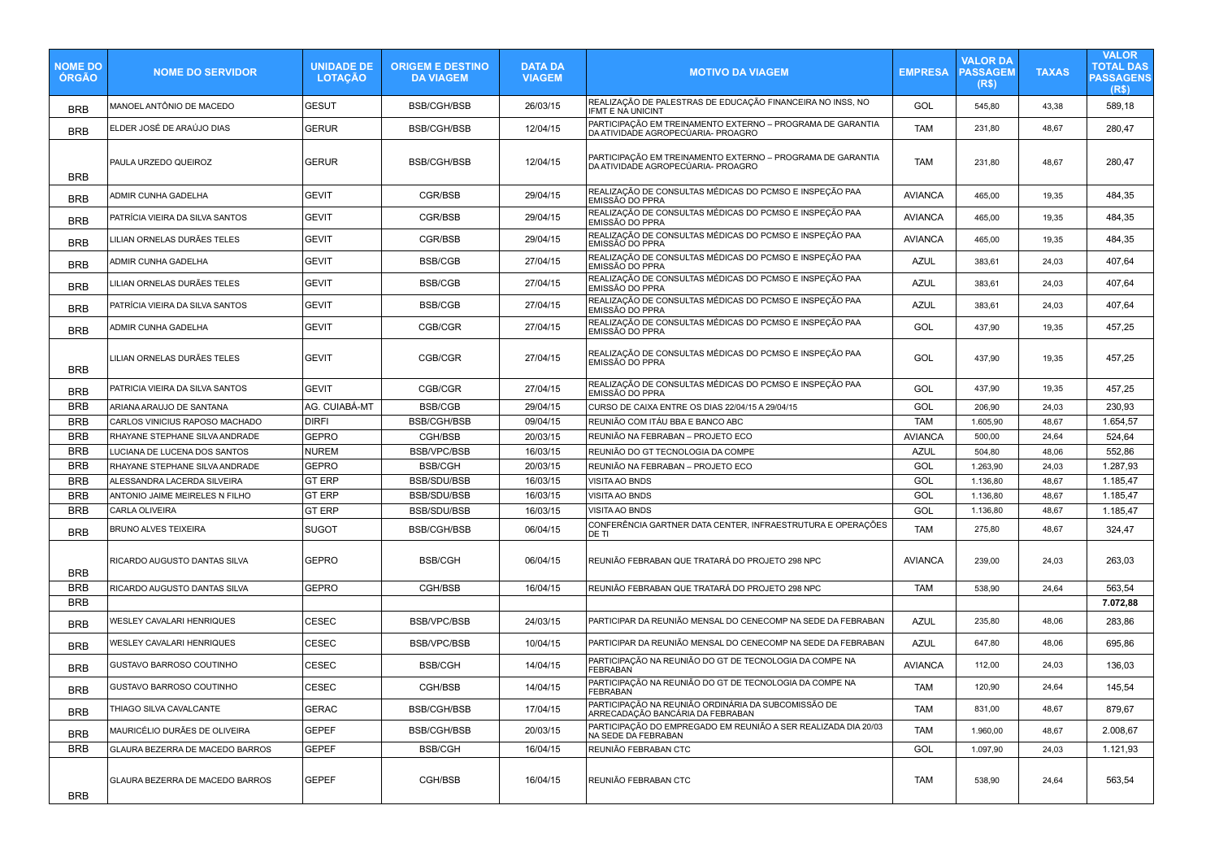| NOME DO ÓRGÃO | NOME DO SERVIDOR | UNIDADE DE LOTAÇÃO | ORIGEM E DESTINO DA VIAGEM | DATA DA VIAGEM | MOTIVO DA VIAGEM | EMPRESA | VALOR DA PASSAGEM (R$) | TAXAS | VALOR TOTAL DAS PASSAGENS (R$) |
|---|---|---|---|---|---|---|---|---|---|
| BRB | MANOEL ANTÔNIO DE MACEDO | GESUT | BSB/CGH/BSB | 26/03/15 | REALIZAÇÃO DE PALESTRAS DE EDUCAÇÃO FINANCEIRA NO INSS, NO IFMT E NA UNICINT | GOL | 545,80 | 43,38 | 589,18 |
| BRB | ELDER JOSÉ DE ARAÚJO DIAS | GERUR | BSB/CGH/BSB | 12/04/15 | PARTICIPAÇÃO EM TREINAMENTO EXTERNO – PROGRAMA DE GARANTIA DA ATIVIDADE AGROPECÚARIA- PROAGRO | TAM | 231,80 | 48,67 | 280,47 |
| BRB | PAULA URZEDO QUEIROZ | GERUR | BSB/CGH/BSB | 12/04/15 | PARTICIPAÇÃO EM TREINAMENTO EXTERNO – PROGRAMA DE GARANTIA DA ATIVIDADE AGROPECÚARIA- PROAGRO | TAM | 231,80 | 48,67 | 280,47 |
| BRB | ADMIR CUNHA GADELHA | GEVIT | CGR/BSB | 29/04/15 | REALIZAÇÃO DE CONSULTAS MÉDICAS DO PCMSO E INSPEÇÃO PAA EMISSÃO DO PPRA | AVIANCA | 465,00 | 19,35 | 484,35 |
| BRB | PATRÍCIA VIEIRA DA SILVA SANTOS | GEVIT | CGR/BSB | 29/04/15 | REALIZAÇÃO DE CONSULTAS MÉDICAS DO PCMSO E INSPEÇÃO PAA EMISSÃO DO PPRA | AVIANCA | 465,00 | 19,35 | 484,35 |
| BRB | LILIAN ORNELAS DURÃES TELES | GEVIT | CGR/BSB | 29/04/15 | REALIZAÇÃO DE CONSULTAS MÉDICAS DO PCMSO E INSPEÇÃO PAA EMISSÃO DO PPRA | AVIANCA | 465,00 | 19,35 | 484,35 |
| BRB | ADMIR CUNHA GADELHA | GEVIT | BSB/CGB | 27/04/15 | REALIZAÇÃO DE CONSULTAS MÉDICAS DO PCMSO E INSPEÇÃO PAA EMISSÃO DO PPRA | AZUL | 383,61 | 24,03 | 407,64 |
| BRB | LILIAN ORNELAS DURÃES TELES | GEVIT | BSB/CGB | 27/04/15 | REALIZAÇÃO DE CONSULTAS MÉDICAS DO PCMSO E INSPEÇÃO PAA EMISSÃO DO PPRA | AZUL | 383,61 | 24,03 | 407,64 |
| BRB | PATRÍCIA VIEIRA DA SILVA SANTOS | GEVIT | BSB/CGB | 27/04/15 | REALIZAÇÃO DE CONSULTAS MÉDICAS DO PCMSO E INSPEÇÃO PAA EMISSÃO DO PPRA | AZUL | 383,61 | 24,03 | 407,64 |
| BRB | ADMIR CUNHA GADELHA | GEVIT | CGB/CGR | 27/04/15 | REALIZAÇÃO DE CONSULTAS MÉDICAS DO PCMSO E INSPEÇÃO PAA EMISSÃO DO PPRA | GOL | 437,90 | 19,35 | 457,25 |
| BRB | LILIAN ORNELAS DURÃES TELES | GEVIT | CGB/CGR | 27/04/15 | REALIZAÇÃO DE CONSULTAS MÉDICAS DO PCMSO E INSPEÇÃO PAA EMISSÃO DO PPRA | GOL | 437,90 | 19,35 | 457,25 |
| BRB | PATRICIA VIEIRA DA SILVA SANTOS | GEVIT | CGB/CGR | 27/04/15 | REALIZAÇÃO DE CONSULTAS MÉDICAS DO PCMSO E INSPEÇÃO PAA EMISSÃO DO PPRA | GOL | 437,90 | 19,35 | 457,25 |
| BRB | ARIANA ARAUJO DE SANTANA | AG. CUIABÁ-MT | BSB/CGB | 29/04/15 | CURSO DE CAIXA ENTRE OS DIAS 22/04/15 A 29/04/15 | GOL | 206,90 | 24,03 | 230,93 |
| BRB | CARLOS VINICIUS RAPOSO MACHADO | DIRFI | BSB/CGH/BSB | 09/04/15 | REUNIÃO COM ITÁU BBA E BANCO ABC | TAM | 1.605,90 | 48,67 | 1.654,57 |
| BRB | RHAYANE STEPHANE SILVA ANDRADE | GEPRO | CGH/BSB | 20/03/15 | REUNIÃO NA FEBRABAN – PROJETO ECO | AVIANCA | 500,00 | 24,64 | 524,64 |
| BRB | LUCIANA DE LUCENA DOS SANTOS | NUREM | BSB/VPC/BSB | 16/03/15 | REUNIÃO DO GT TECNOLOGIA DA COMPE | AZUL | 504,80 | 48,06 | 552,86 |
| BRB | RHAYANE STEPHANE SILVA ANDRADE | GEPRO | BSB/CGH | 20/03/15 | REUNIÃO NA FEBRABAN – PROJETO ECO | GOL | 1.263,90 | 24,03 | 1.287,93 |
| BRB | ALESSANDRA LACERDA SILVEIRA | GT ERP | BSB/SDU/BSB | 16/03/15 | VISITA AO BNDS | GOL | 1.136,80 | 48,67 | 1.185,47 |
| BRB | ANTONIO JAIME MEIRELES N FILHO | GT ERP | BSB/SDU/BSB | 16/03/15 | VISITA AO BNDS | GOL | 1.136,80 | 48,67 | 1.185,47 |
| BRB | CARLA OLIVEIRA | GT ERP | BSB/SDU/BSB | 16/03/15 | VISITA AO BNDS | GOL | 1.136,80 | 48,67 | 1.185,47 |
| BRB | BRUNO ALVES TEIXEIRA | SUGOT | BSB/CGH/BSB | 06/04/15 | CONFERÊNCIA GARTNER DATA CENTER, INFRAESTRUTURA E OPERAÇÕES DE TI | TAM | 275,80 | 48,67 | 324,47 |
| BRB | RICARDO AUGUSTO DANTAS SILVA | GEPRO | BSB/CGH | 06/04/15 | REUNIÃO FEBRABAN QUE TRATARÁ DO PROJETO 298 NPC | AVIANCA | 239,00 | 24,03 | 263,03 |
| BRB | RICARDO AUGUSTO DANTAS SILVA | GEPRO | CGH/BSB | 16/04/15 | REUNIÃO FEBRABAN QUE TRATARÁ DO PROJETO 298 NPC | TAM | 538,90 | 24,64 | 563,54 |
| BRB | | | | | | | | | 7.072,88 |
| BRB | WESLEY CAVALARI HENRIQUES | CESEC | BSB/VPC/BSB | 24/03/15 | PARTICIPAR DA REUNIÃO MENSAL DO CENECOMP NA SEDE DA FEBRABAN | AZUL | 235,80 | 48,06 | 283,86 |
| BRB | WESLEY CAVALARI HENRIQUES | CESEC | BSB/VPC/BSB | 10/04/15 | PARTICIPAR DA REUNIÃO MENSAL DO CENECOMP NA SEDE DA FEBRABAN | AZUL | 647,80 | 48,06 | 695,86 |
| BRB | GUSTAVO BARROSO COUTINHO | CESEC | BSB/CGH | 14/04/15 | PARTICIPAÇÃO NA REUNIÃO DO GT DE TECNOLOGIA DA COMPE NA FEBRABAN | AVIANCA | 112,00 | 24,03 | 136,03 |
| BRB | GUSTAVO BARROSO COUTINHO | CESEC | CGH/BSB | 14/04/15 | PARTICIPAÇÃO NA REUNIÃO DO GT DE TECNOLOGIA DA COMPE NA FEBRABAN | TAM | 120,90 | 24,64 | 145,54 |
| BRB | THIAGO SILVA CAVALCANTE | GERAC | BSB/CGH/BSB | 17/04/15 | PARTICIPAÇÃO NA REUNIÃO ORDINÁRIA DA SUBCOMISSÃO DE ARRECADAÇÃO BANCÁRIA DA FEBRABAN | TAM | 831,00 | 48,67 | 879,67 |
| BRB | MAURICÉLIO DURÃES DE OLIVEIRA | GEPEF | BSB/CGH/BSB | 20/03/15 | PARTICIPAÇÃO DO EMPREGADO EM REUNIÃO A SER REALIZADA DIA 20/03 NA SEDE DA FEBRABAN | TAM | 1.960,00 | 48,67 | 2.008,67 |
| BRB | GLAURA BEZERRA DE MACEDO BARROS | GEPEF | BSB/CGH | 16/04/15 | REUNIÃO FEBRABAN CTC | GOL | 1.097,90 | 24,03 | 1.121,93 |
| BRB | GLAURA BEZERRA DE MACEDO BARROS | GEPEF | CGH/BSB | 16/04/15 | REUNIÃO FEBRABAN CTC | TAM | 538,90 | 24,64 | 563,54 |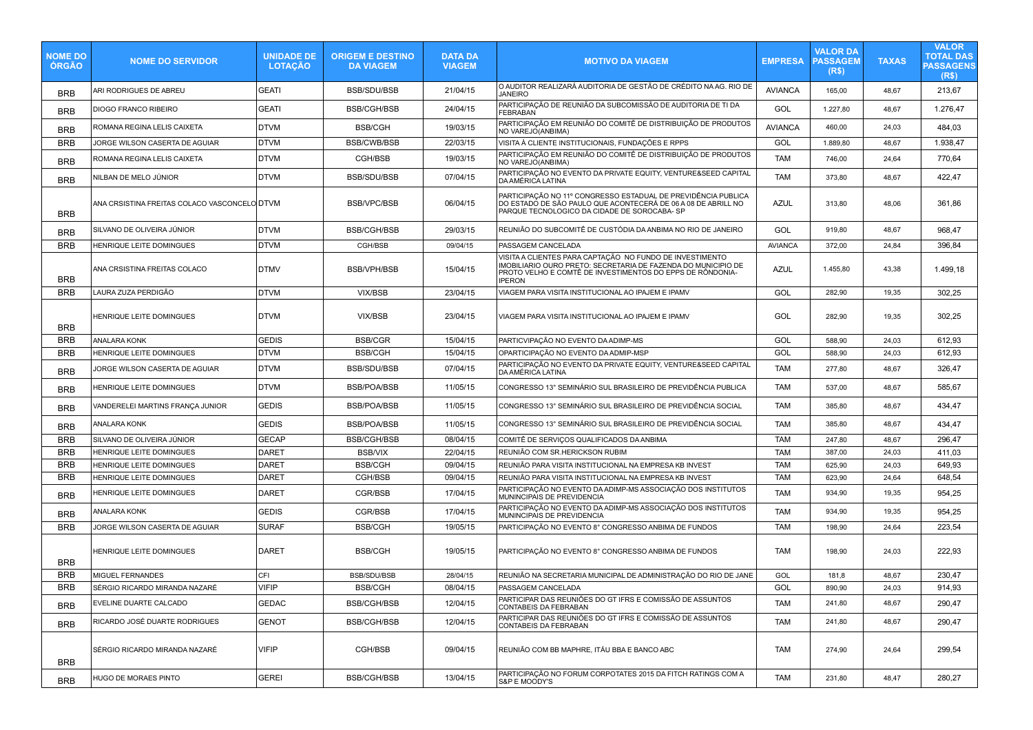| NOME DO ÓRGÃO | NOME DO SERVIDOR | UNIDADE DE LOTAÇÃO | ORIGEM E DESTINO DA VIAGEM | DATA DA VIAGEM | MOTIVO DA VIAGEM | EMPRESA | VALOR DA PASSAGEM (R$) | TAXAS | VALOR TOTAL DAS PASSAGENS (R$) |
|---|---|---|---|---|---|---|---|---|---|
| BRB | ARI RODRIGUES DE ABREU | GEATI | BSB/SDU/BSB | 21/04/15 | O AUDITOR REALIZARÁ AUDITORIA DE GESTÃO DE CRÉDITO NA AG. RIO DE JANEIRO | AVIANCA | 165,00 | 48,67 | 213,67 |
| BRB | DIOGO FRANCO RIBEIRO | GEATI | BSB/CGH/BSB | 24/04/15 | PARTICIPAÇÃO DE REUNIÃO DA SUBCOMISSÃO DE AUDITORIA DE TI DA FEBRABAN | GOL | 1.227,80 | 48,67 | 1.276,47 |
| BRB | ROMANA REGINA LELIS CAIXETA | DTVM | BSB/CGH | 19/03/15 | PARTICIPAÇÃO EM REUNIÃO DO COMITÊ DE DISTRIBUIÇÃO DE PRODUTOS NO VAREJO(ANBIMA) | AVIANCA | 460,00 | 24,03 | 484,03 |
| BRB | JORGE WILSON CASERTA DE AGUIAR | DTVM | BSB/CWB/BSB | 22/03/15 | VISITA À CLIENTE INSTITUCIONAIS, FUNDAÇÕES E RPPS | GOL | 1.889,80 | 48,67 | 1.938,47 |
| BRB | ROMANA REGINA LELIS CAIXETA | DTVM | CGH/BSB | 19/03/15 | PARTICIPAÇÃO EM REUNIÃO DO COMITÊ DE DISTRIBUIÇÃO DE PRODUTOS NO VAREJO(ANBIMA) | TAM | 746,00 | 24,64 | 770,64 |
| BRB | NILBAN DE MELO JÚNIOR | DTVM | BSB/SDU/BSB | 07/04/15 | PARTICIPAÇÃO NO EVENTO DA PRIVATE EQUITY, VENTURE&SEED CAPITAL DA AMÉRICA LATINA | TAM | 373,80 | 48,67 | 422,47 |
| BRB | ANA CRSISTINA FREITAS COLACO VASCONCELO | DTVM | BSB/VPC/BSB | 06/04/15 | PARTICIPAÇÃO NO 11º CONGRESSO ESTADUAL DE PREVIDÊNCIA PUBLICA DO ESTADO DE SÃO PAULO QUE ACONTECERÁ DE 06 A 08 DE ABRILL NO PARQUE TECNOLOGICO DA CIDADE DE SOROCABA- SP | AZUL | 313,80 | 48,06 | 361,86 |
| BRB | SILVANO DE OLIVEIRA JÚNIOR | DTVM | BSB/CGH/BSB | 29/03/15 | REUNIÃO DO SUBCOMITÊ DE CUSTÓDIA DA ANBIMA NO RIO DE JANEIRO | GOL | 919,80 | 48,67 | 968,47 |
| BRB | HENRIQUE LEITE DOMINGUES | DTVM | CGH/BSB | 09/04/15 | PASSAGEM CANCELADA | AVIANCA | 372,00 | 24,84 | 396,84 |
| BRB | ANA CRSISTINA FREITAS COLACO | DTMV | BSB/VPH/BSB | 15/04/15 | VISITA A CLIENTES PARA CAPTAÇÃO NO FUNDO DE INVESTIMENTO IMOBILIARIO OURO PRETO: SECRETARIA DE FAZENDA DO MUNICIPIO DE PROTO VELHO E COMTÊ DE INVESTIMENTOS DO EPPS DE RÔNDONIA-IPERON | AZUL | 1.455,80 | 43,38 | 1.499,18 |
| BRB | LAURA ZUZA PERDIGÃO | DTVM | VIX/BSB | 23/04/15 | VIAGEM PARA VISITA INSTITUCIONAL AO IPAJEM E IPAMV | GOL | 282,90 | 19,35 | 302,25 |
| BRB | HENRIQUE LEITE DOMINGUES | DTVM | VIX/BSB | 23/04/15 | VIAGEM PARA VISITA INSTITUCIONAL AO IPAJEM E IPAMV | GOL | 282,90 | 19,35 | 302,25 |
| BRB | ANALARA KONK | GEDIS | BSB/CGR | 15/04/15 | PARTICVIPAÇÃO NO EVENTO DA ADIMP-MS | GOL | 588,90 | 24,03 | 612,93 |
| BRB | HENRIQUE LEITE DOMINGUES | DTVM | BSB/CGH | 15/04/15 | OPARTICIPAÇÃO NO EVENTO DA ADMIP-MSP | GOL | 588,90 | 24,03 | 612,93 |
| BRB | JORGE WILSON CASERTA DE AGUIAR | DTVM | BSB/SDU/BSB | 07/04/15 | PARTICIPAÇÃO NO EVENTO DA PRIVATE EQUITY, VENTURE&SEED CAPITAL DA AMÉRICA LATINA | TAM | 277,80 | 48,67 | 326,47 |
| BRB | HENRIQUE LEITE DOMINGUES | DTVM | BSB/POA/BSB | 11/05/15 | CONGRESSO 13° SEMINÁRIO SUL BRASILEIRO DE PREVIDÊNCIA PUBLICA | TAM | 537,00 | 48,67 | 585,67 |
| BRB | VANDERELEI MARTINS FRANÇA JUNIOR | GEDIS | BSB/POA/BSB | 11/05/15 | CONGRESSO 13° SEMINÁRIO SUL BRASILEIRO DE PREVIDÊNCIA SOCIAL | TAM | 385,80 | 48,67 | 434,47 |
| BRB | ANALARA KONK | GEDIS | BSB/POA/BSB | 11/05/15 | CONGRESSO 13° SEMINÁRIO SUL BRASILEIRO DE PREVIDÊNCIA SOCIAL | TAM | 385,80 | 48,67 | 434,47 |
| BRB | SILVANO DE OLIVEIRA JÚNIOR | GECAP | BSB/CGH/BSB | 08/04/15 | COMITÊ DE SERVIÇOS QUALIFICADOS DA ANBIMA | TAM | 247,80 | 48,67 | 296,47 |
| BRB | HENRIQUE LEITE DOMINGUES | DARET | BSB/VIX | 22/04/15 | REUNIÃO COM SR.HERICKSON RUBIM | TAM | 387,00 | 24,03 | 411,03 |
| BRB | HENRIQUE LEITE DOMINGUES | DARET | BSB/CGH | 09/04/15 | REUNIÃO PARA VISITA INSTITUCIONAL NA EMPRESA KB INVEST | TAM | 625,90 | 24,03 | 649,93 |
| BRB | HENRIQUE LEITE DOMINGUES | DARET | CGH/BSB | 09/04/15 | REUNIÃO PARA VISITA INSTITUCIONAL NA EMPRESA KB INVEST | TAM | 623,90 | 24,64 | 648,54 |
| BRB | HENRIQUE LEITE DOMINGUES | DARET | CGR/BSB | 17/04/15 | PARTICIPAÇÃO NO EVENTO DA ADIMP-MS ASSOCIAÇÃO DOS INSTITUTOS MUNINCIPAIS DE PREVIDENCIA | TAM | 934,90 | 19,35 | 954,25 |
| BRB | ANALARA KONK | GEDIS | CGR/BSB | 17/04/15 | PARTICIPAÇÃO NO EVENTO DA ADIMP-MS ASSOCIAÇÃO DOS INSTITUTOS MUNINCIPAIS DE PREVIDENCIA | TAM | 934,90 | 19,35 | 954,25 |
| BRB | JORGE WILSON CASERTA DE AGUIAR | SURAF | BSB/CGH | 19/05/15 | PARTICIPAÇÃO NO EVENTO 8° CONGRESSO ANBIMA DE FUNDOS | TAM | 198,90 | 24,64 | 223,54 |
| BRB | HENRIQUE LEITE DOMINGUES | DARET | BSB/CGH | 19/05/15 | PARTICIPAÇÃO NO EVENTO 8° CONGRESSO ANBIMA DE FUNDOS | TAM | 198,90 | 24,03 | 222,93 |
| BRB | MIGUEL FERNANDES | CFI | BSB/SDU/BSB | 28/04/15 | REUNIÃO NA SECRETARIA MUNICIPAL DE ADMINISTRAÇÃO DO RIO DE JANE | GOL | 181,8 | 48,67 | 230,47 |
| BRB | SÉRGIO RICARDO MIRANDA NAZARÉ | VIFIP | BSB/CGH | 08/04/15 | PASSAGEM CANCELADA | GOL | 890,90 | 24,03 | 914,93 |
| BRB | EVELINE DUARTE CALCADO | GEDAC | BSB/CGH/BSB | 12/04/15 | PARTICIPAR DAS REUNIÕES DO GT IFRS E COMISSÃO DE ASSUNTOS CONTABEIS DA FEBRABAN | TAM | 241,80 | 48,67 | 290,47 |
| BRB | RICARDO JOSÉ DUARTE RODRIGUES | GENOT | BSB/CGH/BSB | 12/04/15 | PARTICIPAR DAS REUNIÕES DO GT IFRS E COMISSÃO DE ASSUNTOS CONTABEIS DA FEBRABAN | TAM | 241,80 | 48,67 | 290,47 |
| BRB | SÉRGIO RICARDO MIRANDA NAZARÉ | VIFIP | CGH/BSB | 09/04/15 | REUNIÃO COM BB MAPHRE, ITÁU BBA E BANCO ABC | TAM | 274,90 | 24,64 | 299,54 |
| BRB | HUGO DE MORAES PINTO | GEREI | BSB/CGH/BSB | 13/04/15 | PARTICIPAÇÃO NO FORUM CORPOTATES 2015 DA FITCH RATINGS COM A S&P E MOODY'S | TAM | 231,80 | 48,47 | 280,27 |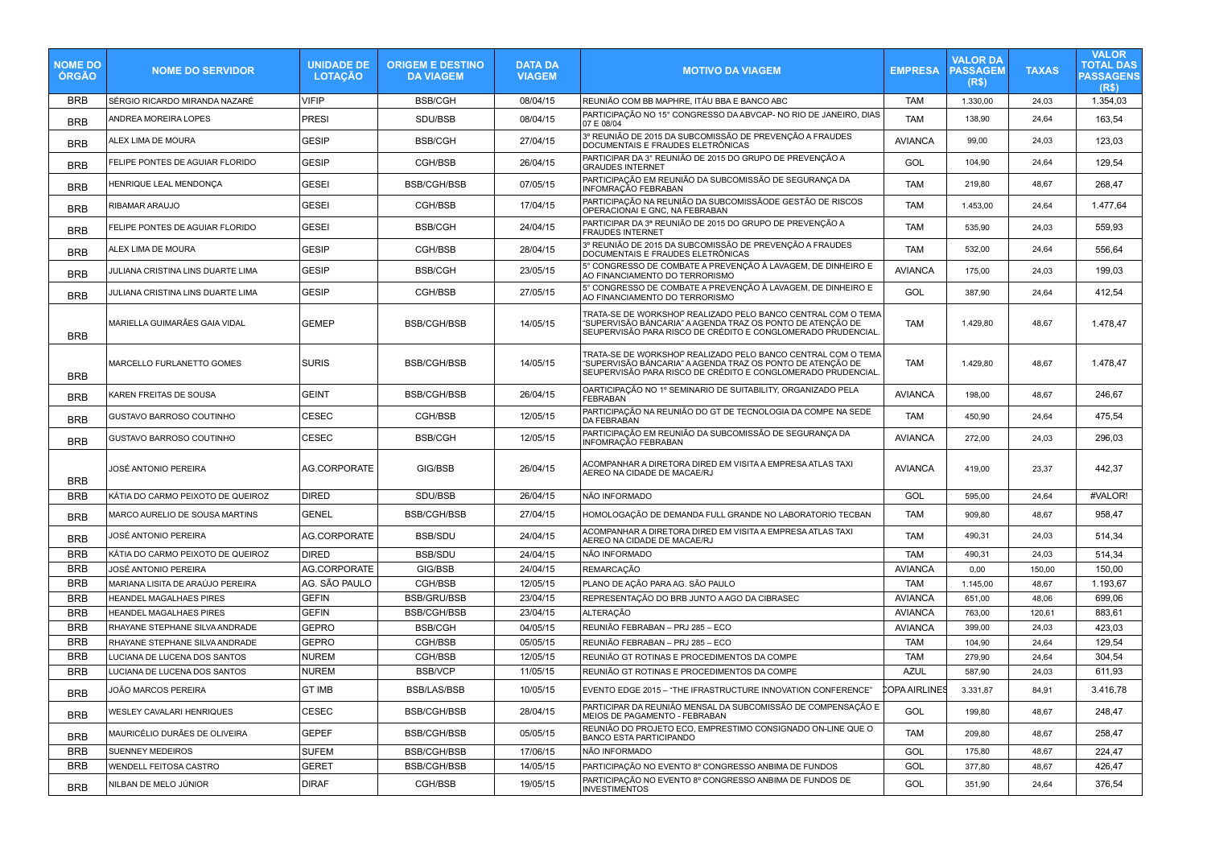| NOME DO ÓRGÃO | NOME DO SERVIDOR | UNIDADE DE LOTAÇÃO | ORIGEM E DESTINO DA VIAGEM | DATA DA VIAGEM | MOTIVO DA VIAGEM | EMPRESA | VALOR DA PASSAGEM (R$) | TAXAS | VALOR TOTAL DAS PASSAGENS (R$) |
|---|---|---|---|---|---|---|---|---|---|
| BRB | SÉRGIO RICARDO MIRANDA NAZARÉ | VIFIP | BSB/CGH | 08/04/15 | REUNIÃO COM BB MAPHRE, ITÁU BBA E BANCO ABC | TAM | 1.330,00 | 24,03 | 1.354,03 |
| BRB | ANDREA MOREIRA LOPES | PRESI | SDU/BSB | 08/04/15 | PARTICIPAÇÃO NO 15° CONGRESSO DA ABVCAP- NO RIO DE JANEIRO, DIAS 07 E 08/04 | TAM | 138,90 | 24,64 | 163,54 |
| BRB | ALEX LIMA DE MOURA | GESIP | BSB/CGH | 27/04/15 | 3ª REUNIÃO DE 2015 DA SUBCOMISSÃO DE PREVENÇÃO A FRAUDES DOCUMENTAIS E FRAUDES ELETRÔNICAS | AVIANCA | 99,00 | 24,03 | 123,03 |
| BRB | FELIPE PONTES DE AGUIAR FLORIDO | GESIP | CGH/BSB | 26/04/15 | PARTICIPAR DA 3° REUNIÃO DE 2015 DO GRUPO DE PREVENÇÃO A GRAUDES INTERNET | GOL | 104,90 | 24,64 | 129,54 |
| BRB | HENRIQUE LEAL MENDONÇA | GESEI | BSB/CGH/BSB | 07/05/15 | PARTICIPAÇÃO EM REUNIÃO DA SUBCOMISSÃO DE SEGURANÇA DA INFOMRAÇÃO FEBRABAN | TAM | 219,80 | 48,67 | 268,47 |
| BRB | RIBAMAR ARAUJO | GESEI | CGH/BSB | 17/04/15 | PARTICIPAÇÃO NA REUNIÃO DA SUBCOMISSÃODE GESTÃO DE RISCOS OPERACIONAI E GNC, NA FEBRABAN | TAM | 1.453,00 | 24,64 | 1.477,64 |
| BRB | FELIPE PONTES DE AGUIAR FLORIDO | GESEI | BSB/CGH | 24/04/15 | PARTICIPAR DA 3ª REUNIÃO DE 2015 DO GRUPO DE PREVENÇÃO A FRAUDES INTERNET | TAM | 535,90 | 24,03 | 559,93 |
| BRB | ALEX LIMA DE MOURA | GESIP | CGH/BSB | 28/04/15 | 3º REUNIÃO DE 2015 DA SUBCOMISSÃO DE PREVENÇÃO A FRAUDES DOCUMENTAIS E FRAUDES ELETRÔNICAS | TAM | 532,00 | 24,64 | 556,64 |
| BRB | JULIANA CRISTINA LINS DUARTE LIMA | GESIP | BSB/CGH | 23/05/15 | 5° CONGRESSO DE COMBATE A PREVENÇÃO À LAVAGEM, DE DINHEIRO E AO FINANCIAMENTO DO TERRORISMO | AVIANCA | 175,00 | 24,03 | 199,03 |
| BRB | JULIANA CRISTINA LINS DUARTE LIMA | GESIP | CGH/BSB | 27/05/15 | 5° CONGRESSO DE COMBATE A PREVENÇÃO À LAVAGEM, DE DINHEIRO E AO FINANCIAMENTO DO TERRORISMO | GOL | 387,90 | 24,64 | 412,54 |
| BRB | MARIELLA GUIMARÃES GAIA VIDAL | GEMEP | BSB/CGH/BSB | 14/05/15 | TRATA-SE DE WORKSHOP REALIZADO PELO BANCO CENTRAL COM O TEMA "SUPERVISÃO BÁNCARIA" A AGENDA TRAZ OS PONTO DE ATENÇÃO DE SEUPERVISÃO PARA RISCO DE CRÉDITO E CONGLOMERADO PRUDENCIAL. | TAM | 1.429,80 | 48,67 | 1.478,47 |
| BRB | MARCELLO FURLANETTO GOMES | SURIS | BSB/CGH/BSB | 14/05/15 | TRATA-SE DE WORKSHOP REALIZADO PELO BANCO CENTRAL COM O TEMA "SUPERVISÃO BÁNCARIA" A AGENDA TRAZ OS PONTO DE ATENÇÃO DE SEUPERVISÃO PARA RISCO DE CRÉDITO E CONGLOMERADO PRUDENCIAL. | TAM | 1.429,80 | 48,67 | 1.478,47 |
| BRB | KAREN FREITAS DE SOUSA | GEINT | BSB/CGH/BSB | 26/04/15 | OARTICIPAÇÃO NO 1º SEMINARIO DE SUITABILITY, ORGANIZADO PELA FEBRABAN | AVIANCA | 198,00 | 48,67 | 246,67 |
| BRB | GUSTAVO BARROSO COUTINHO | CESEC | CGH/BSB | 12/05/15 | PARTICIPAÇÃO NA REUNIÃO DO GT DE TECNOLOGIA DA COMPE NA SEDE DA FEBRABAN | TAM | 450,90 | 24,64 | 475,54 |
| BRB | GUSTAVO BARROSO COUTINHO | CESEC | BSB/CGH | 12/05/15 | PARTICIPAÇÃO EM REUNIÃO DA SUBCOMISSÃO DE SEGURANÇA DA INFOMRAÇÃO FEBRABAN | AVIANCA | 272,00 | 24,03 | 296,03 |
| BRB | JOSÉ ANTONIO PEREIRA | AG.CORPORATE | GIG/BSB | 26/04/15 | ACOMPANHAR A DIRETORA DIRED EM VISITA A EMPRESA ATLAS TAXI AEREO NA CIDADE DE MACAE/RJ | AVIANCA | 419,00 | 23,37 | 442,37 |
| BRB | KÁTIA DO CARMO PEIXOTO DE QUEIROZ | DIRED | SDU/BSB | 26/04/15 | NÃO INFORMADO | GOL | 595,00 | 24,64 | #VALOR! |
| BRB | MARCO AURELIO DE SOUSA MARTINS | GENEL | BSB/CGH/BSB | 27/04/15 | HOMOLOGAÇÃO DE DEMANDA FULL GRANDE NO LABORATORIO TECBAN | TAM | 909,80 | 48,67 | 958,47 |
| BRB | JOSÉ ANTONIO PEREIRA | AG.CORPORATE | BSB/SDU | 24/04/15 | ACOMPANHAR A DIRETORA DIRED EM VISITA A EMPRESA ATLAS TAXI AEREO NA CIDADE DE MACAE/RJ | TAM | 490,31 | 24,03 | 514,34 |
| BRB | KÁTIA DO CARMO PEIXOTO DE QUEIROZ | DIRED | BSB/SDU | 24/04/15 | NÃO INFORMADO | TAM | 490,31 | 24,03 | 514,34 |
| BRB | JOSÉ ANTONIO PEREIRA | AG.CORPORATE | GIG/BSB | 24/04/15 | REMARCAÇÃO | AVIANCA | 0,00 | 150,00 | 150,00 |
| BRB | MARIANA LISITA DE ARAÚJO PEREIRA | AG. SÃO PAULO | CGH/BSB | 12/05/15 | PLANO DE AÇÃO PARA AG. SÃO PAULO | TAM | 1.145,00 | 48,67 | 1.193,67 |
| BRB | HEANDEL MAGALHAES PIRES | GEFIN | BSB/GRU/BSB | 23/04/15 | REPRESENTAÇÃO DO BRB JUNTO A AGO DA CIBRASEC | AVIANCA | 651,00 | 48,06 | 699,06 |
| BRB | HEANDEL MAGALHAES PIRES | GEFIN | BSB/CGH/BSB | 23/04/15 | ALTERAÇÃO | AVIANCA | 763,00 | 120,61 | 883,61 |
| BRB | RHAYANE STEPHANE SILVA ANDRADE | GEPRO | BSB/CGH | 04/05/15 | REUNIÃO FEBRABAN – PRJ 285 – ECO | AVIANCA | 399,00 | 24,03 | 423,03 |
| BRB | RHAYANE STEPHANE SILVA ANDRADE | GEPRO | CGH/BSB | 05/05/15 | REUNIÃO FEBRABAN – PRJ 285 – ECO | TAM | 104,90 | 24,64 | 129,54 |
| BRB | LUCIANA DE LUCENA DOS SANTOS | NUREM | CGH/BSB | 12/05/15 | REUNIÃO GT ROTINAS E PROCEDIMENTOS DA COMPE | TAM | 279,90 | 24,64 | 304,54 |
| BRB | LUCIANA DE LUCENA DOS SANTOS | NUREM | BSB/VCP | 11/05/15 | REUNIÃO GT ROTINAS E PROCEDIMENTOS DA COMPE | AZUL | 587,90 | 24,03 | 611,93 |
| BRB | JOÃO MARCOS PEREIRA | GT IMB | BSB/LAS/BSB | 10/05/15 | EVENTO EDGE 2015 – "THE IFRASTRUCTURE INNOVATION CONFERENCE" | COPA AIRLINES | 3.331,87 | 84,91 | 3.416,78 |
| BRB | WESLEY CAVALARI HENRIQUES | CESEC | BSB/CGH/BSB | 28/04/15 | PARTICIPAR DA REUNIÃO MENSAL DA SUBCOMISSÃO DE COMPENSAÇÃO E MEIOS DE PAGAMENTO - FEBRABAN | GOL | 199,80 | 48,67 | 248,47 |
| BRB | MAURICÉLIO DURÃES DE OLIVEIRA | GEPEF | BSB/CGH/BSB | 05/05/15 | REUNIÃO DO PROJETO ECO, EMPRESTIMO CONSIGNADO ON-LINE QUE O BANCO ESTA PARTICIPANDO | TAM | 209,80 | 48,67 | 258,47 |
| BRB | SUENNEY MEDEIROS | SUFEM | BSB/CGH/BSB | 17/06/15 | NÃO INFORMADO | GOL | 175,80 | 48,67 | 224,47 |
| BRB | WENDELL FEITOSA CASTRO | GERET | BSB/CGH/BSB | 14/05/15 | PARTICIPAÇÃO NO EVENTO 8º CONGRESSO ANBIMA DE FUNDOS | GOL | 377,80 | 48,67 | 426,47 |
| BRB | NILBAN DE MELO JÚNIOR | DIRAF | CGH/BSB | 19/05/15 | PARTICIPAÇÃO NO EVENTO 8º CONGRESSO ANBIMA DE FUNDOS DE INVESTIMENTOS | GOL | 351,90 | 24,64 | 376,54 |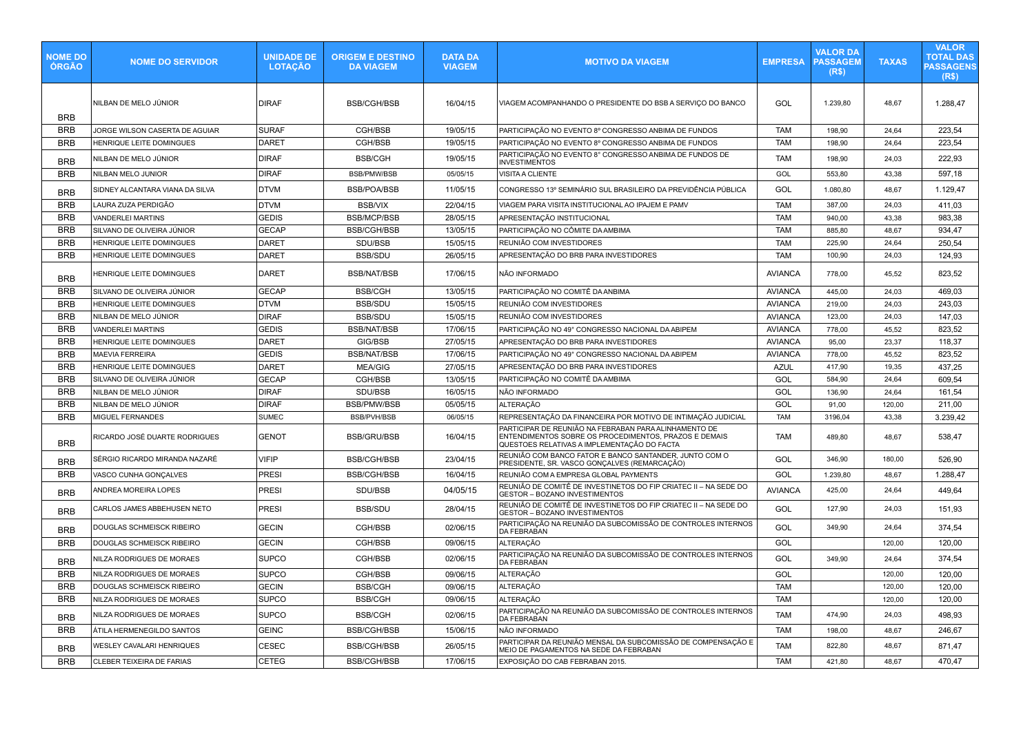| NOME DO ÓRGÃO | NOME DO SERVIDOR | UNIDADE DE LOTAÇÃO | ORIGEM E DESTINO DA VIAGEM | DATA DA VIAGEM | MOTIVO DA VIAGEM | EMPRESA | VALOR DA PASSAGEM (R$) | TAXAS | VALOR TOTAL DAS PASSAGENS (R$) |
|---|---|---|---|---|---|---|---|---|---|
| BRB | NILBAN DE MELO JÚNIOR | DIRAF | BSB/CGH/BSB | 16/04/15 | VIAGEM ACOMPANHANDO O PRESIDENTE DO BSB A SERVIÇO DO BANCO | GOL | 1.239,80 | 48,67 | 1.288,47 |
| BRB | JORGE WILSON CASERTA DE AGUIAR | SURAF | CGH/BSB | 19/05/15 | PARTICIPAÇÃO NO EVENTO 8º CONGRESSO ANBIMA DE FUNDOS | TAM | 198,90 | 24,64 | 223,54 |
| BRB | HENRIQUE LEITE DOMINGUES | DARET | CGH/BSB | 19/05/15 | PARTICIPAÇÃO NO EVENTO 8º CONGRESSO ANBIMA DE FUNDOS | TAM | 198,90 | 24,64 | 223,54 |
| BRB | NILBAN DE MELO JÚNIOR | DIRAF | BSB/CGH | 19/05/15 | PARTICIPAÇÃO NO EVENTO 8° CONGRESSO ANBIMA DE FUNDOS DE INVESTIMENTOS | TAM | 198,90 | 24,03 | 222,93 |
| BRB | NILBAN MELO JUNIOR | DIRAF | BSB/PMW/BSB | 05/05/15 | VISITA A CLIENTE | GOL | 553,80 | 43,38 | 597,18 |
| BRB | SIDNEY ALCANTARA VIANA DA SILVA | DTVM | BSB/POA/BSB | 11/05/15 | CONGRESSO 13º SEMINÁRIO SUL BRASILEIRO DA PREVIDÊNCIA PÚBLICA | GOL | 1.080,80 | 48,67 | 1.129,47 |
| BRB | LAURA ZUZA PERDIGÃO | DTVM | BSB/VIX | 22/04/15 | VIAGEM PARA VISITA INSTITUCIONAL AO IPAJEM E PAMV | TAM | 387,00 | 24,03 | 411,03 |
| BRB | VANDERLEI MARTINS | GEDIS | BSB/MCP/BSB | 28/05/15 | APRESENTAÇÃO INSTITUCIONAL | TAM | 940,00 | 43,38 | 983,38 |
| BRB | SILVANO DE OLIVEIRA JÚNIOR | GECAP | BSB/CGH/BSB | 13/05/15 | PARTICIPAÇÃO NO CÔMITE DA AMBIMA | TAM | 885,80 | 48,67 | 934,47 |
| BRB | HENRIQUE LEITE DOMINGUES | DARET | SDU/BSB | 15/05/15 | REUNIÃO COM INVESTIDORES | TAM | 225,90 | 24,64 | 250,54 |
| BRB | HENRIQUE LEITE DOMINGUES | DARET | BSB/SDU | 26/05/15 | APRESENTAÇÃO DO BRB PARA INVESTIDORES | TAM | 100,90 | 24,03 | 124,93 |
| BRB | HENRIQUE LEITE DOMINGUES | DARET | BSB/NAT/BSB | 17/06/15 | NÃO INFORMADO | AVIANCA | 778,00 | 45,52 | 823,52 |
| BRB | SILVANO DE OLIVEIRA JÚNIOR | GECAP | BSB/CGH | 13/05/15 | PARTICIPAÇÃO NO COMITÊ DA ANBIMA | AVIANCA | 445,00 | 24,03 | 469,03 |
| BRB | HENRIQUE LEITE DOMINGUES | DTVM | BSB/SDU | 15/05/15 | REUNIÃO COM INVESTIDORES | AVIANCA | 219,00 | 24,03 | 243,03 |
| BRB | NILBAN DE MELO JÚNIOR | DIRAF | BSB/SDU | 15/05/15 | REUNIÃO COM INVESTIDORES | AVIANCA | 123,00 | 24,03 | 147,03 |
| BRB | VANDERLEI MARTINS | GEDIS | BSB/NAT/BSB | 17/06/15 | PARTICIPAÇÃO NO 49° CONGRESSO NACIONAL DA ABIPEM | AVIANCA | 778,00 | 45,52 | 823,52 |
| BRB | HENRIQUE LEITE DOMINGUES | DARET | GIG/BSB | 27/05/15 | APRESENTAÇÃO DO BRB PARA INVESTIDORES | AVIANCA | 95,00 | 23,37 | 118,37 |
| BRB | MAEVIA FERREIRA | GEDIS | BSB/NAT/BSB | 17/06/15 | PARTICIPAÇÃO NO 49° CONGRESSO NACIONAL DA ABIPEM | AVIANCA | 778,00 | 45,52 | 823,52 |
| BRB | HENRIQUE LEITE DOMINGUES | DARET | MEA/GIG | 27/05/15 | APRESENTAÇÃO DO BRB PARA INVESTIDORES | AZUL | 417,90 | 19,35 | 437,25 |
| BRB | SILVANO DE OLIVEIRA JÚNIOR | GECAP | CGH/BSB | 13/05/15 | PARTICIPAÇÃO NO COMITÊ DA AMBIMA | GOL | 584,90 | 24,64 | 609,54 |
| BRB | NILBAN DE MELO JÚNIOR | DIRAF | SDU/BSB | 16/05/15 | NÃO INFORMADO | GOL | 136,90 | 24,64 | 161,54 |
| BRB | NILBAN DE MELO JÚNIOR | DIRAF | BSB/PMW/BSB | 05/05/15 | ALTERAÇÃO | GOL | 91,00 | 120,00 | 211,00 |
| BRB | MIGUEL FERNANDES | SUMEC | BSB/PVH/BSB | 06/05/15 | REPRESENTAÇÃO DA FINANCEIRA POR MOTIVO DE INTIMAÇÃO JUDICIAL | TAM | 3196,04 | 43,38 | 3.239,42 |
| BRB | RICARDO JOSÉ DUARTE RODRIGUES | GENOT | BSB/GRU/BSB | 16/04/15 | PARTICIPAR DE REUNIÃO NA FEBRABAN PARA ALINHAMENTO DE ENTENDIMENTOS SOBRE OS PROCEDIMENTOS, PRAZOS E DEMAIS QUESTOES RELATIVAS A IMPLEMENTAÇÃO DO FACTA | TAM | 489,80 | 48,67 | 538,47 |
| BRB | SÉRGIO RICARDO MIRANDA NAZARÉ | VIFIP | BSB/CGH/BSB | 23/04/15 | REUNIÃO COM BANCO FATOR E BANCO SANTANDER, JUNTO COM O PRESIDENTE, SR. VASCO GONÇALVES (REMARCAÇÃO) | GOL | 346,90 | 180,00 | 526,90 |
| BRB | VASCO CUNHA GONÇALVES | PRESI | BSB/CGH/BSB | 16/04/15 | REUNIÃO COM A EMPRESA GLOBAL PAYMENTS | GOL | 1.239,80 | 48,67 | 1.288,47 |
| BRB | ANDREA MOREIRA LOPES | PRESI | SDU/BSB | 04/05/15 | REUNIÃO DE COMITÊ DE INVESTINETOS DO FIP CRIATEC II – NA SEDE DO GESTOR – BOZANO INVESTIMENTOS | AVIANCA | 425,00 | 24,64 | 449,64 |
| BRB | CARLOS JAMES ABBEHUSEN NETO | PRESI | BSB/SDU | 28/04/15 | REUNIÃO DE COMITÊ DE INVESTINETOS DO FIP CRIATEC II – NA SEDE DO GESTOR – BOZANO INVESTIMENTOS | GOL | 127,90 | 24,03 | 151,93 |
| BRB | DOUGLAS SCHMEISCK RIBEIRO | GECIN | CGH/BSB | 02/06/15 | PARTICIPAÇÃO NA REUNIÃO DA SUBCOMISSÃO DE CONTROLES INTERNOS DA FEBRABAN | GOL | 349,90 | 24,64 | 374,54 |
| BRB | DOUGLAS SCHMEISCK RIBEIRO | GECIN | CGH/BSB | 09/06/15 | ALTERAÇÃO | GOL | | 120,00 | 120,00 |
| BRB | NILZA RODRIGUES DE MORAES | SUPCO | CGH/BSB | 02/06/15 | PARTICIPAÇÃO NA REUNIÃO DA SUBCOMISSÃO DE CONTROLES INTERNOS DA FEBRABAN | GOL | 349,90 | 24,64 | 374,54 |
| BRB | NILZA RODRIGUES DE MORAES | SUPCO | CGH/BSB | 09/06/15 | ALTERAÇÃO | GOL | | 120,00 | 120,00 |
| BRB | DOUGLAS SCHMEISCK RIBEIRO | GECIN | BSB/CGH | 09/06/15 | ALTERAÇÃO | TAM | | 120,00 | 120,00 |
| BRB | NILZA RODRIGUES DE MORAES | SUPCO | BSB/CGH | 09/06/15 | ALTERAÇÃO | TAM | | 120,00 | 120,00 |
| BRB | NILZA RODRIGUES DE MORAES | SUPCO | BSB/CGH | 02/06/15 | PARTICIPAÇÃO NA REUNIÃO DA SUBCOMISSÃO DE CONTROLES INTERNOS DA FEBRABAN | TAM | 474,90 | 24,03 | 498,93 |
| BRB | ÁTILA HERMENEGILDO SANTOS | GEINC | BSB/CGH/BSB | 15/06/15 | NÃO INFORMADO | TAM | 198,00 | 48,67 | 246,67 |
| BRB | WESLEY CAVALARI HENRIQUES | CESEC | BSB/CGH/BSB | 26/05/15 | PARTICIPAR DA REUNIÃO MENSAL DA SUBCOMISSÃO DE COMPENSAÇÃO E MEIO DE PAGAMENTOS NA SEDE DA FEBRABAN | TAM | 822,80 | 48,67 | 871,47 |
| BRB | CLEBER TEIXEIRA DE FARIAS | CETEG | BSB/CGH/BSB | 17/06/15 | EXPOSIÇÃO DO CAB FEBRABAN 2015. | TAM | 421,80 | 48,67 | 470,47 |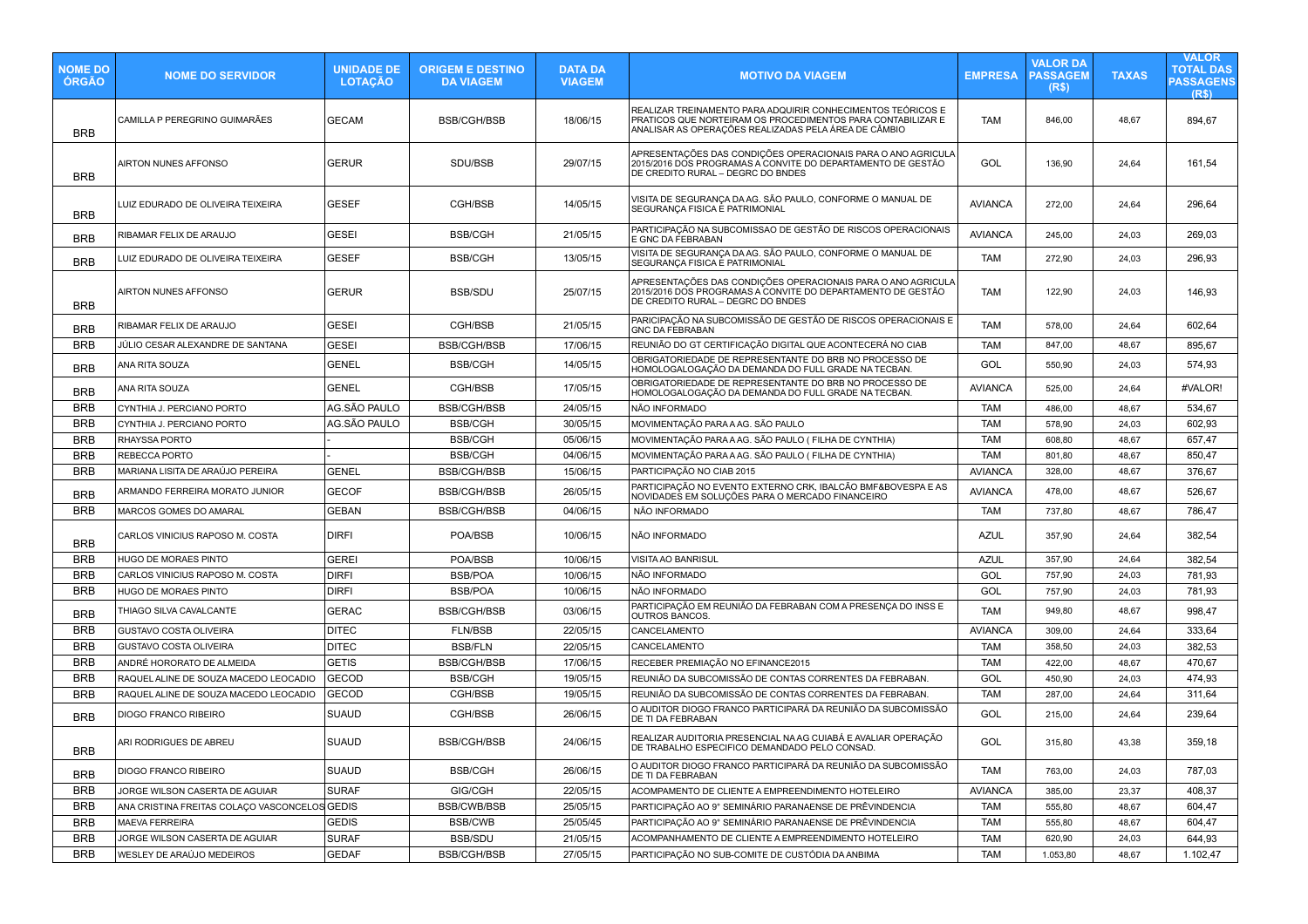| NOME DO ÓRGÃO | NOME DO SERVIDOR | UNIDADE DE LOTAÇÃO | ORIGEM E DESTINO DA VIAGEM | DATA DA VIAGEM | MOTIVO DA VIAGEM | EMPRESA | VALOR DA PASSAGEM (R$) | TAXAS | VALOR TOTAL DAS PASSAGENS (R$) |
|---|---|---|---|---|---|---|---|---|---|
| BRB | CAMILLA P PEREGRINO GUIMARÃES | GECAM | BSB/CGH/BSB | 18/06/15 | REALIZAR TREINAMENTO PARA ADQUIRIR CONHECIMENTOS TEÓRICOS E PRATICOS QUE NORTEIRAM OS PROCEDIMENTOS PARA CONTABILIZAR E ANALISAR AS OPERAÇÕES REALIZADAS PELA ÁREA DE CÂMBIO | TAM | 846,00 | 48,67 | 894,67 |
| BRB | AIRTON NUNES AFFONSO | GERUR | SDU/BSB | 29/07/15 | APRESENTAÇÕES DAS CONDIÇÕES OPERACIONAIS PARA O ANO AGRICULA 2015/2016 DOS PROGRAMAS A CONVITE DO DEPARTAMENTO DE GESTÃO DE CREDITO RURAL – DEGRC DO BNDES | GOL | 136,90 | 24,64 | 161,54 |
| BRB | LUIZ EDURADO DE OLIVEIRA TEIXEIRA | GESEF | CGH/BSB | 14/05/15 | VISITA DE SEGURANÇA DA AG. SÃO PAULO, CONFORME O MANUAL DE SEGURANÇA FISICA E PATRIMONIAL | AVIANCA | 272,00 | 24,64 | 296,64 |
| BRB | RIBAMAR FELIX DE ARAUJO | GESEI | BSB/CGH | 21/05/15 | PARTICIPAÇÃO NA SUBCOMISSAO DE GESTÃO DE RISCOS OPERACIONAIS E GNC DA FEBRABAN | AVIANCA | 245,00 | 24,03 | 269,03 |
| BRB | LUIZ EDURADO DE OLIVEIRA TEIXEIRA | GESEF | BSB/CGH | 13/05/15 | VISITA DE SEGURANÇA DA AG. SÃO PAULO, CONFORME O MANUAL DE SEGURANÇA FISICA E PATRIMONIAL | TAM | 272,90 | 24,03 | 296,93 |
| BRB | AIRTON NUNES AFFONSO | GERUR | BSB/SDU | 25/07/15 | APRESENTAÇÕES DAS CONDIÇÕES OPERACIONAIS PARA O ANO AGRICULA 2015/2016 DOS PROGRAMAS A CONVITE DO DEPARTAMENTO DE GESTÃO DE CREDITO RURAL – DEGRC DO BNDES | TAM | 122,90 | 24,03 | 146,93 |
| BRB | RIBAMAR FELIX DE ARAUJO | GESEI | CGH/BSB | 21/05/15 | PARICIPAÇÃO NA SUBCOMISSÃO DE GESTÃO DE RISCOS OPERACIONAIS E GNC DA FEBRABAN | TAM | 578,00 | 24,64 | 602,64 |
| BRB | JÚLIO CESAR ALEXANDRE DE SANTANA | GESEI | BSB/CGH/BSB | 17/06/15 | REUNIÃO DO GT CERTIFICAÇÃO DIGITAL QUE ACONTECERÁ NO CIAB | TAM | 847,00 | 48,67 | 895,67 |
| BRB | ANA RITA SOUZA | GENEL | BSB/CGH | 14/05/15 | OBRIGATORIEDADE DE REPRESENTANTE DO BRB NO PROCESSO DE HOMOLOGALOGAÇÃO DA DEMANDA DO FULL GRADE NA TECBAN. | GOL | 550,90 | 24,03 | 574,93 |
| BRB | ANA RITA SOUZA | GENEL | CGH/BSB | 17/05/15 | OBRIGATORIEDADE DE REPRESENTANTE DO BRB NO PROCESSO DE HOMOLOGALOGAÇÃO DA DEMANDA DO FULL GRADE NA TECBAN. | AVIANCA | 525,00 | 24,64 | #VALOR! |
| BRB | CYNTHIA J. PERCIANO PORTO | AG.SÃO PAULO | BSB/CGH/BSB | 24/05/15 | NÃO INFORMADO | TAM | 486,00 | 48,67 | 534,67 |
| BRB | CYNTHIA J. PERCIANO PORTO | AG.SÃO PAULO | BSB/CGH | 30/05/15 | MOVIMENTAÇÃO PARA A AG. SÃO PAULO | TAM | 578,90 | 24,03 | 602,93 |
| BRB | RHAYSSA PORTO | - | BSB/CGH | 05/06/15 | MOVIMENTAÇÃO PARA A AG. SÃO PAULO ( FILHA DE CYNTHIA) | TAM | 608,80 | 48,67 | 657,47 |
| BRB | REBECCA PORTO | - | BSB/CGH | 04/06/15 | MOVIMENTAÇÃO PARA A AG. SÃO PAULO ( FILHA DE CYNTHIA) | TAM | 801,80 | 48,67 | 850,47 |
| BRB | MARIANA LISITA DE ARAÚJO PEREIRA | GENEL | BSB/CGH/BSB | 15/06/15 | PARTICIPAÇÃO NO CIAB 2015 | AVIANCA | 328,00 | 48,67 | 376,67 |
| BRB | ARMANDO FERREIRA MORATO JUNIOR | GECOF | BSB/CGH/BSB | 26/05/15 | PARTICIPAÇÃO NO EVENTO EXTERNO CRK, IBALCÃO BMF&BOVESPA E AS NOVIDADES EM SOLUÇÕES PARA O MERCADO FINANCEIRO | AVIANCA | 478,00 | 48,67 | 526,67 |
| BRB | MARCOS GOMES DO AMARAL | GEBAN | BSB/CGH/BSB | 04/06/15 | NÃO INFORMADO | TAM | 737,80 | 48,67 | 786,47 |
| BRB | CARLOS VINICIUS RAPOSO M. COSTA | DIRFI | POA/BSB | 10/06/15 | NÃO INFORMADO | AZUL | 357,90 | 24,64 | 382,54 |
| BRB | HUGO DE MORAES PINTO | GEREI | POA/BSB | 10/06/15 | VISITA AO BANRISUL | AZUL | 357,90 | 24,64 | 382,54 |
| BRB | CARLOS VINICIUS RAPOSO M. COSTA | DIRFI | BSB/POA | 10/06/15 | NÃO INFORMADO | GOL | 757,90 | 24,03 | 781,93 |
| BRB | HUGO DE MORAES PINTO | DIRFI | BSB/POA | 10/06/15 | NÃO INFORMADO | GOL | 757,90 | 24,03 | 781,93 |
| BRB | THIAGO SILVA CAVALCANTE | GERAC | BSB/CGH/BSB | 03/06/15 | PARTICIPAÇÃO EM REUNIÃO DA FEBRABAN COM A PRESENÇA DO INSS E OUTROS BANCOS. | TAM | 949,80 | 48,67 | 998,47 |
| BRB | GUSTAVO COSTA OLIVEIRA | DITEC | FLN/BSB | 22/05/15 | CANCELAMENTO | AVIANCA | 309,00 | 24,64 | 333,64 |
| BRB | GUSTAVO COSTA OLIVEIRA | DITEC | BSB/FLN | 22/05/15 | CANCELAMENTO | TAM | 358,50 | 24,03 | 382,53 |
| BRB | ANDRÉ HORORATO DE ALMEIDA | GETIS | BSB/CGH/BSB | 17/06/15 | RECEBER PREMIAÇÃO NO EFINANCE2015 | TAM | 422,00 | 48,67 | 470,67 |
| BRB | RAQUEL ALINE DE SOUZA MACEDO LEOCADIO | GECOD | BSB/CGH | 19/05/15 | REUNIÃO DA SUBCOMISSÃO DE CONTAS CORRENTES DA FEBRABAN. | GOL | 450,90 | 24,03 | 474,93 |
| BRB | RAQUEL ALINE DE SOUZA MACEDO LEOCADIO | GECOD | CGH/BSB | 19/05/15 | REUNIÃO DA SUBCOMISSÃO DE CONTAS CORRENTES DA FEBRABAN. | TAM | 287,00 | 24,64 | 311,64 |
| BRB | DIOGO FRANCO RIBEIRO | SUAUD | CGH/BSB | 26/06/15 | O AUDITOR DIOGO FRANCO PARTICIPARÁ DA REUNIÃO DA SUBCOMISSÃO DE TI DA FEBRABAN | GOL | 215,00 | 24,64 | 239,64 |
| BRB | ARI RODRIGUES DE ABREU | SUAUD | BSB/CGB/BSB | 24/06/15 | REALIZAR AUDITORIA PRESENCIAL NA AG CUIABÁ E AVALIAR OPERAÇÃO DE TRABALHO ESPECIFICO DEMANDADO PELO CONSAD. | GOL | 315,80 | 43,38 | 359,18 |
| BRB | DIOGO FRANCO RIBEIRO | SUAUD | BSB/CGH | 26/06/15 | O AUDITOR DIOGO FRANCO PARTICIPARÁ DA REUNIÃO DA SUBCOMISSÃO DE TI DA FEBRABAN | TAM | 763,00 | 24,03 | 787,03 |
| BRB | JORGE WILSON CASERTA DE AGUIAR | SURAF | GIG/CGH | 22/05/15 | ACOMPAMENTO DE CLIENTE A EMPREENDIMENTO HOTELEIRO | AVIANCA | 385,00 | 23,37 | 408,37 |
| BRB | ANA CRISTINA FREITAS COLAÇO VASCONCELOS | GEDIS | BSB/CWB/BSB | 25/05/15 | PARTICIPAÇÃO AO 9° SEMINÁRIO PARANAENSE DE PRÊVINDENCIA | TAM | 555,80 | 48,67 | 604,47 |
| BRB | MAEVA FERREIRA | GEDIS | BSB/CWB | 25/05/45 | PARTICIPAÇÃO AO 9° SEMINÁRIO PARANAENSE DE PRÊVINDENCIA | TAM | 555,80 | 48,67 | 604,47 |
| BRB | JORGE WILSON CASERTA DE AGUIAR | SURAF | BSB/SDU | 21/05/15 | ACOMPANHAMENTO DE CLIENTE A EMPREENDIMENTO HOTELEIRO | TAM | 620,90 | 24,03 | 644,93 |
| BRB | WESLEY DE ARAÚJO MEDEIROS | GEDAF | BSB/CGH/BSB | 27/05/15 | PARTICIPAÇÃO NO SUB-COMITE DE CUSTÓDIA DA ANBIMA | TAM | 1.053,80 | 48,67 | 1.102,47 |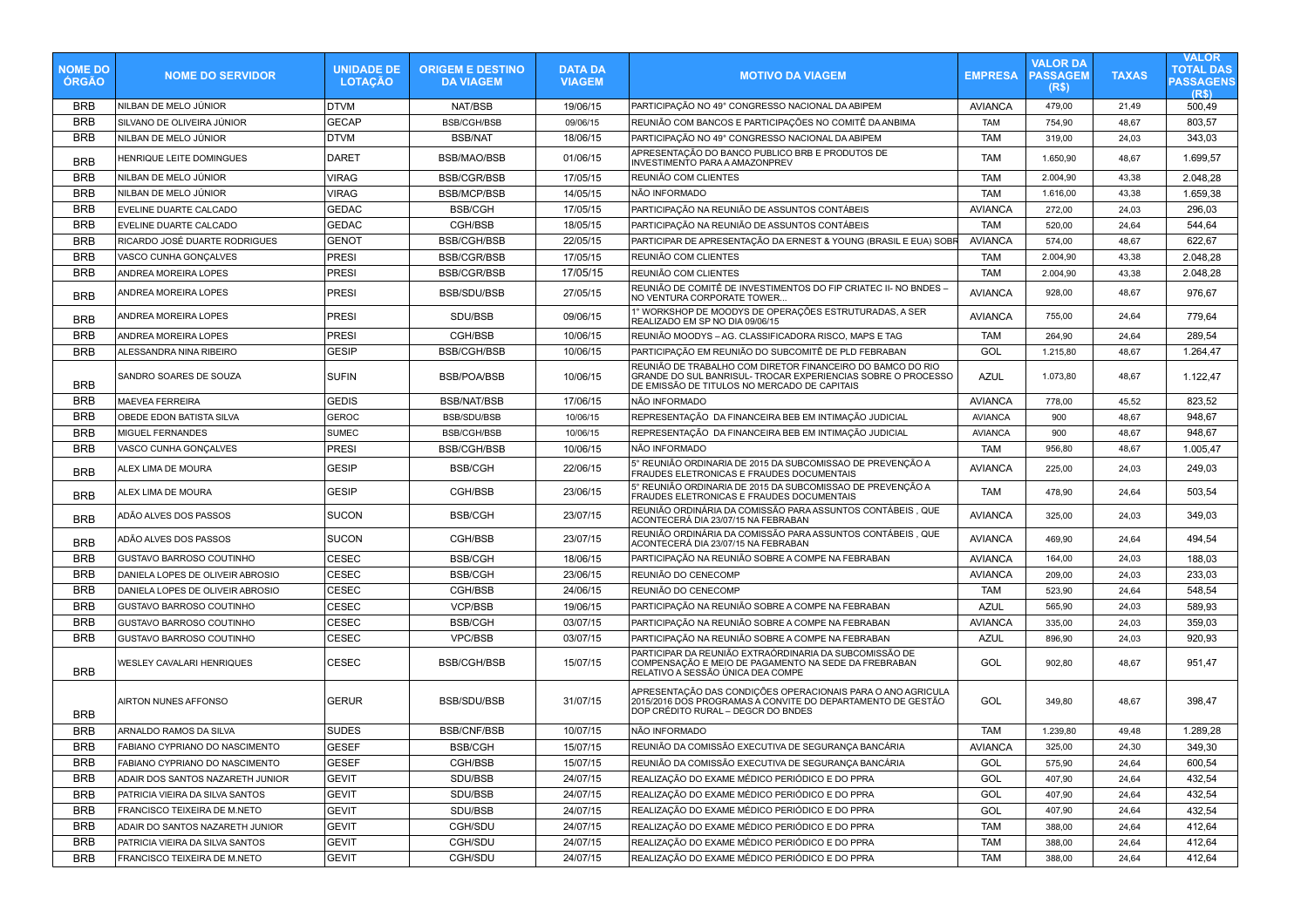| NOME DO ÓRGÃO | NOME DO SERVIDOR | UNIDADE DE LOTAÇÃO | ORIGEM E DESTINO DA VIAGEM | DATA DA VIAGEM | MOTIVO DA VIAGEM | EMPRESA | VALOR DA PASSAGEM (R$) | TAXAS | VALOR TOTAL DAS PASSAGENS (R$) |
|---|---|---|---|---|---|---|---|---|---|
| BRB | NILBAN DE MELO JÚNIOR | DTVM | NAT/BSB | 19/06/15 | PARTICIPAÇÃO NO 49° CONGRESSO NACIONAL DA ABIPEM | AVIANCA | 479,00 | 21,49 | 500,49 |
| BRB | SILVANO DE OLIVEIRA JÚNIOR | GECAP | BSB/CGH/BSB | 09/06/15 | REUNIÃO COM BANCOS E PARTICIPAÇÕES NO COMITÊ DA ANBIMA | TAM | 754,90 | 48,67 | 803,57 |
| BRB | NILBAN DE MELO JÚNIOR | DTVM | BSB/NAT | 18/06/15 | PARTICIPAÇÃO NO 49° CONGRESSO NACIONAL DA ABIPEM | TAM | 319,00 | 24,03 | 343,03 |
| BRB | HENRIQUE LEITE DOMINGUES | DARET | BSB/MAO/BSB | 01/06/15 | APRESENTAÇÃO DO BANCO PUBLICO BRB E PRODUTOS DE INVESTIMENTO PARA A AMAZONPREV | TAM | 1.650,90 | 48,67 | 1.699,57 |
| BRB | NILBAN DE MELO JÚNIOR | VIRAG | BSB/CGR/BSB | 17/05/15 | REUNIÃO COM CLIENTES | TAM | 2.004,90 | 43,38 | 2.048,28 |
| BRB | NILBAN DE MELO JÚNIOR | VIRAG | BSB/MCP/BSB | 14/05/15 | NÃO INFORMADO | TAM | 1.616,00 | 43,38 | 1.659,38 |
| BRB | EVELINE DUARTE CALCADO | GEDAC | BSB/CGH | 17/05/15 | PARTICIPAÇÃO NA REUNIÃO DE ASSUNTOS CONTÁBEIS | AVIANCA | 272,00 | 24,03 | 296,03 |
| BRB | EVELINE DUARTE CALCADO | GEDAC | CGH/BSB | 18/05/15 | PARTICIPAÇÃO NA REUNIÃO DE ASSUNTOS CONTÁBEIS | TAM | 520,00 | 24,64 | 544,64 |
| BRB | RICARDO JOSÉ DUARTE RODRIGUES | GENOT | BSB/CGH/BSB | 22/05/15 | PARTICIPAR DE APRESENTAÇÃO DA ERNEST & YOUNG (BRASIL E EUA) SOBR | AVIANCA | 574,00 | 48,67 | 622,67 |
| BRB | VASCO CUNHA GONÇALVES | PRESI | BSB/CGR/BSB | 17/05/15 | REUNIÃO COM CLIENTES | TAM | 2.004,90 | 43,38 | 2.048,28 |
| BRB | ANDREA MOREIRA LOPES | PRESI | BSB/CGR/BSB | 17/05/15 | REUNIÃO COM CLIENTES | TAM | 2.004,90 | 43,38 | 2.048,28 |
| BRB | ANDREA MOREIRA LOPES | PRESI | BSB/SDU/BSB | 27/05/15 | REUNIÃO DE COMITÊ DE INVESTIMENTOS DO FIP CRIATEC II- NO BNDES – NO VENTURA CORPORATE TOWER... | AVIANCA | 928,00 | 48,67 | 976,67 |
| BRB | ANDREA MOREIRA LOPES | PRESI | SDU/BSB | 09/06/15 | 1° WORKSHOP DE MOODYS DE OPERAÇÕES ESTRUTURADAS, A SER REALIZADO EM SP NO DIA 09/06/15 | AVIANCA | 755,00 | 24,64 | 779,64 |
| BRB | ANDREA MOREIRA LOPES | PRESI | CGH/BSB | 10/06/15 | REUNIÃO MOODYS – AG. CLASSIFICADORA RISCO, MAPS E TAG | TAM | 264,90 | 24,64 | 289,54 |
| BRB | ALESSANDRA NINA RIBEIRO | GESIP | BSB/CGH/BSB | 10/06/15 | PARTICIPAÇÃO EM REUNIÃO DO SUBCOMITÊ DE PLD FEBRABAN | GOL | 1.215,80 | 48,67 | 1.264,47 |
| BRB | SANDRO SOARES DE SOUZA | SUFIN | BSB/POA/BSB | 10/06/15 | REUNIÃO DE TRABALHO COM DIRETOR FINANCEIRO DO BAMCO DO RIO GRANDE DO SUL BANRISUL- TROCAR EXPERIENCIAS SOBRE O PROCESSO DE EMISSÃO DE TITULOS NO MERCADO DE CAPITAIS | AZUL | 1.073,80 | 48,67 | 1.122,47 |
| BRB | MAEVEA FERREIRA | GEDIS | BSB/NAT/BSB | 17/06/15 | NÃO INFORMADO | AVIANCA | 778,00 | 45,52 | 823,52 |
| BRB | OBEDE EDON BATISTA SILVA | GEROC | BSB/SDU/BSB | 10/06/15 | REPRESENTAÇÃO DA FINANCEIRA BEB EM INTIMAÇÃO JUDICIAL | AVIANCA | 900 | 48,67 | 948,67 |
| BRB | MIGUEL FERNANDES | SUMEC | BSB/CGH/BSB | 10/06/15 | REPRESENTAÇÃO DA FINANCEIRA BEB EM INTIMAÇÃO JUDICIAL | AVIANCA | 900 | 48,67 | 948,67 |
| BRB | VASCO CUNHA GONÇALVES | PRESI | BSB/CGH/BSB | 10/06/15 | NÃO INFORMADO | TAM | 956,80 | 48,67 | 1.005,47 |
| BRB | ALEX LIMA DE MOURA | GESIP | BSB/CGH | 22/06/15 | 5° REUNIÃO ORDINARIA DE 2015 DA SUBCOMISSAO DE PREVENÇÃO A FRAUDES ELETRONICAS E FRAUDES DOCUMENTAIS | AVIANCA | 225,00 | 24,03 | 249,03 |
| BRB | ALEX LIMA DE MOURA | GESIP | CGH/BSB | 23/06/15 | 5° REUNIÃO ORDINARIA DE 2015 DA SUBCOMISSAO DE PREVENÇÃO A FRAUDES ELETRONICAS E FRAUDES DOCUMENTAIS | TAM | 478,90 | 24,64 | 503,54 |
| BRB | ADÃO ALVES DOS PASSOS | SUCON | BSB/CGH | 23/07/15 | REUNIÃO ORDINÁRIA DA COMISSÃO PARA ASSUNTOS CONTÁBEIS , QUE ACONTECERÁ DIA 23/07/15 NA FEBRABAN | AVIANCA | 325,00 | 24,03 | 349,03 |
| BRB | ADÃO ALVES DOS PASSOS | SUCON | CGH/BSB | 23/07/15 | REUNIÃO ORDINÁRIA DA COMISSÃO PARA ASSUNTOS CONTÁBEIS , QUE ACONTECERÁ DIA 23/07/15 NA FEBRABAN | AVIANCA | 469,90 | 24,64 | 494,54 |
| BRB | GUSTAVO BARROSO COUTINHO | CESEC | BSB/CGH | 18/06/15 | PARTICIPAÇÃO NA REUNIÃO SOBRE A COMPE NA FEBRABAN | AVIANCA | 164,00 | 24,03 | 188,03 |
| BRB | DANIELA LOPES DE OLIVEIR ABROSIO | CESEC | BSB/CGH | 23/06/15 | REUNIÃO DO CENECOMP | AVIANCA | 209,00 | 24,03 | 233,03 |
| BRB | DANIELA LOPES DE OLIVEIR ABROSIO | CESEC | CGH/BSB | 24/06/15 | REUNIÃO DO CENECOMP | TAM | 523,90 | 24,64 | 548,54 |
| BRB | GUSTAVO BARROSO COUTINHO | CESEC | VCP/BSB | 19/06/15 | PARTICIPAÇÃO NA REUNIÃO SOBRE A COMPE NA FEBRABAN | AZUL | 565,90 | 24,03 | 589,93 |
| BRB | GUSTAVO BARROSO COUTINHO | CESEC | BSB/CGH | 03/07/15 | PARTICIPAÇÃO NA REUNIÃO SOBRE A COMPE NA FEBRABAN | AVIANCA | 335,00 | 24,03 | 359,03 |
| BRB | GUSTAVO BARROSO COUTINHO | CESEC | VPC/BSB | 03/07/15 | PARTICIPAÇÃO NA REUNIÃO SOBRE A COMPE NA FEBRABAN | AZUL | 896,90 | 24,03 | 920,93 |
| BRB | WESLEY CAVALARI HENRIQUES | CESEC | BSB/CGH/BSB | 15/07/15 | PARTICIPAR DA REUNIÃO EXTRAÓRDINARIA DA SUBCOMISSÃO DE COMPENSAÇÃO E MEIO DE PAGAMENTO NA SEDE DA FREBRABAN RELATIVO A SESSÃO ÚNICA DEA COMPE | GOL | 902,80 | 48,67 | 951,47 |
| BRB | AIRTON NUNES AFFONSO | GERUR | BSB/SDU/BSB | 31/07/15 | APRESENTAÇÃO DAS CONDIÇÕES OPERACIONAIS PARA O ANO AGRICULA 2015/2016 DOS PROGRAMAS A CONVITE DO DEPARTAMENTO DE GESTÃO DOP CRÉDITO RURAL – DEGCR DO BNDES | GOL | 349,80 | 48,67 | 398,47 |
| BRB | ARNALDO RAMOS DA SILVA | SUDES | BSB/CNF/BSB | 10/07/15 | NÃO INFORMADO | TAM | 1.239,80 | 49,48 | 1.289,28 |
| BRB | FABIANO CYPRIANO DO NASCIMENTO | GESEF | BSB/CGH | 15/07/15 | REUNIÃO DA COMISSÃO EXECUTIVA DE SEGURANÇA BANCÁRIA | AVIANCA | 325,00 | 24,30 | 349,30 |
| BRB | FABIANO CYPRIANO DO NASCIMENTO | GESEF | CGH/BSB | 15/07/15 | REUNIÃO DA COMISSÃO EXECUTIVA DE SEGURANÇA BANCÁRIA | GOL | 575,90 | 24,64 | 600,54 |
| BRB | ADAIR DOS SANTOS NAZARETH JUNIOR | GEVIT | SDU/BSB | 24/07/15 | REALIZAÇÃO DO EXAME MÉDICO PERIÓDICO E DO PPRA | GOL | 407,90 | 24,64 | 432,54 |
| BRB | PATRICIA VIEIRA DA SILVA SANTOS | GEVIT | SDU/BSB | 24/07/15 | REALIZAÇÃO DO EXAME MÉDICO PERIÓDICO E DO PPRA | GOL | 407,90 | 24,64 | 432,54 |
| BRB | FRANCISCO TEIXEIRA DE M.NETO | GEVIT | SDU/BSB | 24/07/15 | REALIZAÇÃO DO EXAME MÉDICO PERIÓDICO E DO PPRA | GOL | 407,90 | 24,64 | 432,54 |
| BRB | ADAIR DO SANTOS NAZARETH JUNIOR | GEVIT | CGH/SDU | 24/07/15 | REALIZAÇÃO DO EXAME MÉDICO PERIÓDICO E DO PPRA | TAM | 388,00 | 24,64 | 412,64 |
| BRB | PATRICIA VIEIRA DA SILVA SANTOS | GEVIT | CGH/SDU | 24/07/15 | REALIZAÇÃO DO EXAME MÉDICO PERIÓDICO E DO PPRA | TAM | 388,00 | 24,64 | 412,64 |
| BRB | FRANCISCO TEIXEIRA DE M.NETO | GEVIT | CGH/SDU | 24/07/15 | REALIZAÇÃO DO EXAME MÉDICO PERIÓDICO E DO PPRA | TAM | 388,00 | 24,64 | 412,64 |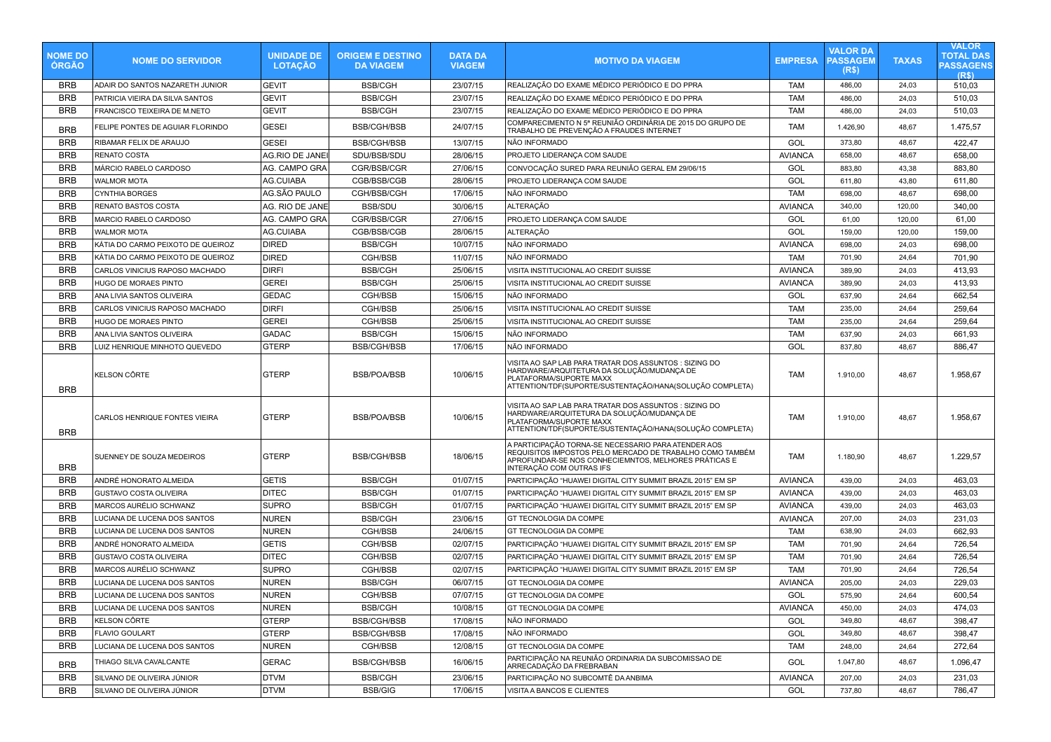| NOME DO ÓRGÃO | NOME DO SERVIDOR | UNIDADE DE LOTAÇÃO | ORIGEM E DESTINO DA VIAGEM | DATA DA VIAGEM | MOTIVO DA VIAGEM | EMPRESA | VALOR DA PASSAGEM (R$) | TAXAS | VALOR TOTAL DAS PASSAGENS (R$) |
|---|---|---|---|---|---|---|---|---|---|
| BRB | ADAIR DO SANTOS NAZARETH JUNIOR | GEVIT | BSB/CGH | 23/07/15 | REALIZAÇÃO DO EXAME MÉDICO PERIÓDICO E DO PPRA | TAM | 486,00 | 24,03 | 510,03 |
| BRB | PATRICIA VIEIRA DA SILVA SANTOS | GEVIT | BSB/CGH | 23/07/15 | REALIZAÇÃO DO EXAME MÉDICO PERIÓDICO E DO PPRA | TAM | 486,00 | 24,03 | 510,03 |
| BRB | FRANCISCO TEIXEIRA DE M.NETO | GEVIT | BSB/CGH | 23/07/15 | REALIZAÇÃO DO EXAME MÉDICO PERIÓDICO E DO PPRA | TAM | 486,00 | 24,03 | 510,03 |
| BRB | FELIPE PONTES DE AGUIAR FLORINDO | GESEI | BSB/CGH/BSB | 24/07/15 | COMPARECIMENTO N 5ª REUNIÃO ORDINÁRIA DE 2015 DO GRUPO DE TRABALHO DE PREVENÇÃO A FRAUDES INTERNET | TAM | 1.426,90 | 48,67 | 1.475,57 |
| BRB | RIBAMAR FELIX DE ARAUJO | GESEI | BSB/CGH/BSB | 13/07/15 | NÃO INFORMADO | GOL | 373,80 | 48,67 | 422,47 |
| BRB | RENATO COSTA | AG.RIO DE JANEI | SDU/BSB/SDU | 28/06/15 | PROJETO LIDERANÇA COM SAUDE | AVIANCA | 658,00 | 48,67 | 658,00 |
| BRB | MÁRCIO RABELO CARDOSO | AG. CAMPO GRA | CGR/BSB/CGR | 27/06/15 | CONVOCAÇÃO SURED PARA REUNIÃO GERAL EM 29/06/15 | GOL | 883,80 | 43,38 | 883,80 |
| BRB | WALMOR MOTA | AG.CUIABA | CGB/BSB/CGB | 28/06/15 | PROJETO LIDERANÇA COM SAUDE | GOL | 611,80 | 43,80 | 611,80 |
| BRB | CYNTHIA BORGES | AG.SÃO PAULO | CGH/BSB/CGH | 17/06/15 | NÃO INFORMADO | TAM | 698,00 | 48,67 | 698,00 |
| BRB | RENATO BASTOS COSTA | AG. RIO DE JANE | BSB/SDU | 30/06/15 | ALTERAÇÃO | AVIANCA | 340,00 | 120,00 | 340,00 |
| BRB | MARCIO RABELO CARDOSO | AG. CAMPO GRA | CGR/BSB/CGR | 27/06/15 | PROJETO LIDERANÇA COM SAUDE | GOL | 61,00 | 120,00 | 61,00 |
| BRB | WALMOR MOTA | AG.CUIABA | CGB/BSB/CGB | 28/06/15 | ALTERAÇÃO | GOL | 159,00 | 120,00 | 159,00 |
| BRB | KÁTIA DO CARMO PEIXOTO DE QUEIROZ | DIRED | BSB/CGH | 10/07/15 | NÃO INFORMADO | AVIANCA | 698,00 | 24,03 | 698,00 |
| BRB | KÁTIA DO CARMO PEIXOTO DE QUEIROZ | DIRED | CGH/BSB | 11/07/15 | NÃO INFORMADO | TAM | 701,90 | 24,64 | 701,90 |
| BRB | CARLOS VINICIUS RAPOSO MACHADO | DIRFI | BSB/CGH | 25/06/15 | VISITA INSTITUCIONAL AO CREDIT SUISSE | AVIANCA | 389,90 | 24,03 | 413,93 |
| BRB | HUGO DE MORAES PINTO | GEREI | BSB/CGH | 25/06/15 | VISITA INSTITUCIONAL AO CREDIT SUISSE | AVIANCA | 389,90 | 24,03 | 413,93 |
| BRB | ANA LIVIA SANTOS OLIVEIRA | GEDAC | CGH/BSB | 15/06/15 | NÃO INFORMADO | GOL | 637,90 | 24,64 | 662,54 |
| BRB | CARLOS VINICIUS RAPOSO MACHADO | DIRFI | CGH/BSB | 25/06/15 | VISITA INSTITUCIONAL AO CREDIT SUISSE | TAM | 235,00 | 24,64 | 259,64 |
| BRB | HUGO DE MORAES PINTO | GEREI | CGH/BSB | 25/06/15 | VISITA INSTITUCIONAL AO CREDIT SUISSE | TAM | 235,00 | 24,64 | 259,64 |
| BRB | ANA LIVIA SANTOS OLIVEIRA | GADAC | BSB/CGH | 15/06/15 | NÃO INFORMADO | TAM | 637,90 | 24,03 | 661,93 |
| BRB | LUIZ HENRIQUE MINHOTO QUEVEDO | GTERP | BSB/CGH/BSB | 17/06/15 | NÃO INFORMADO | GOL | 837,80 | 48,67 | 886,47 |
| BRB | KELSON CÔRTE | GTERP | BSB/POA/BSB | 10/06/15 | VISITA AO SAP LAB PARA TRATAR DOS ASSUNTOS : SIZING DO HARDWARE/ARQUITETURA DA SOLUÇÃO/MUDANÇA DE PLATAFORMA/SUPORTE MAXX ATTENTION/TDF(SUPORTE/SUSTENTAÇÃO/HANA(SOLUÇÃO COMPLETA) | TAM | 1.910,00 | 48,67 | 1.958,67 |
| BRB | CARLOS HENRIQUE FONTES VIEIRA | GTERP | BSB/POA/BSB | 10/06/15 | VISITA AO SAP LAB PARA TRATAR DOS ASSUNTOS : SIZING DO HARDWARE/ARQUITETURA DA SOLUÇÃO/MUDANÇA DE PLATAFORMA/SUPORTE MAXX ATTENTION/TDF(SUPORTE/SUSTENTAÇÃO/HANA(SOLUÇÃO COMPLETA) | TAM | 1.910,00 | 48,67 | 1.958,67 |
| BRB | SUENNEY DE SOUZA MEDEIROS | GTERP | BSB/CGH/BSB | 18/06/15 | A PARTICIPAÇÃO TORNA-SE NECESSARIO PARA ATENDER AOS REQUISITOS IMPOSTOS PELO MERCADO DE TRABALHO COMO TAMBÉM APROFUNDAR-SE NOS CONHECIEMNTOS, MELHORES PRÁTICAS E INTERAÇÃO COM OUTRAS IFS | TAM | 1.180,90 | 48,67 | 1.229,57 |
| BRB | ANDRÉ HONORATO ALMEIDA | GETIS | BSB/CGH | 01/07/15 | PARTICIPAÇÃO "HUAWEI DIGITAL CITY SUMMIT BRAZIL 2015" EM SP | AVIANCA | 439,00 | 24,03 | 463,03 |
| BRB | GUSTAVO COSTA OLIVEIRA | DITEC | BSB/CGH | 01/07/15 | PARTICIPAÇÃO "HUAWEI DIGITAL CITY SUMMIT BRAZIL 2015" EM SP | AVIANCA | 439,00 | 24,03 | 463,03 |
| BRB | MARCOS AURÉLIO SCHWANZ | SUPRO | BSB/CGH | 01/07/15 | PARTICIPAÇÃO "HUAWEI DIGITAL CITY SUMMIT BRAZIL 2015" EM SP | AVIANCA | 439,00 | 24,03 | 463,03 |
| BRB | LUCIANA DE LUCENA DOS SANTOS | NUREN | BSB/CGH | 23/06/15 | GT TECNOLOGIA DA COMPE | AVIANCA | 207,00 | 24,03 | 231,03 |
| BRB | LUCIANA DE LUCENA DOS SANTOS | NUREN | CGH/BSB | 24/06/15 | GT TECNOLOGIA DA COMPE | TAM | 638,90 | 24,03 | 662,93 |
| BRB | ANDRÉ HONORATO ALMEIDA | GETIS | CGH/BSB | 02/07/15 | PARTICIPAÇÃO "HUAWEI DIGITAL CITY SUMMIT BRAZIL 2015" EM SP | TAM | 701,90 | 24,64 | 726,54 |
| BRB | GUSTAVO COSTA OLIVEIRA | DITEC | CGH/BSB | 02/07/15 | PARTICIPAÇÃO "HUAWEI DIGITAL CITY SUMMIT BRAZIL 2015" EM SP | TAM | 701,90 | 24,64 | 726,54 |
| BRB | MARCOS AURÉLIO SCHWANZ | SUPRO | CGH/BSB | 02/07/15 | PARTICIPAÇÃO "HUAWEI DIGITAL CITY SUMMIT BRAZIL 2015" EM SP | TAM | 701,90 | 24,64 | 726,54 |
| BRB | LUCIANA DE LUCENA DOS SANTOS | NUREN | BSB/CGH | 06/07/15 | GT TECNOLOGIA DA COMPE | AVIANCA | 205,00 | 24,03 | 229,03 |
| BRB | LUCIANA DE LUCENA DOS SANTOS | NUREN | CGH/BSB | 07/07/15 | GT TECNOLOGIA DA COMPE | GOL | 575,90 | 24,64 | 600,54 |
| BRB | LUCIANA DE LUCENA DOS SANTOS | NUREN | BSB/CGH | 10/08/15 | GT TECNOLOGIA DA COMPE | AVIANCA | 450,00 | 24,03 | 474,03 |
| BRB | KELSON CÔRTE | GTERP | BSB/CGH/BSB | 17/08/15 | NÃO INFORMADO | GOL | 349,80 | 48,67 | 398,47 |
| BRB | FLAVIO GOULART | GTERP | BSB/CGH/BSB | 17/08/15 | NÃO INFORMADO | GOL | 349,80 | 48,67 | 398,47 |
| BRB | LUCIANA DE LUCENA DOS SANTOS | NUREN | CGH/BSB | 12/08/15 | GT TECNOLOGIA DA COMPE | TAM | 248,00 | 24,64 | 272,64 |
| BRB | THIAGO SILVA CAVALCANTE | GERAC | BSB/CGH/BSB | 16/06/15 | PARTICIPAÇÃO NA REUNIÃO ORDINARIA DA SUBCOMISSAO DE ARRECADAÇÃO DA FREBRABAN | GOL | 1.047,80 | 48,67 | 1.096,47 |
| BRB | SILVANO DE OLIVEIRA JÚNIOR | DTVM | BSB/CGH | 23/06/15 | PARTICIPAÇÃO NO SUBCOMTÊ DA ANBIMA | AVIANCA | 207,00 | 24,03 | 231,03 |
| BRB | SILVANO DE OLIVEIRA JÚNIOR | DTVM | BSB/GIG | 17/06/15 | VISITA A BANCOS E CLIENTES | GOL | 737,80 | 48,67 | 786,47 |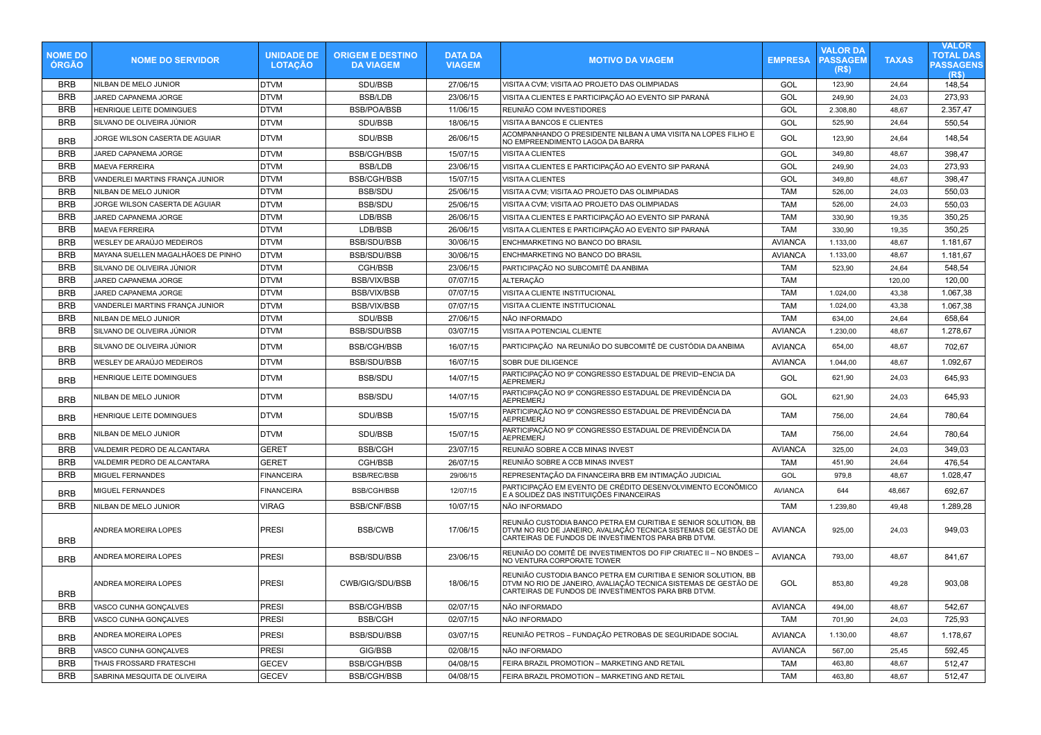| NOME DO ÓRGÃO | NOME DO SERVIDOR | UNIDADE DE LOTAÇÃO | ORIGEM E DESTINO DA VIAGEM | DATA DA VIAGEM | MOTIVO DA VIAGEM | EMPRESA | VALOR DA PASSAGEM (R$) | TAXAS | VALOR TOTAL DAS PASSAGENS (R$) |
|---|---|---|---|---|---|---|---|---|---|
| BRB | NILBAN DE MELO JUNIOR | DTVM | SDU/BSB | 27/06/15 | VISITA A CVM; VISITA AO PROJETO DAS OLIMPIADAS | GOL | 123,90 | 24,64 | 148,54 |
| BRB | JARED CAPANEMA JORGE | DTVM | BSB/LDB | 23/06/15 | VISITA A CLIENTES E PARTICIPAÇÃO AO EVENTO SIP PARANÁ | GOL | 249,90 | 24,03 | 273,93 |
| BRB | HENRIQUE LEITE DOMINGUES | DTVM | BSB/POA/BSB | 11/06/15 | REUNIÃO COM INVESTIDORES | GOL | 2.308,80 | 48,67 | 2.357,47 |
| BRB | SILVANO DE OLIVEIRA JÚNIOR | DTVM | SDU/BSB | 18/06/15 | VISITA A BANCOS E CLIENTES | GOL | 525,90 | 24,64 | 550,54 |
| BRB | JORGE WILSON CASERTA DE AGUIAR | DTVM | SDU/BSB | 26/06/15 | ACOMPANHANDO O PRESIDENTE NILBAN A UMA VISITA NA LOPES FILHO E NO EMPREENDIMENTO LAGOA DA BARRA | GOL | 123,90 | 24,64 | 148,54 |
| BRB | JARED CAPANEMA JORGE | DTVM | BSB/CGH/BSB | 15/07/15 | VISITA A CLIENTES | GOL | 349,80 | 48,67 | 398,47 |
| BRB | MAEVA FERREIRA | DTVM | BSB/LDB | 23/06/15 | VISITA A CLIENTES E PARTICIPAÇÃO AO EVENTO SIP PARANÁ | GOL | 249,90 | 24,03 | 273,93 |
| BRB | VANDERLEI MARTINS FRANÇA JUNIOR | DTVM | BSB/CGH/BSB | 15/07/15 | VISITA A CLIENTES | GOL | 349,80 | 48,67 | 398,47 |
| BRB | NILBAN DE MELO JUNIOR | DTVM | BSB/SDU | 25/06/15 | VISITA A CVM; VISITA AO PROJETO DAS OLIMPIADAS | TAM | 526,00 | 24,03 | 550,03 |
| BRB | JORGE WILSON CASERTA DE AGUIAR | DTVM | BSB/SDU | 25/06/15 | VISITA A CVM; VISITA AO PROJETO DAS OLIMPIADAS | TAM | 526,00 | 24,03 | 550,03 |
| BRB | JARED CAPANEMA JORGE | DTVM | LDB/BSB | 26/06/15 | VISITA A CLIENTES E PARTICIPAÇÃO AO EVENTO SIP PARANÁ | TAM | 330,90 | 19,35 | 350,25 |
| BRB | MAEVA FERREIRA | DTVM | LDB/BSB | 26/06/15 | VISITA A CLIENTES E PARTICIPAÇÃO AO EVENTO SIP PARANÁ | TAM | 330,90 | 19,35 | 350,25 |
| BRB | WESLEY DE ARAÚJO MEDEIROS | DTVM | BSB/SDU/BSB | 30/06/15 | ENCHMARKETING NO BANCO DO BRASIL | AVIANCA | 1.133,00 | 48,67 | 1.181,67 |
| BRB | MAYANA SUELLEN MAGALHÃOES DE PINHO | DTVM | BSB/SDU/BSB | 30/06/15 | ENCHMARKETING NO BANCO DO BRASIL | AVIANCA | 1.133,00 | 48,67 | 1.181,67 |
| BRB | SILVANO DE OLIVEIRA JÚNIOR | DTVM | CGH/BSB | 23/06/15 | PARTICIPAÇÃO NO SUBCOMITÊ DA ANBIMA | TAM | 523,90 | 24,64 | 548,54 |
| BRB | JARED CAPANEMA JORGE | DTVM | BSB/VIX/BSB | 07/07/15 | ALTERAÇÃO | TAM | | 120,00 | 120,00 |
| BRB | JARED CAPANEMA JORGE | DTVM | BSB/VIX/BSB | 07/07/15 | VISITA A CLIENTE INSTITUCIONAL | TAM | 1.024,00 | 43,38 | 1.067,38 |
| BRB | VANDERLEI MARTINS FRANÇA JUNIOR | DTVM | BSB/VIX/BSB | 07/07/15 | VISITA A CLIENTE INSTITUCIONAL | TAM | 1.024,00 | 43,38 | 1.067,38 |
| BRB | NILBAN DE MELO JUNIOR | DTVM | SDU/BSB | 27/06/15 | NÃO INFORMADO | TAM | 634,00 | 24,64 | 658,64 |
| BRB | SILVANO DE OLIVEIRA JÚNIOR | DTVM | BSB/SDU/BSB | 03/07/15 | VISITA A POTENCIAL CLIENTE | AVIANCA | 1.230,00 | 48,67 | 1.278,67 |
| BRB | SILVANO DE OLIVEIRA JÚNIOR | DTVM | BSB/CGH/BSB | 16/07/15 | PARTICIPAÇÃO NA REUNIÃO DO SUBCOMITÊ DE CUSTÓDIA DA ANBIMA | AVIANCA | 654,00 | 48,67 | 702,67 |
| BRB | WESLEY DE ARAÚJO MEDEIROS | DTVM | BSB/SDU/BSB | 16/07/15 | SOBR DUE DILIGENCE | AVIANCA | 1.044,00 | 48,67 | 1.092,67 |
| BRB | HENRIQUE LEITE DOMINGUES | DTVM | BSB/SDU | 14/07/15 | PARTICIPAÇÃO NO 9º CONGRESSO ESTADUAL DE PREVID~ENCIA DA AEPREMERJ | GOL | 621,90 | 24,03 | 645,93 |
| BRB | NILBAN DE MELO JUNIOR | DTVM | BSB/SDU | 14/07/15 | PARTICIPAÇÃO NO 9º CONGRESSO ESTADUAL DE PREVIDÊNCIA DA AEPREMERJ | GOL | 621,90 | 24,03 | 645,93 |
| BRB | HENRIQUE LEITE DOMINGUES | DTVM | SDU/BSB | 15/07/15 | PARTICIPAÇÃO NO 9º CONGRESSO ESTADUAL DE PREVIDÊNCIA DA AEPREMERJ | TAM | 756,00 | 24,64 | 780,64 |
| BRB | NILBAN DE MELO JUNIOR | DTVM | SDU/BSB | 15/07/15 | PARTICIPAÇÃO NO 9º CONGRESSO ESTADUAL DE PREVIDÊNCIA DA AEPREMERJ | TAM | 756,00 | 24,64 | 780,64 |
| BRB | VALDEMIR PEDRO DE ALCANTARA | GERET | BSB/CGH | 23/07/15 | REUNIÃO SOBRE A CCB MINAS INVEST | AVIANCA | 325,00 | 24,03 | 349,03 |
| BRB | VALDEMIR PEDRO DE ALCANTARA | GERET | CGH/BSB | 26/07/15 | REUNIÃO SOBRE A CCB MINAS INVEST | TAM | 451,90 | 24,64 | 476,54 |
| BRB | MIGUEL FERNANDES | FINANCEIRA | BSB/REC/BSB | 29/06/15 | REPRESENTAÇÃO DA FINANCEIRA BRB EM INTIMAÇÃO JUDICIAL | GOL | 979,8 | 48,67 | 1.028,47 |
| BRB | MIGUEL FERNANDES | FINANCEIRA | BSB/CGH/BSB | 12/07/15 | PARTICIPAÇÃO EM EVENTO DE CRÉDITO DESENVOLVIMENTO ECONÔMICO E A SOLIDEZ DAS INSTITUIÇÕES FINANCEIRAS | AVIANCA | 644 | 48,667 | 692,67 |
| BRB | NILBAN DE MELO JUNIOR | VIRAG | BSB/CNF/BSB | 10/07/15 | NÃO INFORMADO | TAM | 1.239,80 | 49,48 | 1.289,28 |
| BRB | ANDREA MOREIRA LOPES | PRESI | BSB/CWB | 17/06/15 | REUNIÃO CUSTODIA BANCO PETRA EM CURITIBA E SENIOR SOLUTION, BB DTVM NO RIO DE JANEIRO, AVALIAÇÃO TECNICA SISTEMAS DE GESTÃO DE CARTEIRAS DE FUNDOS DE INVESTIMENTOS PARA BRB DTVM. | AVIANCA | 925,00 | 24,03 | 949,03 |
| BRB | ANDREA MOREIRA LOPES | PRESI | BSB/SDU/BSB | 23/06/15 | REUNIÃO DO COMITÊ DE INVESTIMENTOS DO FIP CRIATEC II – NO BNDES – NO VENTURA CORPORATE TOWER | AVIANCA | 793,00 | 48,67 | 841,67 |
| BRB | ANDREA MOREIRA LOPES | PRESI | CWB/GIG/SDU/BSB | 18/06/15 | REUNIÃO CUSTODIA BANCO PETRA EM CURITIBA E SENIOR SOLUTION, BB DTVM NO RIO DE JANEIRO, AVALIAÇÃO TECNICA SISTEMAS DE GESTÃO DE CARTEIRAS DE FUNDOS DE INVESTIMENTOS PARA BRB DTVM. | GOL | 853,80 | 49,28 | 903,08 |
| BRB | VASCO CUNHA GONÇALVES | PRESI | BSB/CGH/BSB | 02/07/15 | NÃO INFORMADO | AVIANCA | 494,00 | 48,67 | 542,67 |
| BRB | VASCO CUNHA GONÇALVES | PRESI | BSB/CGH | 02/07/15 | NÃO INFORMADO | TAM | 701,90 | 24,03 | 725,93 |
| BRB | ANDREA MOREIRA LOPES | PRESI | BSB/SDU/BSB | 03/07/15 | REUNIÃO PETROS – FUNDAÇÃO PETROBAS DE SEGURIDADE SOCIAL | AVIANCA | 1.130,00 | 48,67 | 1.178,67 |
| BRB | VASCO CUNHA GONÇALVES | PRESI | GIG/BSB | 02/08/15 | NÃO INFORMADO | AVIANCA | 567,00 | 25,45 | 592,45 |
| BRB | THAIS FROSSARD FRATESCHI | GECEV | BSB/CGH/BSB | 04/08/15 | FEIRA BRAZIL PROMOTION – MARKETING AND RETAIL | TAM | 463,80 | 48,67 | 512,47 |
| BRB | SABRINA MESQUITA DE OLIVEIRA | GECEV | BSB/CGH/BSB | 04/08/15 | FEIRA BRAZIL PROMOTION – MARKETING AND RETAIL | TAM | 463,80 | 48,67 | 512,47 |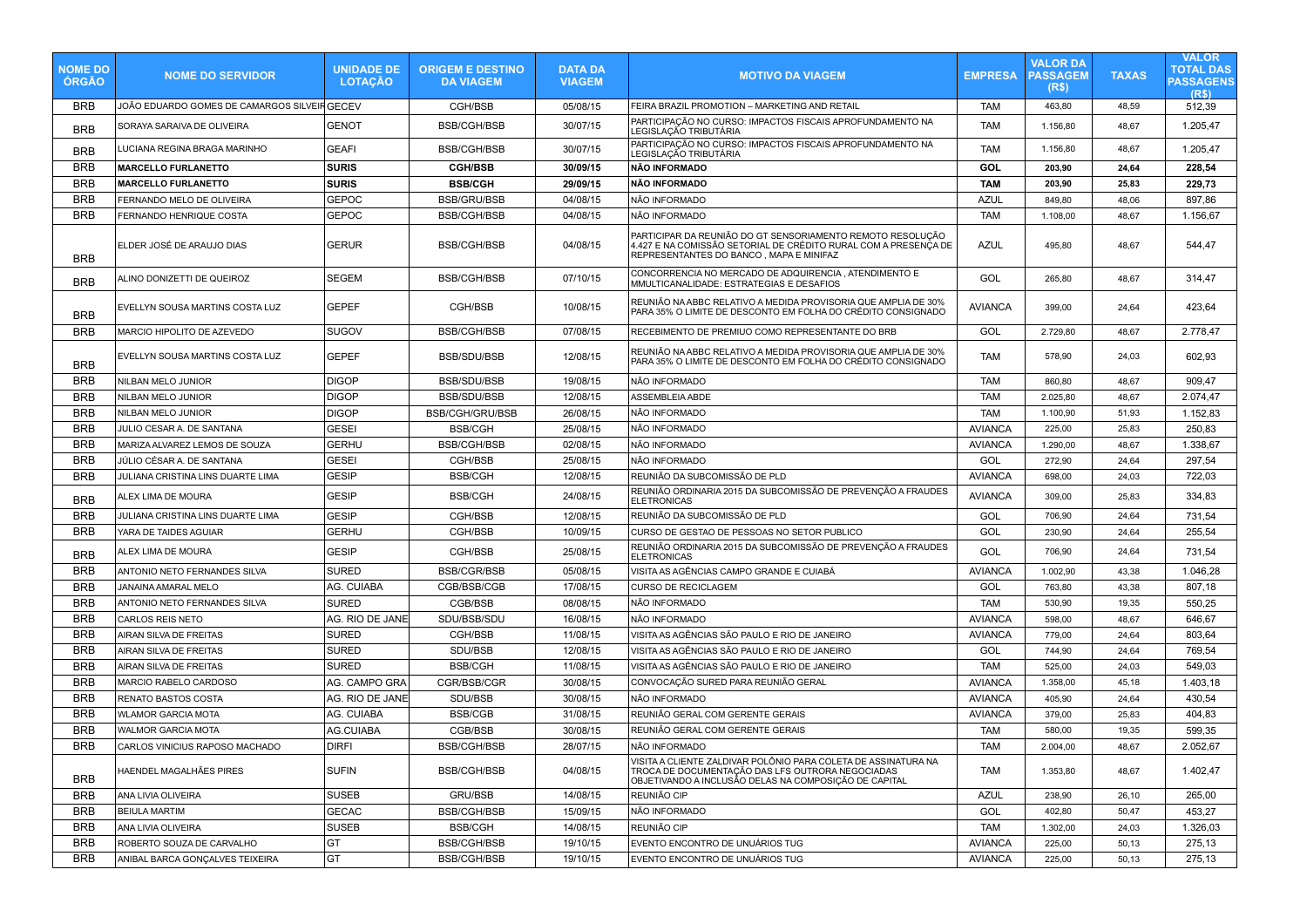| NOME DO ÓRGÃO | NOME DO SERVIDOR | UNIDADE DE LOTAÇÃO | ORIGEM E DESTINO DA VIAGEM | DATA DA VIAGEM | MOTIVO DA VIAGEM | EMPRESA | VALOR DA PASSAGEM (R$) | TAXAS | VALOR TOTAL DAS PASSAGENS (R$) |
|---|---|---|---|---|---|---|---|---|---|
| BRB | JOÃO EDUARDO GOMES DE CAMARGOS SILVEIR | GECEV | CGH/BSB | 05/08/15 | FEIRA BRAZIL PROMOTION – MARKETING AND RETAIL | TAM | 463,80 | 48,59 | 512,39 |
| BRB | SORAYA SARAIVA DE OLIVEIRA | GENOT | BSB/CGH/BSB | 30/07/15 | PARTICIPAÇÃO NO CURSO: IMPACTOS FISCAIS APROFUNDAMENTO NA LEGISLAÇÃO TRIBUTÁRIA | TAM | 1.156,80 | 48,67 | 1.205,47 |
| BRB | LUCIANA REGINA BRAGA MARINHO | GEAFI | BSB/CGH/BSB | 30/07/15 | PARTICIPAÇÃO NO CURSO: IMPACTOS FISCAIS APROFUNDAMENTO NA LEGISLAÇÃO TRIBUTÁRIA | TAM | 1.156,80 | 48,67 | 1.205,47 |
| BRB | **MARCELLO FURLANETTO** | **SURIS** | **CGH/BSB** | **30/09/15** | **NÃO INFORMADO** | **GOL** | **203,90** | **24,64** | **228,54** |
| BRB | **MARCELLO FURLANETTO** | **SURIS** | **BSB/CGH** | **29/09/15** | **NÃO INFORMADO** | **TAM** | **203,90** | **25,83** | **229,73** |
| BRB | FERNANDO MELO DE OLIVEIRA | GEPOC | BSB/GRU/BSB | 04/08/15 | NÃO INFORMADO | AZUL | 849,80 | 48,06 | 897,86 |
| BRB | FERNANDO HENRIQUE COSTA | GEPOC | BSB/CGH/BSB | 04/08/15 | NÃO INFORMADO | TAM | 1.108,00 | 48,67 | 1.156,67 |
| BRB | ELDER JOSÉ DE ARAUJO DIAS | GERUR | BSB/CGH/BSB | 04/08/15 | PARTICIPAR DA REUNIÃO DO GT SENSORIAMENTO REMOTO RESOLUÇÃO 4.427 E NA COMISSÃO SETORIAL DE CRÉDITO RURAL COM A PRESENÇA DE REPRESENTANTES DO BANCO , MAPA E MINIFAZ | AZUL | 495,80 | 48,67 | 544,47 |
| BRB | ALINO DONIZETTI DE QUEIROZ | SEGEM | BSB/CGH/BSB | 07/10/15 | CONCORRENCIA NO MERCADO DE ADQUIRENCIA , ATENDIMENTO E MMULTICANALIDADE: ESTRATEGIAS E DESAFIOS | GOL | 265,80 | 48,67 | 314,47 |
| BRB | EVELLYN SOUSA MARTINS COSTA LUZ | GEPEF | CGH/BSB | 10/08/15 | REUNIÃO NA ABBC RELATIVO A MEDIDA PROVISORIA QUE AMPLIA DE 30% PARA 35% O LIMITE DE DESCONTO EM FOLHA DO CRÉDITO CONSIGNADO | AVIANCA | 399,00 | 24,64 | 423,64 |
| BRB | MARCIO HIPOLITO DE AZEVEDO | SUGOV | BSB/CGH/BSB | 07/08/15 | RECEBIMENTO DE PREMIUO COMO REPRESENTANTE DO BRB | GOL | 2.729,80 | 48,67 | 2.778,47 |
| BRB | EVELLYN SOUSA MARTINS COSTA LUZ | GEPEF | BSB/SDU/BSB | 12/08/15 | REUNIÃO NA ABBC RELATIVO A MEDIDA PROVISORIA QUE AMPLIA DE 30% PARA 35% O LIMITE DE DESCONTO EM FOLHA DO CRÉDITO CONSIGNADO | TAM | 578,90 | 24,03 | 602,93 |
| BRB | NILBAN MELO JUNIOR | DIGOP | BSB/SDU/BSB | 19/08/15 | NÃO INFORMADO | TAM | 860,80 | 48,67 | 909,47 |
| BRB | NILBAN MELO JUNIOR | DIGOP | BSB/SDU/BSB | 12/08/15 | ASSEMBLEIA ABDE | TAM | 2.025,80 | 48,67 | 2.074,47 |
| BRB | NILBAN MELO JUNIOR | DIGOP | BSB/CGH/GRU/BSB | 26/08/15 | NÃO INFORMADO | TAM | 1.100,90 | 51,93 | 1.152,83 |
| BRB | JULIO CESAR A. DE SANTANA | GESEI | BSB/CGH | 25/08/15 | NÃO INFORMADO | AVIANCA | 225,00 | 25,83 | 250,83 |
| BRB | MARIZA ALVAREZ LEMOS DE SOUZA | GERHU | BSB/CGH/BSB | 02/08/15 | NÃO INFORMADO | AVIANCA | 1.290,00 | 48,67 | 1.338,67 |
| BRB | JÚLIO CÉSAR A. DE SANTANA | GESEI | CGH/BSB | 25/08/15 | NÃO INFORMADO | GOL | 272,90 | 24,64 | 297,54 |
| BRB | JULIANA CRISTINA LINS DUARTE LIMA | GESIP | BSB/CGH | 12/08/15 | REUNIÃO DA SUBCOMISSÃO DE PLD | AVIANCA | 698,00 | 24,03 | 722,03 |
| BRB | ALEX LIMA DE MOURA | GESIP | BSB/CGH | 24/08/15 | REUNIÃO ORDINARIA 2015 DA SUBCOMISSÃO DE PREVENÇÃO A FRAUDES ELETRONICAS | AVIANCA | 309,00 | 25,83 | 334,83 |
| BRB | JULIANA CRISTINA LINS DUARTE LIMA | GESIP | CGH/BSB | 12/08/15 | REUNIÃO DA SUBCOMISSÃO DE PLD | GOL | 706,90 | 24,64 | 731,54 |
| BRB | YARA DE TAIDES AGUIAR | GERHU | CGH/BSB | 10/09/15 | CURSO DE GESTAO DE PESSOAS NO SETOR PUBLICO | GOL | 230,90 | 24,64 | 255,54 |
| BRB | ALEX LIMA DE MOURA | GESIP | CGH/BSB | 25/08/15 | REUNIÃO ORDINARIA 2015 DA SUBCOMISSÃO DE PREVENÇÃO A FRAUDES ELETRONICAS | GOL | 706,90 | 24,64 | 731,54 |
| BRB | ANTONIO NETO FERNANDES SILVA | SURED | BSB/CGR/BSB | 05/08/15 | VISITA AS AGÊNCIAS CAMPO GRANDE E CUIABÁ | AVIANCA | 1.002,90 | 43,38 | 1.046,28 |
| BRB | JANAINA AMARAL MELO | AG. CUIABA | CGB/BSB/CGB | 17/08/15 | CURSO DE RECICLAGEM | GOL | 763,80 | 43,38 | 807,18 |
| BRB | ANTONIO NETO FERNANDES SILVA | SURED | CGB/BSB | 08/08/15 | NÃO INFORMADO | TAM | 530,90 | 19,35 | 550,25 |
| BRB | CARLOS REIS NETO | AG. RIO DE JANE | SDU/BSB/SDU | 16/08/15 | NÃO INFORMADO | AVIANCA | 598,00 | 48,67 | 646,67 |
| BRB | AIRAN SILVA DE FREITAS | SURED | CGH/BSB | 11/08/15 | VISITA AS AGÊNCIAS SÃO PAULO E RIO DE JANEIRO | AVIANCA | 779,00 | 24,64 | 803,64 |
| BRB | AIRAN SILVA DE FREITAS | SURED | SDU/BSB | 12/08/15 | VISITA AS AGÊNCIAS SÃO PAULO E RIO DE JANEIRO | GOL | 744,90 | 24,64 | 769,54 |
| BRB | AIRAN SILVA DE FREITAS | SURED | BSB/CGH | 11/08/15 | VISITA AS AGÊNCIAS SÃO PAULO E RIO DE JANEIRO | TAM | 525,00 | 24,03 | 549,03 |
| BRB | MARCIO RABELO CARDOSO | AG. CAMPO GRA | CGR/BSB/CGR | 30/08/15 | CONVOCAÇÃO SURED PARA REUNIÃO GERAL | AVIANCA | 1.358,00 | 45,18 | 1.403,18 |
| BRB | RENATO BASTOS COSTA | AG. RIO DE JANE | SDU/BSB | 30/08/15 | NÃO INFORMADO | AVIANCA | 405,90 | 24,64 | 430,54 |
| BRB | WLAMOR GARCIA MOTA | AG. CUIABA | BSB/CGB | 31/08/15 | REUNIÃO GERAL COM GERENTE GERAIS | AVIANCA | 379,00 | 25,83 | 404,83 |
| BRB | WALMOR GARCIA MOTA | AG.CUIABA | CGB/BSB | 30/08/15 | REUNIÃO GERAL COM GERENTE GERAIS | TAM | 580,00 | 19,35 | 599,35 |
| BRB | CARLOS VINICIUS RAPOSO MACHADO | DIRFI | BSB/CGH/BSB | 28/07/15 | NÃO INFORMADO | TAM | 2.004,00 | 48,67 | 2.052,67 |
| BRB | HAENDEL MAGALHÃES PIRES | SUFIN | BSB/CGH/BSB | 04/08/15 | VISITA A CLIENTE ZALDIVAR POLÔNIO PARA COLETA DE ASSINATURA NA TROCA DE DOCUMENTAÇÃO DAS LFS OUTRORA NEGOCIADAS OBJETIVANDO A INCLUSÃO DELAS NA COMPOSIÇÃO DE CAPITAL | TAM | 1.353,80 | 48,67 | 1.402,47 |
| BRB | ANA LIVIA OLIVEIRA | SUSEB | GRU/BSB | 14/08/15 | REUNIÃO CIP | AZUL | 238,90 | 26,10 | 265,00 |
| BRB | BEIULA MARTIM | GECAC | BSB/CGH/BSB | 15/09/15 | NÃO INFORMADO | GOL | 402,80 | 50,47 | 453,27 |
| BRB | ANA LIVIA OLIVEIRA | SUSEB | BSB/CGH | 14/08/15 | REUNIÃO CIP | TAM | 1.302,00 | 24,03 | 1.326,03 |
| BRB | ROBERTO SOUZA DE CARVALHO | GT | BSB/CGH/BSB | 19/10/15 | EVENTO ENCONTRO DE UNUÁRIOS TUG | AVIANCA | 225,00 | 50,13 | 275,13 |
| BRB | ANIBAL BARCA GONÇALVES TEIXEIRA | GT | BSB/CGH/BSB | 19/10/15 | EVENTO ENCONTRO DE UNUÁRIOS TUG | AVIANCA | 225,00 | 50,13 | 275,13 |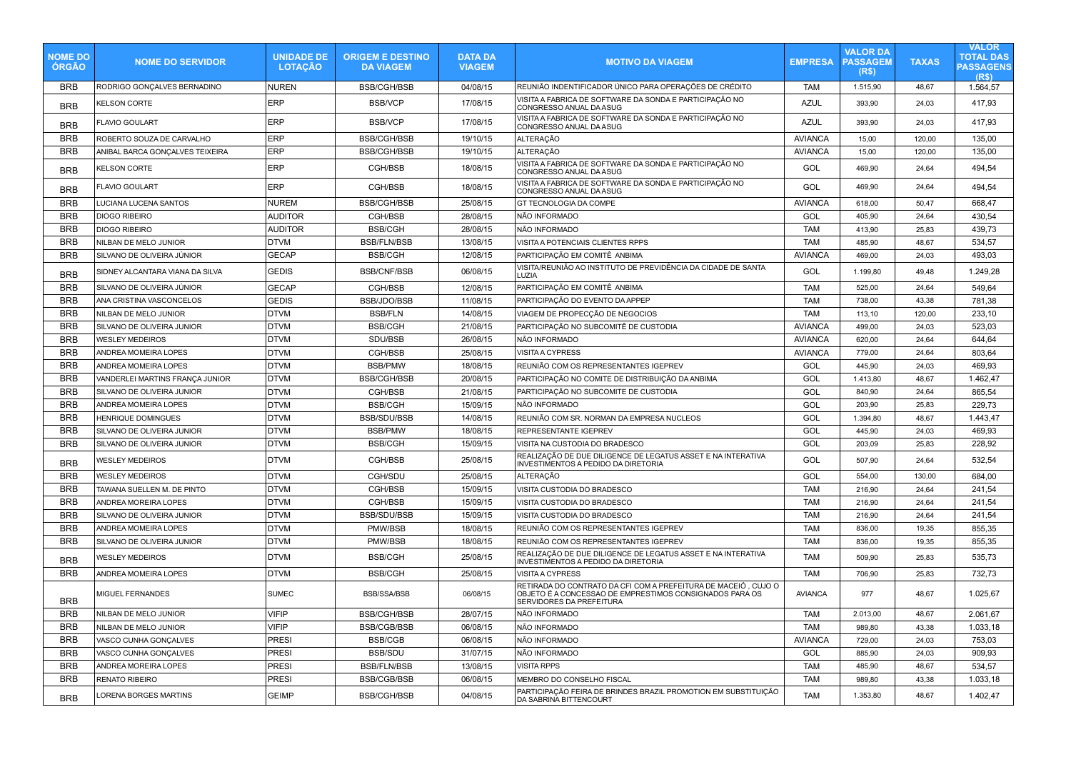| NOME DO ÓRGÃO | NOME DO SERVIDOR | UNIDADE DE LOTAÇÃO | ORIGEM E DESTINO DA VIAGEM | DATA DA VIAGEM | MOTIVO DA VIAGEM | EMPRESA | VALOR DA PASSAGEM (R$) | TAXAS | VALOR TOTAL DAS PASSAGENS (R$) |
|---|---|---|---|---|---|---|---|---|---|
| BRB | RODRIGO GONÇALVES BERNADINO | NUREN | BSB/CGH/BSB | 04/08/15 | REUNIÃO INDENTIFICADOR ÚNICO PARA OPERAÇÕES DE CRÉDITO | TAM | 1.515,90 | 48,67 | 1.564,57 |
| BRB | KELSON CORTE | ERP | BSB/VCP | 17/08/15 | VISITA A FABRICA DE SOFTWARE DA SONDA E PARTICIPAÇÃO NO CONGRESSO ANUAL DA ASUG | AZUL | 393,90 | 24,03 | 417,93 |
| BRB | FLAVIO GOULART | ERP | BSB/VCP | 17/08/15 | VISITA A FABRICA DE SOFTWARE DA SONDA E PARTICIPAÇÃO NO CONGRESSO ANUAL DA ASUG | AZUL | 393,90 | 24,03 | 417,93 |
| BRB | ROBERTO SOUZA DE CARVALHO | ERP | BSB/CGH/BSB | 19/10/15 | ALTERAÇÃO | AVIANCA | 15,00 | 120,00 | 135,00 |
| BRB | ANIBAL BARCA GONÇALVES TEIXEIRA | ERP | BSB/CGH/BSB | 19/10/15 | ALTERAÇÃO | AVIANCA | 15,00 | 120,00 | 135,00 |
| BRB | KELSON CORTE | ERP | CGH/BSB | 18/08/15 | VISITA A FABRICA DE SOFTWARE DA SONDA E PARTICIPAÇÃO NO CONGRESSO ANUAL DA ASUG | GOL | 469,90 | 24,64 | 494,54 |
| BRB | FLAVIO GOULART | ERP | CGH/BSB | 18/08/15 | VISITA A FABRICA DE SOFTWARE DA SONDA E PARTICIPAÇÃO NO CONGRESSO ANUAL DA ASUG | GOL | 469,90 | 24,64 | 494,54 |
| BRB | LUCIANA LUCENA SANTOS | NUREM | BSB/CGH/BSB | 25/08/15 | GT TECNOLOGIA DA COMPE | AVIANCA | 618,00 | 50,47 | 668,47 |
| BRB | DIOGO RIBEIRO | AUDITOR | CGH/BSB | 28/08/15 | NÃO INFORMADO | GOL | 405,90 | 24,64 | 430,54 |
| BRB | DIOGO RIBEIRO | AUDITOR | BSB/CGH | 28/08/15 | NÃO INFORMADO | TAM | 413,90 | 25,83 | 439,73 |
| BRB | NILBAN DE MELO JUNIOR | DTVM | BSB/FLN/BSB | 13/08/15 | VISITA A POTENCIAIS CLIENTES RPPS | TAM | 485,90 | 48,67 | 534,57 |
| BRB | SILVANO DE OLIVEIRA JÚNIOR | GECAP | BSB/CGH | 12/08/15 | PARTICIPAÇÃO EM COMITÊ ANBIMA | AVIANCA | 469,00 | 24,03 | 493,03 |
| BRB | SIDNEY ALCANTARA VIANA DA SILVA | GEDIS | BSB/CNF/BSB | 06/08/15 | VISITA/REUNIÃO AO INSTITUTO DE PREVIDÊNCIA DA CIDADE DE SANTA LUZIA | GOL | 1.199,80 | 49,48 | 1.249,28 |
| BRB | SILVANO DE OLIVEIRA JÚNIOR | GECAP | CGH/BSB | 12/08/15 | PARTICIPAÇÃO EM COMITÊ ANBIMA | TAM | 525,00 | 24,64 | 549,64 |
| BRB | ANA CRISTINA VASCONCELOS | GEDIS | BSB/JDO/BSB | 11/08/15 | PARTICIPAÇÃO DO EVENTO DA APPEP | TAM | 738,00 | 43,38 | 781,38 |
| BRB | NILBAN DE MELO JUNIOR | DTVM | BSB/FLN | 14/08/15 | VIAGEM DE PROPECÇÃO DE NEGOCIOS | TAM | 113,10 | 120,00 | 233,10 |
| BRB | SILVANO DE OLIVEIRA JUNIOR | DTVM | BSB/CGH | 21/08/15 | PARTICIPAÇÃO NO SUBCOMITÊ DE CUSTODIA | AVIANCA | 499,00 | 24,03 | 523,03 |
| BRB | WESLEY MEDEIROS | DTVM | SDU/BSB | 26/08/15 | NÃO INFORMADO | AVIANCA | 620,00 | 24,64 | 644,64 |
| BRB | ANDREA MOMEIRA LOPES | DTVM | CGH/BSB | 25/08/15 | VISITA A CYPRESS | AVIANCA | 779,00 | 24,64 | 803,64 |
| BRB | ANDREA MOMEIRA LOPES | DTVM | BSB/PMW | 18/08/15 | REUNIÃO COM OS REPRESENTANTES IGEPREV | GOL | 445,90 | 24,03 | 469,93 |
| BRB | VANDERLEI MARTINS FRANÇA JUNIOR | DTVM | BSB/CGH/BSB | 20/08/15 | PARTICIPAÇÃO NO COMITE DE DISTRIBUIÇÃO DA ANBIMA | GOL | 1.413,80 | 48,67 | 1.462,47 |
| BRB | SILVANO DE OLIVEIRA JUNIOR | DTVM | CGH/BSB | 21/08/15 | PARTICIPAÇÃO NO SUBCOMITE DE CUSTODIA | GOL | 840,90 | 24,64 | 865,54 |
| BRB | ANDREA MOMEIRA LOPES | DTVM | BSB/CGH | 15/09/15 | NÃO INFORMADO | GOL | 203,90 | 25,83 | 229,73 |
| BRB | HENRIQUE DOMINGUES | DTVM | BSB/SDU/BSB | 14/08/15 | REUNIÃO COM SR. NORMAN DA EMPRESA NUCLEOS | GOL | 1.394,80 | 48,67 | 1.443,47 |
| BRB | SILVANO DE OLIVEIRA JUNIOR | DTVM | BSB/PMW | 18/08/15 | REPRESENTANTE IGEPREV | GOL | 445,90 | 24,03 | 469,93 |
| BRB | SILVANO DE OLIVEIRA JUNIOR | DTVM | BSB/CGH | 15/09/15 | VISITA NA CUSTODIA DO BRADESCO | GOL | 203,09 | 25,83 | 228,92 |
| BRB | WESLEY MEDEIROS | DTVM | CGH/BSB | 25/08/15 | REALIZAÇÃO DE DUE DILIGENCE DE LEGATUS ASSET E NA INTERATIVA INVESTIMENTOS A PEDIDO DA DIRETORIA | GOL | 507,90 | 24,64 | 532,54 |
| BRB | WESLEY MEDEIROS | DTVM | CGH/SDU | 25/08/15 | ALTERAÇÃO | GOL | 554,00 | 130,00 | 684,00 |
| BRB | TAWANA SUELLEN M. DE PINTO | DTVM | CGH/BSB | 15/09/15 | VISITA CUSTODIA DO BRADESCO | TAM | 216,90 | 24,64 | 241,54 |
| BRB | ANDREA MOREIRA LOPES | DTVM | CGH/BSB | 15/09/15 | VISITA CUSTODIA DO BRADESCO | TAM | 216,90 | 24,64 | 241,54 |
| BRB | SILVANO DE OLIVEIRA JUNIOR | DTVM | BSB/SDU/BSB | 15/09/15 | VISITA CUSTODIA DO BRADESCO | TAM | 216,90 | 24,64 | 241,54 |
| BRB | ANDREA MOMEIRA LOPES | DTVM | PMW/BSB | 18/08/15 | REUNIÃO COM OS REPRESENTANTES IGEPREV | TAM | 836,00 | 19,35 | 855,35 |
| BRB | SILVANO DE OLIVEIRA JUNIOR | DTVM | PMW/BSB | 18/08/15 | REUNIÃO COM OS REPRESENTANTES IGEPREV | TAM | 836,00 | 19,35 | 855,35 |
| BRB | WESLEY MEDEIROS | DTVM | BSB/CGH | 25/08/15 | REALIZAÇÃO DE DUE DILIGENCE DE LEGATUS ASSET E NA INTERATIVA INVESTIMENTOS A PEDIDO DA DIRETORIA | TAM | 509,90 | 25,83 | 535,73 |
| BRB | ANDREA MOMEIRA LOPES | DTVM | BSB/CGH | 25/08/15 | VISITA A CYPRESS | TAM | 706,90 | 25,83 | 732,73 |
| BRB | MIGUEL FERNANDES | SUMEC | BSB/SSA/BSB | 06/08/15 | RETIRADA DO CONTRATO DA CFI COM A PREFEITURA DE MACEIÓ , CUJO O OBJETO É A CONCESSAO DE EMPRESTIMOS CONSIGNADOS PARA OS SERVIDORES DA PREFEITURA | AVIANCA | 977 | 48,67 | 1.025,67 |
| BRB | NILBAN DE MELO JUNIOR | VIFIP | BSB/CGH/BSB | 28/07/15 | NÃO INFORMADO | TAM | 2.013,00 | 48,67 | 2.061,67 |
| BRB | NILBAN DE MELO JUNIOR | VIFIP | BSB/CGB/BSB | 06/08/15 | NÃO INFORMADO | TAM | 989,80 | 43,38 | 1.033,18 |
| BRB | VASCO CUNHA GONÇALVES | PRESI | BSB/CGB | 06/08/15 | NÃO INFORMADO | AVIANCA | 729,00 | 24,03 | 753,03 |
| BRB | VASCO CUNHA GONÇALVES | PRESI | BSB/SDU | 31/07/15 | NÃO INFORMADO | GOL | 885,90 | 24,03 | 909,93 |
| BRB | ANDREA MOREIRA LOPES | PRESI | BSB/FLN/BSB | 13/08/15 | VISITA RPPS | TAM | 485,90 | 48,67 | 534,57 |
| BRB | RENATO RIBEIRO | PRESI | BSB/CGB/BSB | 06/08/15 | MEMBRO DO CONSELHO FISCAL | TAM | 989,80 | 43,38 | 1.033,18 |
| BRB | LORENA BORGES MARTINS | GEIMP | BSB/CGH/BSB | 04/08/15 | PARTICIPAÇÃO FEIRA DE BRINDES BRAZIL PROMOTION EM SUBSTITUIÇÃO DA SABRINA BITTENCOURT | TAM | 1.353,80 | 48,67 | 1.402,47 |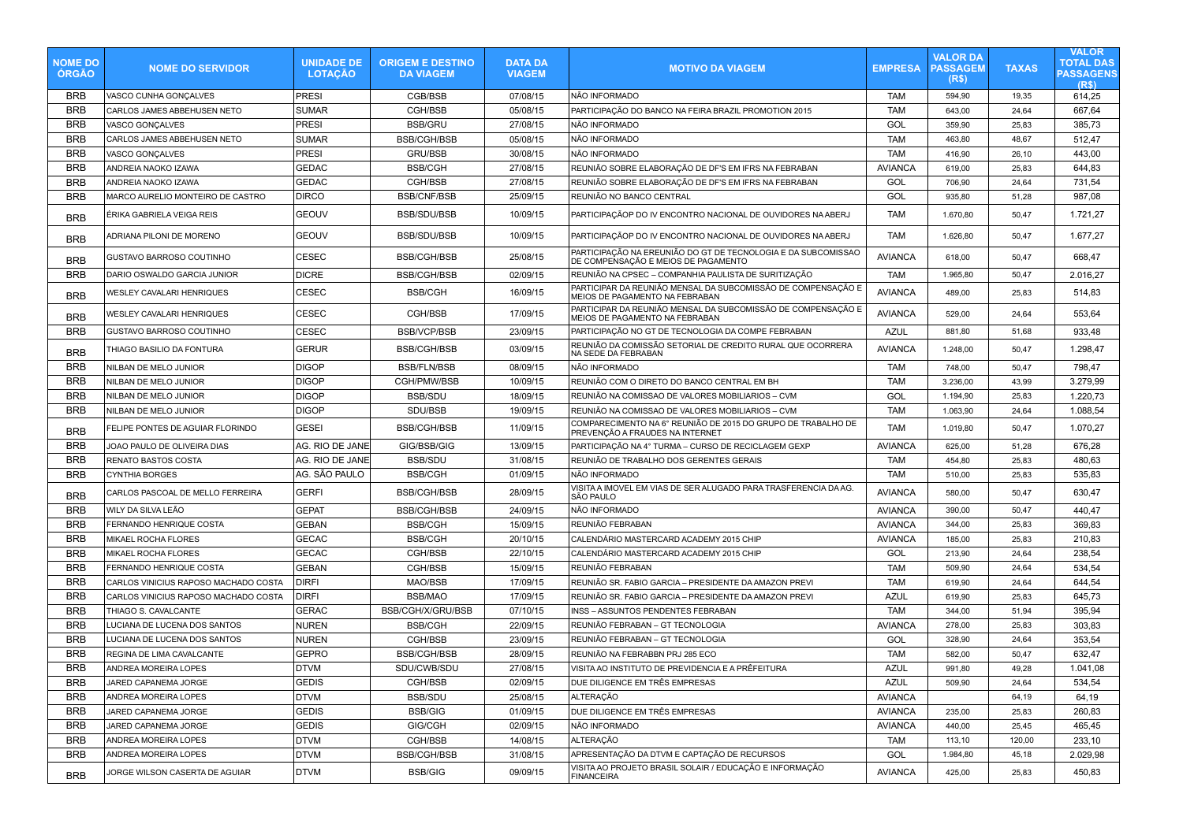| NOME DO ÓRGÃO | NOME DO SERVIDOR | UNIDADE DE LOTAÇÃO | ORIGEM E DESTINO DA VIAGEM | DATA DA VIAGEM | MOTIVO DA VIAGEM | EMPRESA | VALOR DA PASSAGEM (R$) | TAXAS | VALOR TOTAL DAS PASSAGENS (R$) |
|---|---|---|---|---|---|---|---|---|---|
| BRB | VASCO CUNHA GONÇALVES | PRESI | CGB/BSB | 07/08/15 | NÃO INFORMADO | TAM | 594,90 | 19,35 | 614,25 |
| BRB | CARLOS JAMES ABBEHUSEN NETO | SUMAR | CGH/BSB | 05/08/15 | PARTICIPAÇÃO DO BANCO NA FEIRA BRAZIL PROMOTION 2015 | TAM | 643,00 | 24,64 | 667,64 |
| BRB | VASCO GONÇALVES | PRESI | BSB/GRU | 27/08/15 | NÃO INFORMADO | GOL | 359,90 | 25,83 | 385,73 |
| BRB | CARLOS JAMES ABBEHUSEN NETO | SUMAR | BSB/CGH/BSB | 05/08/15 | NÃO INFORMADO | TAM | 463,80 | 48,67 | 512,47 |
| BRB | VASCO GONÇALVES | PRESI | GRU/BSB | 30/08/15 | NÃO INFORMADO | TAM | 416,90 | 26,10 | 443,00 |
| BRB | ANDREIA NAOKO IZAWA | GEDAC | BSB/CGH | 27/08/15 | REUNIÃO SOBRE ELABORAÇÃO DE DF'S EM IFRS NA FEBRABAN | AVIANCA | 619,00 | 25,83 | 644,83 |
| BRB | ANDREIA NAOKO IZAWA | GEDAC | CGH/BSB | 27/08/15 | REUNIÃO SOBRE ELABORAÇÃO DE DF'S EM IFRS NA FEBRABAN | GOL | 706,90 | 24,64 | 731,54 |
| BRB | MARCO AURELIO MONTEIRO DE CASTRO | DIRCO | BSB/CNF/BSB | 25/09/15 | REUNIÃO NO BANCO CENTRAL | GOL | 935,80 | 51,28 | 987,08 |
| BRB | ÉRIKA GABRIELA VEIGA REIS | GEOUV | BSB/SDU/BSB | 10/09/15 | PARTICIPAÇÃOP DO IV ENCONTRO NACIONAL DE OUVIDORES NA ABERJ | TAM | 1.670,80 | 50,47 | 1.721,27 |
| BRB | ADRIANA PILONI DE MORENO | GEOUV | BSB/SDU/BSB | 10/09/15 | PARTICIPAÇÃOP DO IV ENCONTRO NACIONAL DE OUVIDORES NA ABERJ | TAM | 1.626,80 | 50,47 | 1.677,27 |
| BRB | GUSTAVO BARROSO COUTINHO | CESEC | BSB/CGH/BSB | 25/08/15 | PARTICIPAÇÃO NA EREUNIÃO DO GT DE TECNOLOGIA E DA SUBCOMISSAO DE COMPENSAÇÃO E MEIOS DE PAGAMENTO | AVIANCA | 618,00 | 50,47 | 668,47 |
| BRB | DARIO OSWALDO GARCIA JUNIOR | DICRE | BSB/CGH/BSB | 02/09/15 | REUNIÃO NA CPSEC – COMPANHIA PAULISTA DE SURITIZAÇÃO | TAM | 1.965,80 | 50,47 | 2.016,27 |
| BRB | WESLEY CAVALARI HENRIQUES | CESEC | BSB/CGH | 16/09/15 | PARTICIPAR DA REUNIÃO MENSAL DA SUBCOMISSÃO DE COMPENSAÇÃO E MEIOS DE PAGAMENTO NA FEBRABAN | AVIANCA | 489,00 | 25,83 | 514,83 |
| BRB | WESLEY CAVALARI HENRIQUES | CESEC | CGH/BSB | 17/09/15 | PARTICIPAR DA REUNIÃO MENSAL DA SUBCOMISSÃO DE COMPENSAÇÃO E MEIOS DE PAGAMENTO NA FEBRABAN | AVIANCA | 529,00 | 24,64 | 553,64 |
| BRB | GUSTAVO BARROSO COUTINHO | CESEC | BSB/VCP/BSB | 23/09/15 | PARTICIPAÇÃO NO GT DE TECNOLOGIA DA COMPE FEBRABAN | AZUL | 881,80 | 51,68 | 933,48 |
| BRB | THIAGO BASILIO DA FONTURA | GERUR | BSB/CGH/BSB | 03/09/15 | REUNIÃO DA COMISSÃO SETORIAL DE CREDITO RURAL QUE OCORRERA NA SEDE DA FEBRABAN | AVIANCA | 1.248,00 | 50,47 | 1.298,47 |
| BRB | NILBAN DE MELO JUNIOR | DIGOP | BSB/FLN/BSB | 08/09/15 | NÃO INFORMADO | TAM | 748,00 | 50,47 | 798,47 |
| BRB | NILBAN DE MELO JUNIOR | DIGOP | CGH/PMW/BSB | 10/09/15 | REUNIÃO COM O DIRETO DO BANCO CENTRAL EM BH | TAM | 3.236,00 | 43,99 | 3.279,99 |
| BRB | NILBAN DE MELO JUNIOR | DIGOP | BSB/SDU | 18/09/15 | REUNIÃO NA COMISSAO DE VALORES MOBILIARIOS – CVM | GOL | 1.194,90 | 25,83 | 1.220,73 |
| BRB | NILBAN DE MELO JUNIOR | DIGOP | SDU/BSB | 19/09/15 | REUNIÃO NA COMISSAO DE VALORES MOBILIARIOS – CVM | TAM | 1.063,90 | 24,64 | 1.088,54 |
| BRB | FELIPE PONTES DE AGUIAR FLORINDO | GESEI | BSB/CGH/BSB | 11/09/15 | COMPARECIMENTO NA 6° REUNIÃO DE 2015 DO GRUPO DE TRABALHO DE PREVENÇÃO A FRAUDES NA INTERNET | TAM | 1.019,80 | 50,47 | 1.070,27 |
| BRB | JOAO PAULO DE OLIVEIRA DIAS | AG. RIO DE JANE | GIG/BSB/GIG | 13/09/15 | PARTICIPAÇÃO NA 4° TURMA – CURSO DE RECICLAGEM GEXP | AVIANCA | 625,00 | 51,28 | 676,28 |
| BRB | RENATO BASTOS COSTA | AG. RIO DE JANE | BSB/SDU | 31/08/15 | REUNIÃO DE TRABALHO DOS GERENTES GERAIS | TAM | 454,80 | 25,83 | 480,63 |
| BRB | CYNTHIA BORGES | AG. SÃO PAULO | BSB/CGH | 01/09/15 | NÃO INFORMADO | TAM | 510,00 | 25,83 | 535,83 |
| BRB | CARLOS PASCOAL DE MELLO FERREIRA | GERFI | BSB/CGH/BSB | 28/09/15 | VISITA A IMOVEL EM VIAS DE SER ALUGADO PARA TRASFERENCIA DA AG. SÃO PAULO | AVIANCA | 580,00 | 50,47 | 630,47 |
| BRB | WILY DA SILVA LEÃO | GEPAT | BSB/CGH/BSB | 24/09/15 | NÃO INFORMADO | AVIANCA | 390,00 | 50,47 | 440,47 |
| BRB | FERNANDO HENRIQUE COSTA | GEBAN | BSB/CGH | 15/09/15 | REUNIÃO FEBRABAN | AVIANCA | 344,00 | 25,83 | 369,83 |
| BRB | MIKAEL ROCHA FLORES | GECAC | BSB/CGH | 20/10/15 | CALENDÁRIO MASTERCARD ACADEMY 2015 CHIP | AVIANCA | 185,00 | 25,83 | 210,83 |
| BRB | MIKAEL ROCHA FLORES | GECAC | CGH/BSB | 22/10/15 | CALENDÁRIO MASTERCARD ACADEMY 2015 CHIP | GOL | 213,90 | 24,64 | 238,54 |
| BRB | FERNANDO HENRIQUE COSTA | GEBAN | CGH/BSB | 15/09/15 | REUNIÃO FEBRABAN | TAM | 509,90 | 24,64 | 534,54 |
| BRB | CARLOS VINICIUS RAPOSO MACHADO COSTA | DIRFI | MAO/BSB | 17/09/15 | REUNIÃO SR. FABIO GARCIA – PRESIDENTE DA AMAZON PREVI | TAM | 619,90 | 24,64 | 644,54 |
| BRB | CARLOS VINICIUS RAPOSO MACHADO COSTA | DIRFI | BSB/MAO | 17/09/15 | REUNIÃO SR. FABIO GARCIA – PRESIDENTE DA AMAZON PREVI | AZUL | 619,90 | 25,83 | 645,73 |
| BRB | THIAGO S. CAVALCANTE | GERAC | BSB/CGH/X/GRU/BSB | 07/10/15 | INSS – ASSUNTOS PENDENTES FEBRABAN | TAM | 344,00 | 51,94 | 395,94 |
| BRB | LUCIANA DE LUCENA DOS SANTOS | NUREN | BSB/CGH | 22/09/15 | REUNIÃO FEBRABAN – GT TECNOLOGIA | AVIANCA | 278,00 | 25,83 | 303,83 |
| BRB | LUCIANA DE LUCENA DOS SANTOS | NUREN | CGH/BSB | 23/09/15 | REUNIÃO FEBRABAN – GT TECNOLOGIA | GOL | 328,90 | 24,64 | 353,54 |
| BRB | REGINA DE LIMA CAVALCANTE | GEPRO | BSB/CGH/BSB | 28/09/15 | REUNIÃO NA FEBRABBN PRJ 285 ECO | TAM | 582,00 | 50,47 | 632,47 |
| BRB | ANDREA MOREIRA LOPES | DTVM | SDU/CWB/SDU | 27/08/15 | VISITA AO INSTITUTO DE PREVIDENCIA E A PRÉFEITURA | AZUL | 991,80 | 49,28 | 1.041,08 |
| BRB | JARED CAPANEMA JORGE | GEDIS | CGH/BSB | 02/09/15 | DUE DILIGENCE EM TRÊS EMPRESAS | AZUL | 509,90 | 24,64 | 534,54 |
| BRB | ANDREA MOREIRA LOPES | DTVM | BSB/SDU | 25/08/15 | ALTERAÇÃO | AVIANCA | | 64,19 | 64,19 |
| BRB | JARED CAPANEMA JORGE | GEDIS | BSB/GIG | 01/09/15 | DUE DILIGENCE EM TRÊS EMPRESAS | AVIANCA | 235,00 | 25,83 | 260,83 |
| BRB | JARED CAPANEMA JORGE | GEDIS | GIG/CGH | 02/09/15 | NÃO INFORMADO | AVIANCA | 440,00 | 25,45 | 465,45 |
| BRB | ANDREA MOREIRA LOPES | DTVM | CGH/BSB | 14/08/15 | ALTERAÇÃO | TAM | 113,10 | 120,00 | 233,10 |
| BRB | ANDREA MOREIRA LOPES | DTVM | BSB/CGH/BSB | 31/08/15 | APRESENTAÇÃO DA DTVM E CAPTAÇÃO DE RECURSOS | GOL | 1.984,80 | 45,18 | 2.029,98 |
| BRB | JORGE WILSON CASERTA DE AGUIAR | DTVM | BSB/GIG | 09/09/15 | VISITA AO PROJETO BRASIL SOLAIR / EDUCAÇÃO E INFORMAÇÃO FINANCEIRA | AVIANCA | 425,00 | 25,83 | 450,83 |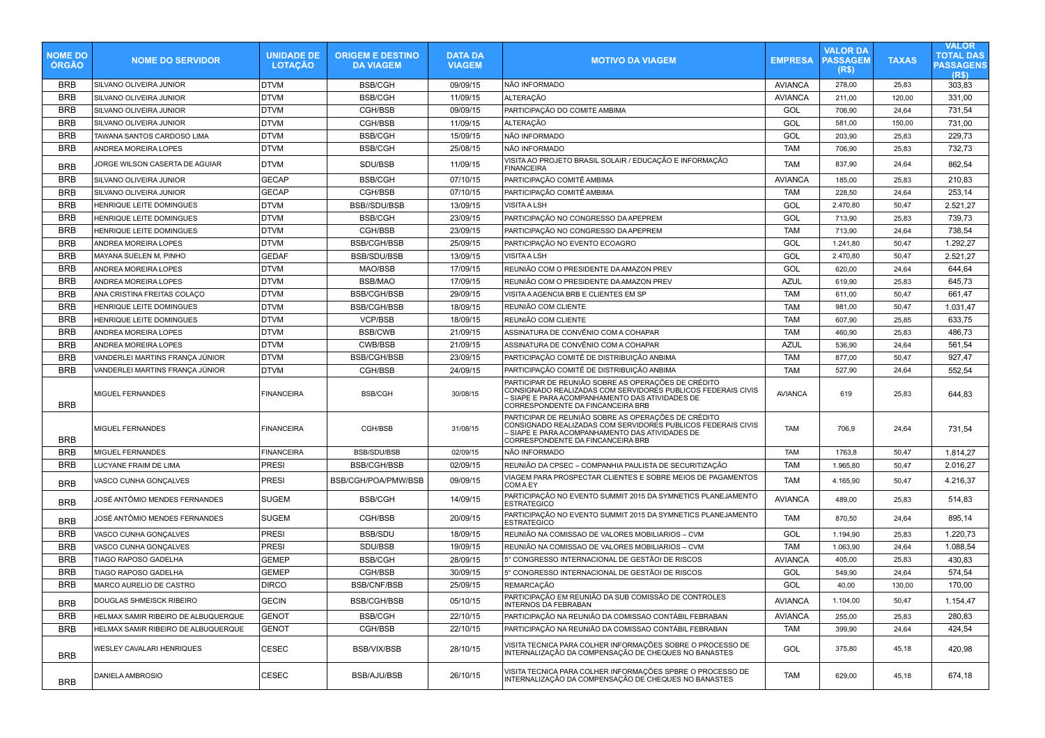| NOME DO ÓRGÃO | NOME DO SERVIDOR | UNIDADE DE LOTAÇÃO | ORIGEM E DESTINO DA VIAGEM | DATA DA VIAGEM | MOTIVO DA VIAGEM | EMPRESA | VALOR DA PASSAGEM (R$) | TAXAS | VALOR TOTAL DAS PASSAGENS (R$) |
|---|---|---|---|---|---|---|---|---|---|
| BRB | SILVANO OLIVEIRA JUNIOR | DTVM | BSB/CGH | 09/09/15 | NÃO INFORMADO | AVIANCA | 278,00 | 25,83 | 303,83 |
| BRB | SILVANO OLIVEIRA JUNIOR | DTVM | BSB/CGH | 11/09/15 | ALTERAÇÃO | AVIANCA | 211,00 | 120,00 | 331,00 |
| BRB | SILVANO OLIVEIRA JUNIOR | DTVM | CGH/BSB | 09/09/15 | PARTICIPAÇÃO DO COMITE AMBIMA | GOL | 706,90 | 24,64 | 731,54 |
| BRB | SILVANO OLIVEIRA JUNIOR | DTVM | CGH/BSB | 11/09/15 | ALTERAÇÃO | GOL | 581,00 | 150,00 | 731,00 |
| BRB | TAWANA SANTOS CARDOSO LIMA | DTVM | BSB/CGH | 15/09/15 | NÃO INFORMADO | GOL | 203,90 | 25,83 | 229,73 |
| BRB | ANDREA MOREIRA LOPES | DTVM | BSB/CGH | 25/08/15 | NÃO INFORMADO | TAM | 706,90 | 25,83 | 732,73 |
| BRB | JORGE WILSON CASERTA DE AGUIAR | DTVM | SDU/BSB | 11/09/15 | VISITA AO PROJETO BRASIL SOLAIR / EDUCAÇÃO E INFORMAÇÃO FINANCEIRA | TAM | 837,90 | 24,64 | 862,54 |
| BRB | SILVANO OLIVEIRA JUNIOR | GECAP | BSB/CGH | 07/10/15 | PARTICIPAÇÃO COMITÊ AMBIMA | AVIANCA | 185,00 | 25,83 | 210,83 |
| BRB | SILVANO OLIVEIRA JUNIOR | GECAP | CGH/BSB | 07/10/15 | PARTICIPAÇÃO COMITÊ AMBIMA | TAM | 228,50 | 24,64 | 253,14 |
| BRB | HENRIQUE LEITE DOMINGUES | DTVM | BSB//SDU/BSB | 13/09/15 | VISITA A LSH | GOL | 2.470,80 | 50,47 | 2.521,27 |
| BRB | HENRIQUE LEITE DOMINGUES | DTVM | BSB/CGH | 23/09/15 | PARTICIPAÇÃO NO CONGRESSO DA APEPREM | GOL | 713,90 | 25,83 | 739,73 |
| BRB | HENRIQUE LEITE DOMINGUES | DTVM | CGH/BSB | 23/09/15 | PARTICIPAÇÃO NO CONGRESSO DA APEPREM | TAM | 713,90 | 24,64 | 738,54 |
| BRB | ANDREA MOREIRA LOPES | DTVM | BSB/CGH/BSB | 25/09/15 | PARTICIPAÇÃO NO EVENTO ECOAGRO | GOL | 1.241,80 | 50,47 | 1.292,27 |
| BRB | MAYANA SUELEN M, PINHO | GEDAF | BSB/SDU/BSB | 13/09/15 | VISITA A LSH | GOL | 2.470,80 | 50,47 | 2.521,27 |
| BRB | ANDREA MOREIRA LOPES | DTVM | MAO/BSB | 17/09/15 | REUNIÃO COM O PRESIDENTE DA AMAZON PREV | GOL | 620,00 | 24,64 | 644,64 |
| BRB | ANDREA MOREIRA LOPES | DTVM | BSB/MAO | 17/09/15 | REUNIÃO COM O PRESIDENTE DA AMAZON PREV | AZUL | 619,90 | 25,83 | 645,73 |
| BRB | ANA CRISTINA FREITAS COLAÇO | DTVM | BSB/CGH/BSB | 29/09/15 | VISITA A AGENCIA BRB E CLIENTES EM SP | TAM | 611,00 | 50,47 | 661,47 |
| BRB | HENRIQUE LEITE DOMINGUES | DTVM | BSB/CGH/BSB | 18/09/15 | REUNIÃO COM CLIENTE | TAM | 981,00 | 50,47 | 1.031,47 |
| BRB | HENRIQUE LEITE DOMINGUES | DTVM | VCP/BSB | 18/09/15 | REUNIÃO COM CLIENTE | TAM | 607,90 | 25,85 | 633,75 |
| BRB | ANDREA MOREIRA LOPES | DTVM | BSB/CWB | 21/09/15 | ASSINATURA DE CONVÊNIO COM A COHAPAR | TAM | 460,90 | 25,83 | 486,73 |
| BRB | ANDREA MOREIRA LOPES | DTVM | CWB/BSB | 21/09/15 | ASSINATURA DE CONVÊNIO COM A COHAPAR | AZUL | 536,90 | 24,64 | 561,54 |
| BRB | VANDERLEI MARTINS FRANÇA JÚNIOR | DTVM | BSB/CGH/BSB | 23/09/15 | PARTICIPAÇÃO COMITÊ DE DISTRIBUIÇÃO ANBIMA | TAM | 877,00 | 50,47 | 927,47 |
| BRB | VANDERLEI MARTINS FRANÇA JÚNIOR | DTVM | CGH/BSB | 24/09/15 | PARTICIPAÇÃO COMITÊ DE DISTRIBUIÇÃO ANBIMA | TAM | 527,90 | 24,64 | 552,54 |
| BRB | MIGUEL FERNANDES | FINANCEIRA | BSB/CGH | 30/08/15 | PARTICIPAR DE REUNIÃO SOBRE AS OPERAÇÕES DE CRÉDITO CONSIGNADO REALIZADAS COM SERVIDORES PUBLICOS FEDERAIS CIVIS – SIAPE E PARA ACOMPANHAMENTO DAS ATIVIDADES DE CORRESPONDENTE DA FINCANCEIRA BRB | AVIANCA | 619 | 25,83 | 644,83 |
| BRB | MIGUEL FERNANDES | FINANCEIRA | CGH/BSB | 31/08/15 | PARTICIPAR DE REUNIÃO SOBRE AS OPERAÇÕES DE CRÉDITO CONSIGNADO REALIZADAS COM SERVIDORES PUBLICOS FEDERAIS CIVIS – SIAPE E PARA ACOMPANHAMENTO DAS ATIVIDADES DE CORRESPONDENTE DA FINCANCEIRA BRB | TAM | 706,9 | 24,64 | 731,54 |
| BRB | MIGUEL FERNANDES | FINANCEIRA | BSB/SDU/BSB | 02/09/15 | NÃO INFORMADO | TAM | 1763,8 | 50,47 | 1.814,27 |
| BRB | LUCYANE FRAIM DE LIMA | PRESI | BSB/CGH/BSB | 02/09/15 | REUNIÃO DA CPSEC – COMPANHIA PAULISTA DE SECURITIZAÇÃO | TAM | 1.965,80 | 50,47 | 2.016,27 |
| BRB | VASCO CUNHA GONÇALVES | PRESI | BSB/CGH/POA/PMW/BSB | 09/09/15 | VIAGEM PARA PROSPECTAR CLIENTES E SOBRE MEIOS DE PAGAMENTOS COM A EY | TAM | 4.165,90 | 50,47 | 4.216,37 |
| BRB | JOSÉ ANTÔMIO MENDES FERNANDES | SUGEM | BSB/CGH | 14/09/15 | PARTICIPAÇÃO NO EVENTO SUMMIT 2015 DA SYMNETICS PLANEJAMENTO ESTRATEGICO | AVIANCA | 489,00 | 25,83 | 514,83 |
| BRB | JOSÉ ANTÔMIO MENDES FERNANDES | SUGEM | CGH/BSB | 20/09/15 | PARTICIPAÇÃO NO EVENTO SUMMIT 2015 DA SYMNETICS PLANEJAMENTO ESTRATEGICO | TAM | 870,50 | 24,64 | 895,14 |
| BRB | VASCO CUNHA GONÇALVES | PRESI | BSB/SDU | 18/09/15 | REUNIÃO NA COMISSAO DE VALORES MOBILIARIOS – CVM | GOL | 1.194,90 | 25,83 | 1.220,73 |
| BRB | VASCO CUNHA GONÇALVES | PRESI | SDU/BSB | 19/09/15 | REUNIÃO NA COMISSAO DE VALORES MOBILIARIOS – CVM | TAM | 1.063,90 | 24,64 | 1.088,54 |
| BRB | TIAGO RAPOSO GADELHA | GEMEP | BSB/CGH | 28/09/15 | 5° CONGRESSO INTERNACIONAL DE GESTÃOI DE RISCOS | AVIANCA | 405,00 | 25,83 | 430,83 |
| BRB | TIAGO RAPOSO GADELHA | GEMEP | CGH/BSB | 30/09/15 | 5° CONGRESSO INTERNACIONAL DE GESTÃOI DE RISCOS | GOL | 549,90 | 24,64 | 574,54 |
| BRB | MARCO AURELIO DE CASTRO | DIRCO | BSB/CNF/BSB | 25/09/15 | REMARCAÇÃO | GOL | 40,00 | 130,00 | 170,00 |
| BRB | DOUGLAS SHMEISCK RIBEIRO | GECIN | BSB/CGH/BSB | 05/10/15 | PARTICIPAÇÃO EM REUNIÃO DA SUB COMISSÃO DE CONTROLES INTERNOS DA FEBRABAN | AVIANCA | 1.104,00 | 50,47 | 1.154,47 |
| BRB | HELMAX SAMIR RIBEIRO DE ALBUQUERQUE | GENOT | BSB/CGH | 22/10/15 | PARTICIPAÇÃO NA REUNIÃO DA COMISSAO CONTÁBIL FEBRABAN | AVIANCA | 255,00 | 25,83 | 280,83 |
| BRB | HELMAX SAMIR RIBEIRO DE ALBUQUERQUE | GENOT | CGH/BSB | 22/10/15 | PARTICIPAÇÃO NA REUNIÃO DA COMISSAO CONTÁBIL FEBRABAN | TAM | 399,90 | 24,64 | 424,54 |
| BRB | WESLEY CAVALARI HENRIQUES | CESEC | BSB/VIX/BSB | 28/10/15 | VISITA TECNICA PARA COLHER INFORMAÇÕES SOBRE O PROCESSO DE INTERNALIZAÇÃO DA COMPENSAÇÃO DE CHEQUES NO BANASTES | GOL | 375,80 | 45,18 | 420,98 |
| BRB | DANIELA AMBROSIO | CESEC | BSB/AJU/BSB | 26/10/15 | VISITA TECNICA PARA COLHER INFORMAÇÕES SPBRE O PROCESSO DE INTERNALIZAÇÃO DA COMPENSAÇÃO DE CHEQUES NO BANASTES | TAM | 629,00 | 45,18 | 674,18 |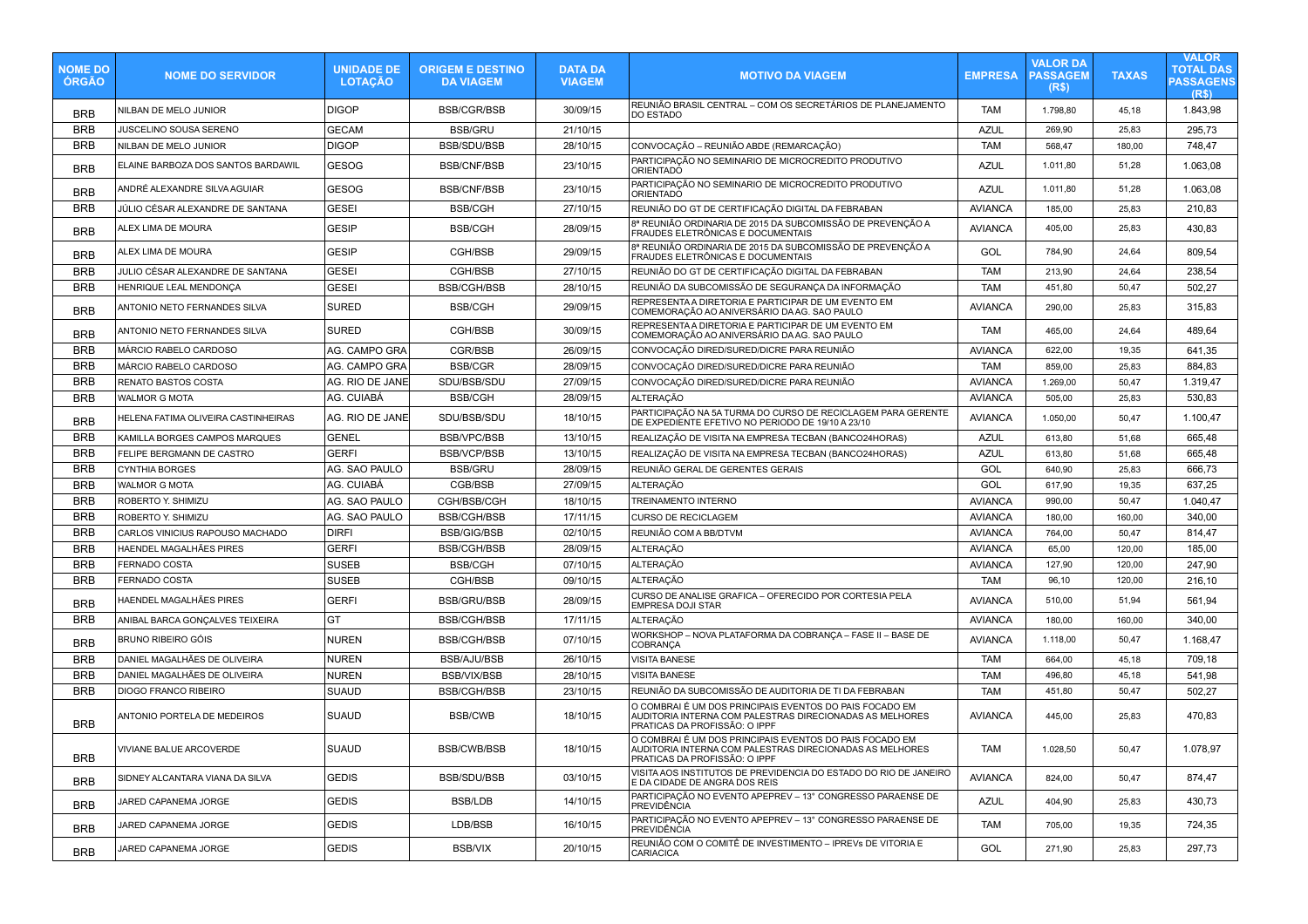| NOME DO ÓRGÃO | NOME DO SERVIDOR | UNIDADE DE LOTAÇÃO | ORIGEM E DESTINO DA VIAGEM | DATA DA VIAGEM | MOTIVO DA VIAGEM | EMPRESA | VALOR DA PASSAGEM (R$) | TAXAS | VALOR TOTAL DAS PASSAGENS (R$) |
|---|---|---|---|---|---|---|---|---|---|
| BRB | NILBAN DE MELO JUNIOR | DIGOP | BSB/CGR/BSB | 30/09/15 | REUNIÃO BRASIL CENTRAL – COM OS SECRETÁRIOS DE PLANEJAMENTO DO ESTADO | TAM | 1.798,80 | 45,18 | 1.843,98 |
| BRB | JUSCELINO SOUSA SERENO | GECAM | BSB/GRU | 21/10/15 | | AZUL | 269,90 | 25,83 | 295,73 |
| BRB | NILBAN DE MELO JUNIOR | DIGOP | BSB/SDU/BSB | 28/10/15 | CONVOCAÇÃO – REUNIÃO ABDE (REMARCAÇÃO) | TAM | 568,47 | 180,00 | 748,47 |
| BRB | ELAINE BARBOZA DOS SANTOS BARDAWIL | GESOG | BSB/CNF/BSB | 23/10/15 | PARTICIPAÇÃO NO SEMINARIO DE MICROCREDITO PRODUTIVO ORIENTADO | AZUL | 1.011,80 | 51,28 | 1.063,08 |
| BRB | ANDRÉ ALEXANDRE SILVA AGUIAR | GESOG | BSB/CNF/BSB | 23/10/15 | PARTICIPAÇÃO NO SEMINARIO DE MICROCREDITO PRODUTIVO ORIENTADO | AZUL | 1.011,80 | 51,28 | 1.063,08 |
| BRB | JÚLIO CÉSAR ALEXANDRE DE SANTANA | GESEI | BSB/CGH | 27/10/15 | REUNIÃO DO GT DE CERTIFICAÇÃO DIGITAL DA FEBRABAN | AVIANCA | 185,00 | 25,83 | 210,83 |
| BRB | ALEX LIMA DE MOURA | GESIP | BSB/CGH | 28/09/15 | 8ª REUNIÃO ORDINARIA DE 2015 DA SUBCOMISSÃO DE PREVENÇÃO A FRAUDES ELETRÔNICAS E DOCUMENTAIS | AVIANCA | 405,00 | 25,83 | 430,83 |
| BRB | ALEX LIMA DE MOURA | GESIP | CGH/BSB | 29/09/15 | 8ª REUNIÃO ORDINARIA DE 2015 DA SUBCOMISSÃO DE PREVENÇÃO A FRAUDES ELETRÔNICAS E DOCUMENTAIS | GOL | 784,90 | 24,64 | 809,54 |
| BRB | JULIO CÉSAR ALEXANDRE DE SANTANA | GESEI | CGH/BSB | 27/10/15 | REUNIÃO DO GT DE CERTIFICAÇÃO DIGITAL DA FEBRABAN | TAM | 213,90 | 24,64 | 238,54 |
| BRB | HENRIQUE LEAL MENDONÇA | GESEI | BSB/CGH/BSB | 28/10/15 | REUNIÃO DA SUBCOMISSÃO DE SEGURANÇA DA INFORMAÇÃO | TAM | 451,80 | 50,47 | 502,27 |
| BRB | ANTONIO NETO FERNANDES SILVA | SURED | BSB/CGH | 29/09/15 | REPRESENTA A DIRETORIA E PARTICIPAR DE UM EVENTO EM COMEMORAÇÃO AO ANIVERSÁRIO DA AG. SAO PAULO | AVIANCA | 290,00 | 25,83 | 315,83 |
| BRB | ANTONIO NETO FERNANDES SILVA | SURED | CGH/BSB | 30/09/15 | REPRESENTA A DIRETORIA E PARTICIPAR DE UM EVENTO EM COMEMORAÇÃO AO ANIVERSÁRIO DA AG. SAO PAULO | TAM | 465,00 | 24,64 | 489,64 |
| BRB | MÁRCIO RABELO CARDOSO | AG. CAMPO GRA | CGR/BSB | 26/09/15 | CONVOCAÇÃO DIRED/SURED/DICRE PARA REUNIÃO | AVIANCA | 622,00 | 19,35 | 641,35 |
| BRB | MÁRCIO RABELO CARDOSO | AG. CAMPO GRA | BSB/CGR | 28/09/15 | CONVOCAÇÃO DIRED/SURED/DICRE PARA REUNIÃO | TAM | 859,00 | 25,83 | 884,83 |
| BRB | RENATO BASTOS COSTA | AG. RIO DE JANE | SDU/BSB/SDU | 27/09/15 | CONVOCAÇÃO DIRED/SURED/DICRE PARA REUNIÃO | AVIANCA | 1.269,00 | 50,47 | 1.319,47 |
| BRB | WALMOR G MOTA | AG. CUIABÁ | BSB/CGH | 28/09/15 | ALTERAÇÃO | AVIANCA | 505,00 | 25,83 | 530,83 |
| BRB | HELENA FATIMA OLIVEIRA CASTINHEIRAS | AG. RIO DE JANE | SDU/BSB/SDU | 18/10/15 | PARTICIPAÇÃO NA 5A TURMA DO CURSO DE RECICLAGEM PARA GERENTE DE EXPEDIENTE EFETIVO NO PERIODO DE 19/10 A 23/10 | AVIANCA | 1.050,00 | 50,47 | 1.100,47 |
| BRB | KAMILLA BORGES CAMPOS MARQUES | GENEL | BSB/VPC/BSB | 13/10/15 | REALIZAÇÃO DE VISITA NA EMPRESA TECBAN (BANCO24HORAS) | AZUL | 613,80 | 51,68 | 665,48 |
| BRB | FELIPE BERGMANN DE CASTRO | GERFI | BSB/VCP/BSB | 13/10/15 | REALIZAÇÃO DE VISITA NA EMPRESA TECBAN (BANCO24HORAS) | AZUL | 613,80 | 51,68 | 665,48 |
| BRB | CYNTHIA BORGES | AG. SAO PAULO | BSB/GRU | 28/09/15 | REUNIÃO GERAL DE GERENTES GERAIS | GOL | 640,90 | 25,83 | 666,73 |
| BRB | WALMOR G MOTA | AG. CUIABÁ | CGB/BSB | 27/09/15 | ALTERAÇÃO | GOL | 617,90 | 19,35 | 637,25 |
| BRB | ROBERTO Y. SHIMIZU | AG. SAO PAULO | CGH/BSB/CGH | 18/10/15 | TREINAMENTO INTERNO | AVIANCA | 990,00 | 50,47 | 1.040,47 |
| BRB | ROBERTO Y. SHIMIZU | AG. SAO PAULO | BSB/CGH/BSB | 17/11/15 | CURSO DE RECICLAGEM | AVIANCA | 180,00 | 160,00 | 340,00 |
| BRB | CARLOS VINICIUS RAPOUSO MACHADO | DIRFI | BSB/GIG/BSB | 02/10/15 | REUNIÃO COM A BB/DTVM | AVIANCA | 764,00 | 50,47 | 814,47 |
| BRB | HAENDEL MAGALHÃES PIRES | GERFI | BSB/CGH/BSB | 28/09/15 | ALTERAÇÃO | AVIANCA | 65,00 | 120,00 | 185,00 |
| BRB | FERNANDO COSTA | SUSEB | BSB/CGH | 07/10/15 | ALTERAÇÃO | AVIANCA | 127,90 | 120,00 | 247,90 |
| BRB | FERNANDO COSTA | SUSEB | CGH/BSB | 09/10/15 | ALTERAÇÃO | TAM | 96,10 | 120,00 | 216,10 |
| BRB | HAENDEL MAGALHÃES PIRES | GERFI | BSB/GRU/BSB | 28/09/15 | CURSO DE ANALISE GRAFICA – OFERECIDO POR CORTESIA PELA EMPRESA DOJI STAR | AVIANCA | 510,00 | 51,94 | 561,94 |
| BRB | ANIBAL BARCA GONÇALVES TEIXEIRA | GT | BSB/CGH/BSB | 17/11/15 | ALTERAÇÃO | AVIANCA | 180,00 | 160,00 | 340,00 |
| BRB | BRUNO RIBEIRO GÓIS | NUREN | BSB/CGH/BSB | 07/10/15 | WORKSHOP – NOVA PLATAFORMA DA COBRANÇA – FASE II – BASE DE COBRANÇA | AVIANCA | 1.118,00 | 50,47 | 1.168,47 |
| BRB | DANIEL MAGALHÃES DE OLIVEIRA | NUREN | BSB/AJU/BSB | 26/10/15 | VISITA BANESE | TAM | 664,00 | 45,18 | 709,18 |
| BRB | DANIEL MAGALHÃES DE OLIVEIRA | NUREN | BSB/VIX/BSB | 28/10/15 | VISITA BANESE | TAM | 496,80 | 45,18 | 541,98 |
| BRB | DIOGO FRANCO RIBEIRO | SUAUD | BSB/CGH/BSB | 23/10/15 | REUNIÃO DA SUBCOMISSÃO DE AUDITORIA DE TI DA FEBRABAN | TAM | 451,80 | 50,47 | 502,27 |
| BRB | ANTONIO PORTELA DE MEDEIROS | SUAUD | BSB/CWB | 18/10/15 | O COMBRAI É UM DOS PRINCIPAIS EVENTOS DO PAIS FOCADO EM AUDITORIA INTERNA COM PALESTRAS DIRECIONADAS AS MELHORES PRATICAS DA PROFISSÃO: O IPPF | AVIANCA | 445,00 | 25,83 | 470,83 |
| BRB | VIVIANE BALUE ARCOVERDE | SUAUD | BSB/CWB/BSB | 18/10/15 | O COMBRAI É UM DOS PRINCIPAIS EVENTOS DO PAIS FOCADO EM AUDITORIA INTERNA COM PALESTRAS DIRECIONADAS AS MELHORES PRATICAS DA PROFISSÃO: O IPPF | TAM | 1.028,50 | 50,47 | 1.078,97 |
| BRB | SIDNEY ALCANTARA VIANA DA SILVA | GEDIS | BSB/SDU/BSB | 03/10/15 | VISITA AOS INSTITUTOS DE PREVIDENCIA DO ESTADO DO RIO DE JANEIRO E DA CIDADE DE ANGRA DOS REIS | AVIANCA | 824,00 | 50,47 | 874,47 |
| BRB | JARED CAPANEMA JORGE | GEDIS | BSB/LDB | 14/10/15 | PARTICIPAÇÃO NO EVENTO APEPREV – 13° CONGRESSO PARAENSE DE PREVIDÊNCIA | AZUL | 404,90 | 25,83 | 430,73 |
| BRB | JARED CAPANEMA JORGE | GEDIS | LDB/BSB | 16/10/15 | PARTICIPAÇÃO NO EVENTO APEPREV – 13° CONGRESSO PARAENSE DE PREVIDÊNCIA | TAM | 705,00 | 19,35 | 724,35 |
| BRB | JARED CAPANEMA JORGE | GEDIS | BSB/VIX | 20/10/15 | REUNIÃO COM O COMITÊ DE INVESTIMENTO – IPREVs DE VITORIA E CARIACICA | GOL | 271,90 | 25,83 | 297,73 |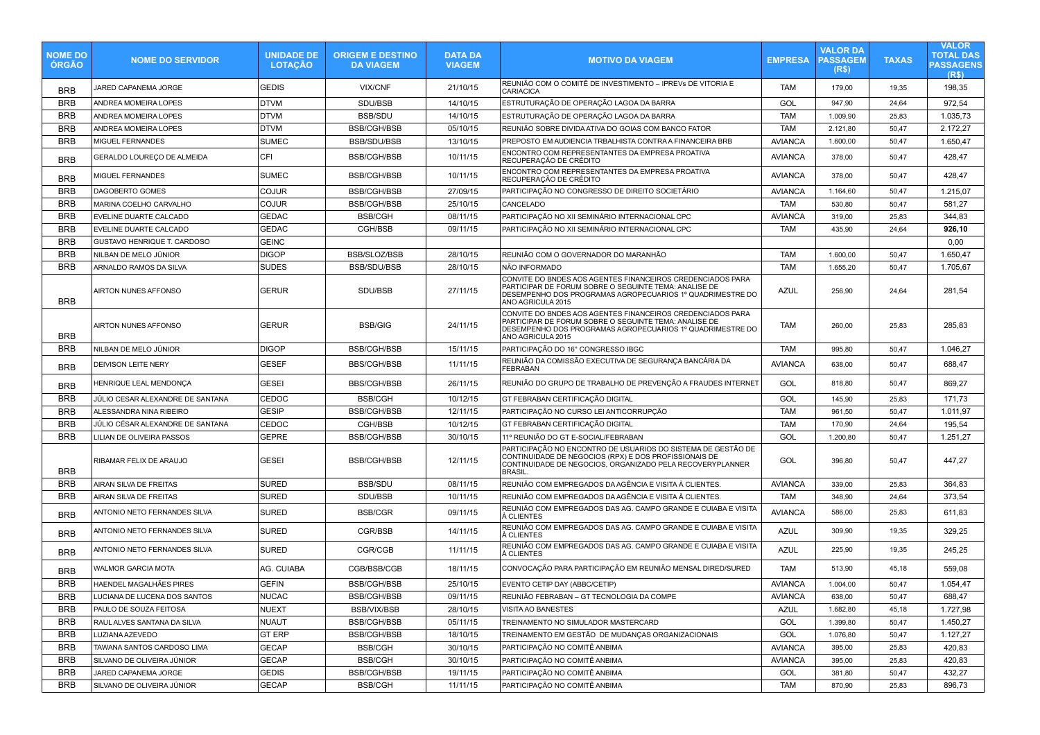| NOME DO ÓRGÃO | NOME DO SERVIDOR | UNIDADE DE LOTAÇÃO | ORIGEM E DESTINO DA VIAGEM | DATA DA VIAGEM | MOTIVO DA VIAGEM | EMPRESA | VALOR DA PASSAGEM (R$) | TAXAS | VALOR TOTAL DAS PASSAGENS (R$) |
|---|---|---|---|---|---|---|---|---|---|
| BRB | JARED CAPANEMA JORGE | GEDIS | VIX/CNF | 21/10/15 | REUNIÃO COM O COMITÊ DE INVESTIMENTO – IPREVs DE VITORIA E CARIACICA | TAM | 179,00 | 19,35 | 198,35 |
| BRB | ANDREA MOMEIRA LOPES | DTVM | SDU/BSB | 14/10/15 | ESTRUTURAÇÃO DE OPERAÇÃO LAGOA DA BARRA | GOL | 947,90 | 24,64 | 972,54 |
| BRB | ANDREA MOMEIRA LOPES | DTVM | BSB/SDU | 14/10/15 | ESTRUTURAÇÃO DE OPERAÇÃO LAGOA DA BARRA | TAM | 1.009,90 | 25,83 | 1.035,73 |
| BRB | ANDREA MOMEIRA LOPES | DTVM | BSB/CGH/BSB | 05/10/15 | REUNIÃO SOBRE DIVIDA ATIVA DO GOIAS COM BANCO FATOR | TAM | 2.121,80 | 50,47 | 2.172,27 |
| BRB | MIGUEL FERNANDES | SUMEC | BSB/SDU/BSB | 13/10/15 | PREPOSTO EM AUDIENCIA TRBALHISTA CONTRA A FINANCEIRA BRB | AVIANCA | 1.600,00 | 50,47 | 1.650,47 |
| BRB | GERALDO LOUREÇO DE ALMEIDA | CFI | BSB/CGH/BSB | 10/11/15 | ENCONTRO COM REPRESENTANTES DA EMPRESA PROATIVA RECUPERAÇÃO DE CRÉDITO | AVIANCA | 378,00 | 50,47 | 428,47 |
| BRB | MIGUEL FERNANDES | SUMEC | BSB/CGH/BSB | 10/11/15 | ENCONTRO COM REPRESENTANTES DA EMPRESA PROATIVA RECUPERAÇÃO DE CRÉDITO | AVIANCA | 378,00 | 50,47 | 428,47 |
| BRB | DAGOBERTO GOMES | COJUR | BSB/CGH/BSB | 27/09/15 | PARTICIPAÇÃO NO CONGRESSO DE DIREITO SOCIETÁRIO | AVIANCA | 1.164,60 | 50,47 | 1.215,07 |
| BRB | MARINA COELHO CARVALHO | COJUR | BSB/CGH/BSB | 25/10/15 | CANCELADO | TAM | 530,80 | 50,47 | 581,27 |
| BRB | EVELINE DUARTE CALCADO | GEDAC | BSB/CGH | 08/11/15 | PARTICIPAÇÃO NO XII SEMINÁRIO INTERNACIONAL CPC | AVIANCA | 319,00 | 25,83 | 344,83 |
| BRB | EVELINE DUARTE CALCADO | GEDAC | CGH/BSB | 09/11/15 | PARTICIPAÇÃO NO XII SEMINÁRIO INTERNACIONAL CPC | TAM | 435,90 | 24,64 | **926,10** |
| BRB | GUSTAVO HENRIQUE T. CARDOSO | GEINC | | | | | | | 0,00 |
| BRB | NILBAN DE MELO JÚNIOR | DIGOP | BSB/SLOZ/BSB | 28/10/15 | REUNIÃO COM O GOVERNADOR DO MARANHÃO | TAM | 1.600,00 | 50,47 | 1.650,47 |
| BRB | ARNALDO RAMOS DA SILVA | SUDES | BSB/SDU/BSB | 28/10/15 | NÃO INFORMADO | TAM | 1.655,20 | 50,47 | 1.705,67 |
| BRB | AIRTON NUNES AFFONSO | GERUR | SDU/BSB | 27/11/15 | CONVITE DO BNDES AOS AGENTES FINANCEIROS CREDENCIADOS PARA PARTICIPAR DE FORUM SOBRE O SEGUINTE TEMA: ANALISE DE DESEMPENHO DOS PROGRAMAS AGROPECUARIOS 1º QUADRIMESTRE DO ANO AGRICULA 2015 | AZUL | 256,90 | 24,64 | 281,54 |
| BRB | AIRTON NUNES AFFONSO | GERUR | BSB/GIG | 24/11/15 | CONVITE DO BNDES AOS AGENTES FINANCEIROS CREDENCIADOS PARA PARTICIPAR DE FORUM SOBRE O SEGUINTE TEMA: ANALISE DE DESEMPENHO DOS PROGRAMAS AGROPECUARIOS 1º QUADRIMESTRE DO ANO AGRICULA 2015 | TAM | 260,00 | 25,83 | 285,83 |
| BRB | NILBAN DE MELO JÚNIOR | DIGOP | BSB/CGH/BSB | 15/11/15 | PARTICIPAÇÃO DO 16° CONGRESSO IBGC | TAM | 995,80 | 50,47 | 1.046,27 |
| BRB | DEIVISON LEITE NERY | GESEF | BBS/CGH/BSB | 11/11/15 | REUNIÃO DA COMISSÃO EXECUTIVA DE SEGURANÇA BANCÁRIA DA FEBRABAN | AVIANCA | 638,00 | 50,47 | 688,47 |
| BRB | HENRIQUE LEAL MENDONÇA | GESEI | BBS/CGH/BSB | 26/11/15 | REUNIÃO DO GRUPO DE TRABALHO DE PREVENÇÃO A FRAUDES INTERNET | GOL | 818,80 | 50,47 | 869,27 |
| BRB | JÚLIO CESAR ALEXANDRE DE SANTANA | CEDOC | BSB/CGH | 10/12/15 | GT FEBRABAN CERTIFICAÇÃO DIGITAL | GOL | 145,90 | 25,83 | 171,73 |
| BRB | ALESSANDRA NINA RIBEIRO | GESIP | BSB/CGH/BSB | 12/11/15 | PARTICIPAÇÃO NO CURSO LEI ANTICORRUPÇÃO | TAM | 961,50 | 50,47 | 1.011,97 |
| BRB | JÚLIO CÉSAR ALEXANDRE DE SANTANA | CEDOC | CGH/BSB | 10/12/15 | GT FEBRABAN CERTIFICAÇÃO DIGITAL | TAM | 170,90 | 24,64 | 195,54 |
| BRB | LILIAN DE OLIVEIRA PASSOS | GEPRE | BSB/CGH/BSB | 30/10/15 | 11º REUNIÃO DO GT E-SOCIAL/FEBRABAN | GOL | 1.200,80 | 50,47 | 1.251,27 |
| BRB | RIBAMAR FELIX DE ARAUJO | GESEI | BSB/CGH/BSB | 12/11/15 | PARTICIPAÇÃO NO ENCONTRO DE USUARIOS DO SISTEMA DE GESTÃO DE CONTINUIDADE DE NEGOCIOS (RPX) E DOS PROFISSIONAIS DE CONTINUIDADE DE NEGOCIOS, ORGANIZADO PELA RECOVERYPLANNER BRASIL. | GOL | 396,80 | 50,47 | 447,27 |
| BRB | AIRAN SILVA DE FREITAS | SURED | BSB/SDU | 08/11/15 | REUNIÃO COM EMPREGADOS DA AGÊNCIA E VISITA À CLIENTES. | AVIANCA | 339,00 | 25,83 | 364,83 |
| BRB | AIRAN SILVA DE FREITAS | SURED | SDU/BSB | 10/11/15 | REUNIÃO COM EMPREGADOS DA AGÊNCIA E VISITA À CLIENTES. | TAM | 348,90 | 24,64 | 373,54 |
| BRB | ANTONIO NETO FERNANDES SILVA | SURED | BSB/CGR | 09/11/15 | REUNIÃO COM EMPREGADOS DAS AG. CAMPO GRANDE E CUIABA E VISITA À CLIENTES | AVIANCA | 586,00 | 25,83 | 611,83 |
| BRB | ANTONIO NETO FERNANDES SILVA | SURED | CGR/BSB | 14/11/15 | REUNIÃO COM EMPREGADOS DAS AG. CAMPO GRANDE E CUIABA E VISITA À CLIENTES | AZUL | 309,90 | 19,35 | 329,25 |
| BRB | ANTONIO NETO FERNANDES SILVA | SURED | CGR/CGB | 11/11/15 | REUNIÃO COM EMPREGADOS DAS AG. CAMPO GRANDE E CUIABA E VISITA À CLIENTES | AZUL | 225,90 | 19,35 | 245,25 |
| BRB | WALMOR GARCIA MOTA | AG. CUIABA | CGB/BSB/CGB | 18/11/15 | CONVOCAÇÃO PARA PARTICIPAÇÃO EM REUNIÃO MENSAL DIRED/SURED | TAM | 513,90 | 45,18 | 559,08 |
| BRB | HAENDEL MAGALHÃES PIRES | GEFIN | BSB/CGH/BSB | 25/10/15 | EVENTO CETIP DAY (ABBC/CETIP) | AVIANCA | 1.004,00 | 50,47 | 1.054,47 |
| BRB | LUCIANA DE LUCENA DOS SANTOS | NUCAC | BSB/CGH/BSB | 09/11/15 | REUNIÃO FEBRABAN – GT TECNOLOGIA DA COMPE | AVIANCA | 638,00 | 50,47 | 688,47 |
| BRB | PAULO DE SOUZA FEITOSA | NUEXT | BSB/VIX/BSB | 28/10/15 | VISITA AO BANESTES | AZUL | 1.682,80 | 45,18 | 1.727,98 |
| BRB | RAUL ALVES SANTANA DA SILVA | NUAUT | BSB/CGH/BSB | 05/11/15 | TREINAMENTO NO SIMULADOR MASTERCARD | GOL | 1.399,80 | 50,47 | 1.450,27 |
| BRB | LUZIANA AZEVEDO | GT ERP | BSB/CGH/BSB | 18/10/15 | TREINAMENTO EM GESTÃO DE MUDANÇAS ORGANIZACIONAIS | GOL | 1.076,80 | 50,47 | 1.127,27 |
| BRB | TAWANA SANTOS CARDOSO LIMA | GECAP | BSB/CGH | 30/10/15 | PARTICIPAÇÃO NO COMITÊ ANBIMA | AVIANCA | 395,00 | 25,83 | 420,83 |
| BRB | SILVANO DE OLIVEIRA JÚNIOR | GECAP | BSB/CGH | 30/10/15 | PARTICIPAÇÃO NO COMITÊ ANBIMA | AVIANCA | 395,00 | 25,83 | 420,83 |
| BRB | JARED CAPANEMA JORGE | GEDIS | BSB/CGH/BSB | 19/11/15 | PARTICIPAÇÃO NO COMITÊ ANBIMA | GOL | 381,80 | 50,47 | 432,27 |
| BRB | SILVANO DE OLIVEIRA JÚNIOR | GECAP | BSB/CGH | 11/11/15 | PARTICIPAÇÃO NO COMITÊ ANBIMA | TAM | 870,90 | 25,83 | 896,73 |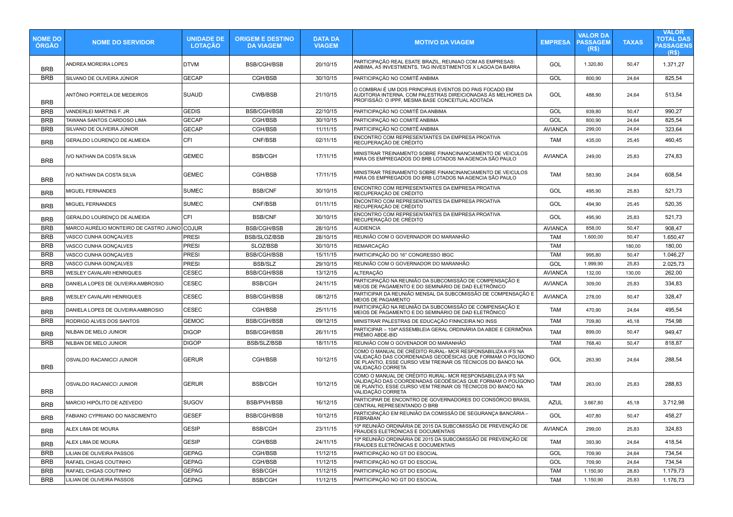| NOME DO ÓRGÃO | NOME DO SERVIDOR | UNIDADE DE LOTAÇÃO | ORIGEM E DESTINO DA VIAGEM | DATA DA VIAGEM | MOTIVO DA VIAGEM | EMPRESA | VALOR DA PASSAGEM (R$) | TAXAS | VALOR TOTAL DAS PASSAGENS (R$) |
|---|---|---|---|---|---|---|---|---|---|
| BRB | ANDREA MOREIRA LOPES | DTVM | BSB/CGH/BSB | 20/10/15 | PARTICIPAÇÃO REAL ESATE BRAZIL, REUNIAO COM AS EMPRESAS: ANBIMA, A5 INVESTMENTS, TAG INVESTIMENTOS X LAGOA DA BARRA | GOL | 1.320,80 | 50,47 | 1.371,27 |
| BRB | SILVANO DE OLIVEIRA JÚNIOR | GECAP | CGH/BSB | 30/10/15 | PARTICIPAÇÃO NO COMITÊ ANBIMA | GOL | 800,90 | 24,64 | 825,54 |
| BRB | ANTÔNIO PORTELA DE MEDEIROS | SUAUD | CWB/BSB | 21/10/15 | O COMBRAI É UM DOS PRINCIPAIS EVENTOS DO PAIS FOCADO EM AUDITORIA INTERNA, COM PALESTRAS DIREICIONADAS ÀS MELHORES DA PROFISSÃO: O IPPF, MESMA BASE CONCEITUAL ADOTADA | GOL | 488,90 | 24,64 | 513,54 |
| BRB | VANDERLEI MARTINS F. JR | GEDIS | BSB/CGH/BSB | 22/10/15 | PARTICIPAÇÃO NO COMITÊ DA ANBIMA | GOL | 939,80 | 50,47 | 990,27 |
| BRB | TAWANA SANTOS CARDOSO LIMA | GECAP | CGH/BSB | 30/10/15 | PARTICIPAÇÃO NO COMITÊ ANBIMA | GOL | 800,90 | 24,64 | 825,54 |
| BRB | SILVANO DE OLIVEIRA JÚNIOR | GECAP | CGH/BSB | 11/11/15 | PARTICIPAÇÃO NO COMITÊ ANBIMA | AVIANCA | 299,00 | 24,64 | 323,64 |
| BRB | GERALDO LOURENÇO DE ALMEIDA | CFI | CNF/BSB | 02/11/15 | ENCONTRO COM REPRESENTANTES DA EMPRESA PROATIVA RECUPERAÇÃO DE CRÉDITO | TAM | 435,00 | 25,45 | 460,45 |
| BRB | IVO NATHAN DA COSTA SILVA | GEMEC | BSB/CGH | 17/11/15 | MINISTRAR TREINAMENTO SOBRE FINANCINANCIAMENTO DE VEICULOS PARA OS EMPREGADOS DO BRB LOTADOS NA AGENCIA SÃO PAULO | AVIANCA | 249,00 | 25,83 | 274,83 |
| BRB | IVO NATHAN DA COSTA SILVA | GEMEC | CGH/BSB | 17/11/15 | MINISTRAR TREINAMENTO SOBRE FINANCINANCIAMENTO DE VEICULOS PARA OS EMPREGADOS DO BRB LOTADOS NA AGENCIA SÃO PAULO | TAM | 583,90 | 24,64 | 608,54 |
| BRB | MIGUEL FERNANDES | SUMEC | BSB/CNF | 30/10/15 | ENCONTRO COM REPRESENTANTES DA EMPRESA PROATIVA RECUPERAÇÃO DE CRÉDITO | GOL | 495,90 | 25,83 | 521,73 |
| BRB | MIGUEL FERNANDES | SUMEC | CNF/BSB | 01/11/15 | ENCONTRO COM REPRESENTANTES DA EMPRESA PROATIVA RECUPERAÇÃO DE CRÉDITO | GOL | 494,90 | 25,45 | 520,35 |
| BRB | GERALDO LOURENÇO DE ALMEIDA | CFI | BSB/CNF | 30/10/15 | ENCONTRO COM REPRESENTANTES DA EMPRESA PROATIVA RECUPERAÇÃO DE CRÉDITO | GOL | 495,90 | 25,83 | 521,73 |
| BRB | MARCO AURÉLIO MONTEIRO DE CASTRO JUNIO | COJUR | BSB/CGH/BSB | 28/10/15 | AUDIENCIA | AVIANCA | 858,00 | 50,47 | 908,47 |
| BRB | VASCO CUNHA GONÇALVES | PRESI | BSB/SLOZ/BSB | 28/10/15 | REUNIÃO COM O GOVERNADOR DO MARANHÃO | TAM | 1.600,00 | 50,47 | 1.650,47 |
| BRB | VASCO CUNHA GONÇALVES | PRESI | SLOZ/BSB | 30/10/15 | REMARCAÇÃO | TAM | | 180,00 | 180,00 |
| BRB | VASCO CUNHA GONÇALVES | PRESI | BSB/CGH/BSB | 15/11/15 | PARTICIPAÇÃO DO 16° CONGRESSO IBGC | TAM | 995,80 | 50,47 | 1.046,27 |
| BRB | VASCO CUNHA GONÇALVES | PRESI | BSB/SLZ | 29/10/15 | REUNIÃO COM O GOVERNADOR DO MARANHÃO | GOL | 1.999,90 | 25,83 | 2.025,73 |
| BRB | WESLEY CAVALARI HENRIQUES | CESEC | BSB/CGH/BSB | 13/12/15 | ALTERAÇÃO | AVIANCA | 132,00 | 130,00 | 262,00 |
| BRB | DANIELA LOPES DE OLIVEIRA AMBROSIO | CESEC | BSB/CGH | 24/11/15 | PARTICIPAÇÃO NA REUNIÃO DA SUBCOMISSÃO DE COMPENSAÇÃO E MEIOS DE PAGAMENTO E DO SEMINÁRIO DE DAD ELETRÔNICO | AVIANCA | 309,00 | 25,83 | 334,83 |
| BRB | WESLEY CAVALARI HENRIQUES | CESEC | BSB/CGH/BSB | 08/12/15 | PARTICIPAR DA REUNIÃO MENSAL DA SUBCOMISSÃO DE COMPENSAÇÃO E MEIOS DE PAGAMENTO | AVIANCA | 278,00 | 50,47 | 328,47 |
| BRB | DANIELA LOPES DE OLIVEIRA AMBROSIO | CESEC | CGH/BSB | 25/11/15 | PARTICIPAÇÃO NA REUNIÃO DA SUBCOMISSÃO DE COMPENSAÇÃO E MEIOS DE PAGAMENTO E DO SEMINÁRIO DE DAD ELETRÔNICO | TAM | 470,90 | 24,64 | 495,54 |
| BRB | RODRIGO ALVES DOS SANTOS | GEMOC | BSB/CGH/BSB | 09/12/15 | MINISTRAR PALESTRAS DE EDUCAÇÃO FINNCEIRA NO INSS | TAM | 709,80 | 45,18 | 754,98 |
| BRB | NILBAN DE MELO JUNIOR | DIGOP | BSB/CGH/BSB | 26/11/15 | PARTICIPAR – 104ª ASSEMBLEIA GERAL ORDINÁRIA DA ABDE E CERIMÔNIA PRÊMIO ABDE-BID | TAM | 899,00 | 50,47 | 949,47 |
| BRB | NILBAN DE MELO JUNIOR | DIGOP | BSB/SLZ/BSB | 18/11/15 | REUNIÃO COM O GOVENADOR DO MARANHÃO | TAM | 768,40 | 50,47 | 818,87 |
| BRB | OSVALDO RACANICCI JUNIOR | GERUR | CGH/BSB | 10/12/15 | COMO O MANUAL DE CRÉDITO RURAL- MCR RESPONSABILIZA A IFS NA VALIDAÇÃO DAS COORDENADAS GEODÉSICAS QUE FORMAM O POLÍGONO DE PLANTIO, ESSE CURSO VEM TREINAR OS TÉCNICOS DO BANCO NA VALIDAÇÃO CORRETA | GOL | 263,90 | 24,64 | 288,54 |
| BRB | OSVALDO RACANICCI JUNIOR | GERUR | BSB/CGH | 10/12/15 | COMO O MANUAL DE CRÉDITO RURAL- MCR RESPONSABILIZA A IFS NA VALIDAÇÃO DAS COORDENADAS GEODÉSICAS QUE FORMAM O POLÍGONO DE PLANTIO, ESSE CURSO VEM TREINAR OS TÉCNICOS DO BANCO NA VALIDAÇÃO CORRETA | TAM | 263,00 | 25,83 | 288,83 |
| BRB | MARCIO HIPÓLITO DE AZEVEDO | SUGOV | BSB/PVH/BSB | 16/12/15 | PARTICIPAR DE ENCONTRO DE GOVERNADORES DO CONSÓRCIO BRASIL CENTRAL REPRESENTANDO O BRB | AZUL | 3.667,80 | 45,18 | 3.712,98 |
| BRB | FABIANO CYPRIANO DO NASCIMENTO | GESEF | BSB/CGH/BSB | 10/12/15 | PARTICIPAÇÃO EM REUNIÃO DA COMISSÃO DE SEGURANÇA BANCÁRIA – FEBRABAN | GOL | 407,80 | 50,47 | 458,27 |
| BRB | ALEX LIMA DE MOURA | GESIP | BSB/CGH | 23/11/15 | 10ª REUNIÃO ORDINÁRIA DE 2015 DA SUBCOMISSÃO DE PREVENÇÃO DE FRAUDES ELETRÔNICAS E DOCUMENTAIS | AVIANCA | 299,00 | 25,83 | 324,83 |
| BRB | ALEX LIMA DE MOURA | GESIP | CGH/BSB | 24/11/15 | 10ª REUNIÃO ORDINÁRIA DE 2015 DA SUBCOMISSÃO DE PREVENÇÃO DE FRAUDES ELETRÔNICAS E DOCUMENTAIS | TAM | 393,90 | 24,64 | 418,54 |
| BRB | LILIAN DE OLIVEIRA PASSOS | GEPAG | CGH/BSB | 11/12/15 | PARTICIPAÇÃO NO GT DO ESOCIAL | GOL | 709,90 | 24,64 | 734,54 |
| BRB | RAFAEL CHGAS COUTINHO | GEPAG | CGH/BSB | 11/12/15 | PARTICIPAÇÃO NO GT DO ESOCIAL | GOL | 709,90 | 24,64 | 734,54 |
| BRB | RAFAEL CHGAS COUTINHO | GEPAG | BSB/CGH | 11/12/15 | PARTICIPAÇÃO NO GT DO ESOCIAL | TAM | 1.150,90 | 28,83 | 1.179,73 |
| BRB | LILIAN DE OLIVEIRA PASSOS | GEPAG | BSB/CGH | 11/12/15 | PARTICIPAÇÃO NO GT DO ESOCIAL | TAM | 1.150,90 | 25,83 | 1.176,73 |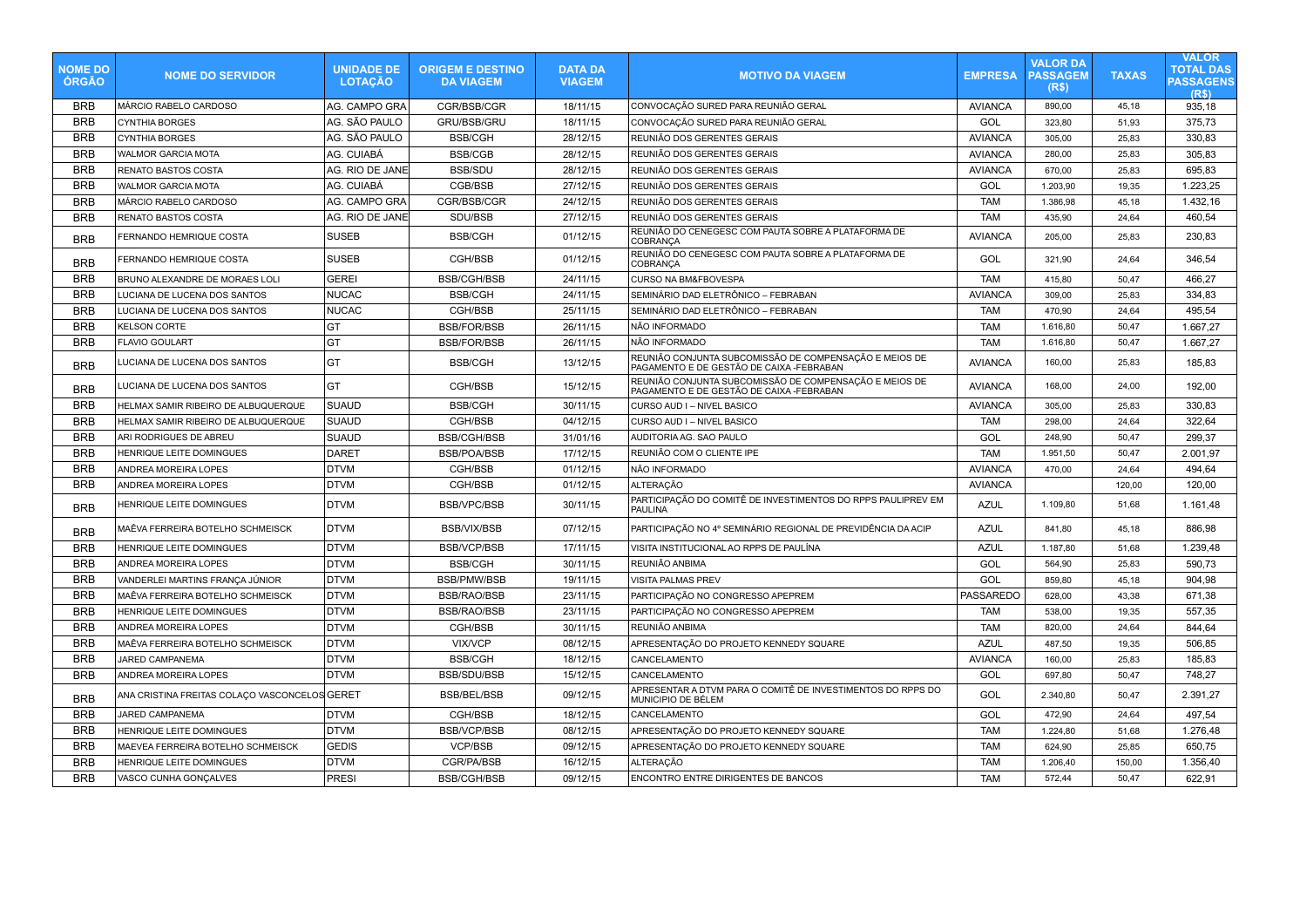| NOME DO ÓRGÃO | NOME DO SERVIDOR | UNIDADE DE LOTAÇÃO | ORIGEM E DESTINO DA VIAGEM | DATA DA VIAGEM | MOTIVO DA VIAGEM | EMPRESA | VALOR DA PASSAGEM (R$) | TAXAS | VALOR TOTAL DAS PASSAGENS (R$) |
|---|---|---|---|---|---|---|---|---|---|
| BRB | MÁRCIO RABELO CARDOSO | AG. CAMPO GRA | CGR/BSB/CGR | 18/11/15 | CONVOCAÇÃO SURED PARA REUNIÃO GERAL | AVIANCA | 890,00 | 45,18 | 935,18 |
| BRB | CYNTHIA BORGES | AG. SÃO PAULO | GRU/BSB/GRU | 18/11/15 | CONVOCAÇÃO SURED PARA REUNIÃO GERAL | GOL | 323,80 | 51,93 | 375,73 |
| BRB | CYNTHIA BORGES | AG. SÃO PAULO | BSB/CGH | 28/12/15 | REUNIÃO DOS GERENTES GERAIS | AVIANCA | 305,00 | 25,83 | 330,83 |
| BRB | WALMOR GARCIA MOTA | AG. CUIABÁ | BSB/CGB | 28/12/15 | REUNIÃO DOS GERENTES GERAIS | AVIANCA | 280,00 | 25,83 | 305,83 |
| BRB | RENATO BASTOS COSTA | AG. RIO DE JANE | BSB/SDU | 28/12/15 | REUNIÃO DOS GERENTES GERAIS | AVIANCA | 670,00 | 25,83 | 695,83 |
| BRB | WALMOR GARCIA MOTA | AG. CUIABÁ | CGB/BSB | 27/12/15 | REUNIÃO DOS GERENTES GERAIS | GOL | 1.203,90 | 19,35 | 1.223,25 |
| BRB | MÁRCIO RABELO CARDOSO | AG. CAMPO GRA | CGR/BSB/CGR | 24/12/15 | REUNIÃO DOS GERENTES GERAIS | TAM | 1.386,98 | 45,18 | 1.432,16 |
| BRB | RENATO BASTOS COSTA | AG. RIO DE JANE | SDU/BSB | 27/12/15 | REUNIÃO DOS GERENTES GERAIS | TAM | 435,90 | 24,64 | 460,54 |
| BRB | FERNANDO HEMRIQUE COSTA | SUSEB | BSB/CGH | 01/12/15 | REUNIÃO DO CENEGESC COM PAUTA SOBRE A PLATAFORMA DE COBRANÇA | AVIANCA | 205,00 | 25,83 | 230,83 |
| BRB | FERNANDO HEMRIQUE COSTA | SUSEB | CGH/BSB | 01/12/15 | REUNIÃO DO CENEGESC COM PAUTA SOBRE A PLATAFORMA DE COBRANÇA | GOL | 321,90 | 24,64 | 346,54 |
| BRB | BRUNO ALEXANDRE DE MORAES LOLI | GEREI | BSB/CGH/BSB | 24/11/15 | CURSO NA BM&FBOVESPA | TAM | 415,80 | 50,47 | 466,27 |
| BRB | LUCIANA DE LUCENA DOS SANTOS | NUCAC | BSB/CGH | 24/11/15 | SEMINÁRIO DAD ELETRÔNICO – FEBRABAN | AVIANCA | 309,00 | 25,83 | 334,83 |
| BRB | LUCIANA DE LUCENA DOS SANTOS | NUCAC | CGH/BSB | 25/11/15 | SEMINÁRIO DAD ELETRÔNICO – FEBRABAN | TAM | 470,90 | 24,64 | 495,54 |
| BRB | KELSON CORTE | GT | BSB/FOR/BSB | 26/11/15 | NÃO INFORMADO | TAM | 1.616,80 | 50,47 | 1.667,27 |
| BRB | FLAVIO GOULART | GT | BSB/FOR/BSB | 26/11/15 | NÃO INFORMADO | TAM | 1.616,80 | 50,47 | 1.667,27 |
| BRB | LUCIANA DE LUCENA DOS SANTOS | GT | BSB/CGH | 13/12/15 | REUNIÃO CONJUNTA SUBCOMISSÃO DE COMPENSAÇÃO E MEIOS DE PAGAMENTO E DE GESTÃO DE CAIXA -FEBRABAN | AVIANCA | 160,00 | 25,83 | 185,83 |
| BRB | LUCIANA DE LUCENA DOS SANTOS | GT | CGH/BSB | 15/12/15 | REUNIÃO CONJUNTA SUBCOMISSÃO DE COMPENSAÇÃO E MEIOS DE PAGAMENTO E DE GESTÃO DE CAIXA -FEBRABAN | AVIANCA | 168,00 | 24,00 | 192,00 |
| BRB | HELMAX SAMIR RIBEIRO DE ALBUQUERQUE | SUAUD | BSB/CGH | 30/11/15 | CURSO AUD I – NIVEL BASICO | AVIANCA | 305,00 | 25,83 | 330,83 |
| BRB | HELMAX SAMIR RIBEIRO DE ALBUQUERQUE | SUAUD | CGH/BSB | 04/12/15 | CURSO AUD I – NIVEL BASICO | TAM | 298,00 | 24,64 | 322,64 |
| BRB | ARI RODRIGUES DE ABREU | SUAUD | BSB/CGH/BSB | 31/01/16 | AUDITORIA AG. SAO PAULO | GOL | 248,90 | 50,47 | 299,37 |
| BRB | HENRIQUE LEITE DOMINGUES | DARET | BSB/POA/BSB | 17/12/15 | REUNIÃO COM O CLIENTE IPE | TAM | 1.951,50 | 50,47 | 2.001,97 |
| BRB | ANDREA MOREIRA LOPES | DTVM | CGH/BSB | 01/12/15 | NÃO INFORMADO | AVIANCA | 470,00 | 24,64 | 494,64 |
| BRB | ANDREA MOREIRA LOPES | DTVM | CGH/BSB | 01/12/15 | ALTERAÇÃO | AVIANCA | | 120,00 | 120,00 |
| BRB | HENRIQUE LEITE DOMINGUES | DTVM | BSB/VPC/BSB | 30/11/15 | PARTICIPAÇÃO DO COMITÊ DE INVESTIMENTOS DO RPPS PAULIPREV EM PAULINA | AZUL | 1.109,80 | 51,68 | 1.161,48 |
| BRB | MAÊVA FERREIRA BOTELHO SCHMEISCK | DTVM | BSB/VIX/BSB | 07/12/15 | PARTICIPAÇÃO NO 4º SEMINÁRIO REGIONAL DE PREVIDÊNCIA DA ACIP | AZUL | 841,80 | 45,18 | 886,98 |
| BRB | HENRIQUE LEITE DOMINGUES | DTVM | BSB/VCP/BSB | 17/11/15 | VISITA INSTITUCIONAL AO RPPS DE PAULÍNA | AZUL | 1.187,80 | 51,68 | 1.239,48 |
| BRB | ANDREA MOREIRA LOPES | DTVM | BSB/CGH | 30/11/15 | REUNIÃO ANBIMA | GOL | 564,90 | 25,83 | 590,73 |
| BRB | VANDERLEI MARTINS FRANÇA JÚNIOR | DTVM | BSB/PMW/BSB | 19/11/15 | VISITA PALMAS PREV | GOL | 859,80 | 45,18 | 904,98 |
| BRB | MAÊVA FERREIRA BOTELHO SCHMEISCK | DTVM | BSB/RAO/BSB | 23/11/15 | PARTICIPAÇÃO NO CONGRESSO APEPREM | PASSAREDO | 628,00 | 43,38 | 671,38 |
| BRB | HENRIQUE LEITE DOMINGUES | DTVM | BSB/RAO/BSB | 23/11/15 | PARTICIPAÇÃO NO CONGRESSO APEPREM | TAM | 538,00 | 19,35 | 557,35 |
| BRB | ANDREA MOREIRA LOPES | DTVM | CGH/BSB | 30/11/15 | REUNIÃO ANBIMA | TAM | 820,00 | 24,64 | 844,64 |
| BRB | MAÊVA FERREIRA BOTELHO SCHMEISCK | DTVM | VIX/VCP | 08/12/15 | APRESENTAÇÃO DO PROJETO KENNEDY SQUARE | AZUL | 487,50 | 19,35 | 506,85 |
| BRB | JARED CAMPANEMA | DTVM | BSB/CGH | 18/12/15 | CANCELAMENTO | AVIANCA | 160,00 | 25,83 | 185,83 |
| BRB | ANDREA MOREIRA LOPES | DTVM | BSB/SDU/BSB | 15/12/15 | CANCELAMENTO | GOL | 697,80 | 50,47 | 748,27 |
| BRB | ANA CRISTINA FREITAS COLAÇO VASCONCELOS | GERET | BSB/BEL/BSB | 09/12/15 | APRESENTAR A DTVM PARA O COMITÊ DE INVESTIMENTOS DO RPPS DO MUNICIPIO DE BÉLEM | GOL | 2.340,80 | 50,47 | 2.391,27 |
| BRB | JARED CAMPANEMA | DTVM | CGH/BSB | 18/12/15 | CANCELAMENTO | GOL | 472,90 | 24,64 | 497,54 |
| BRB | HENRIQUE LEITE DOMINGUES | DTVM | BSB/VCP/BSB | 08/12/15 | APRESENTAÇÃO DO PROJETO KENNEDY SQUARE | TAM | 1.224,80 | 51,68 | 1.276,48 |
| BRB | MAEVEA FERREIRA BOTELHO SCHMEISCK | GEDIS | VCP/BSB | 09/12/15 | APRESENTAÇÃO DO PROJETO KENNEDY SQUARE | TAM | 624,90 | 25,85 | 650,75 |
| BRB | HENRIQUE LEITE DOMINGUES | DTVM | CGR/PA/BSB | 16/12/15 | ALTERAÇÃO | TAM | 1.206,40 | 150,00 | 1.356,40 |
| BRB | VASCO CUNHA GONÇALVES | PRESI | BSB/CGH/BSB | 09/12/15 | ENCONTRO ENTRE DIRIGENTES DE BANCOS | TAM | 572,44 | 50,47 | 622,91 |